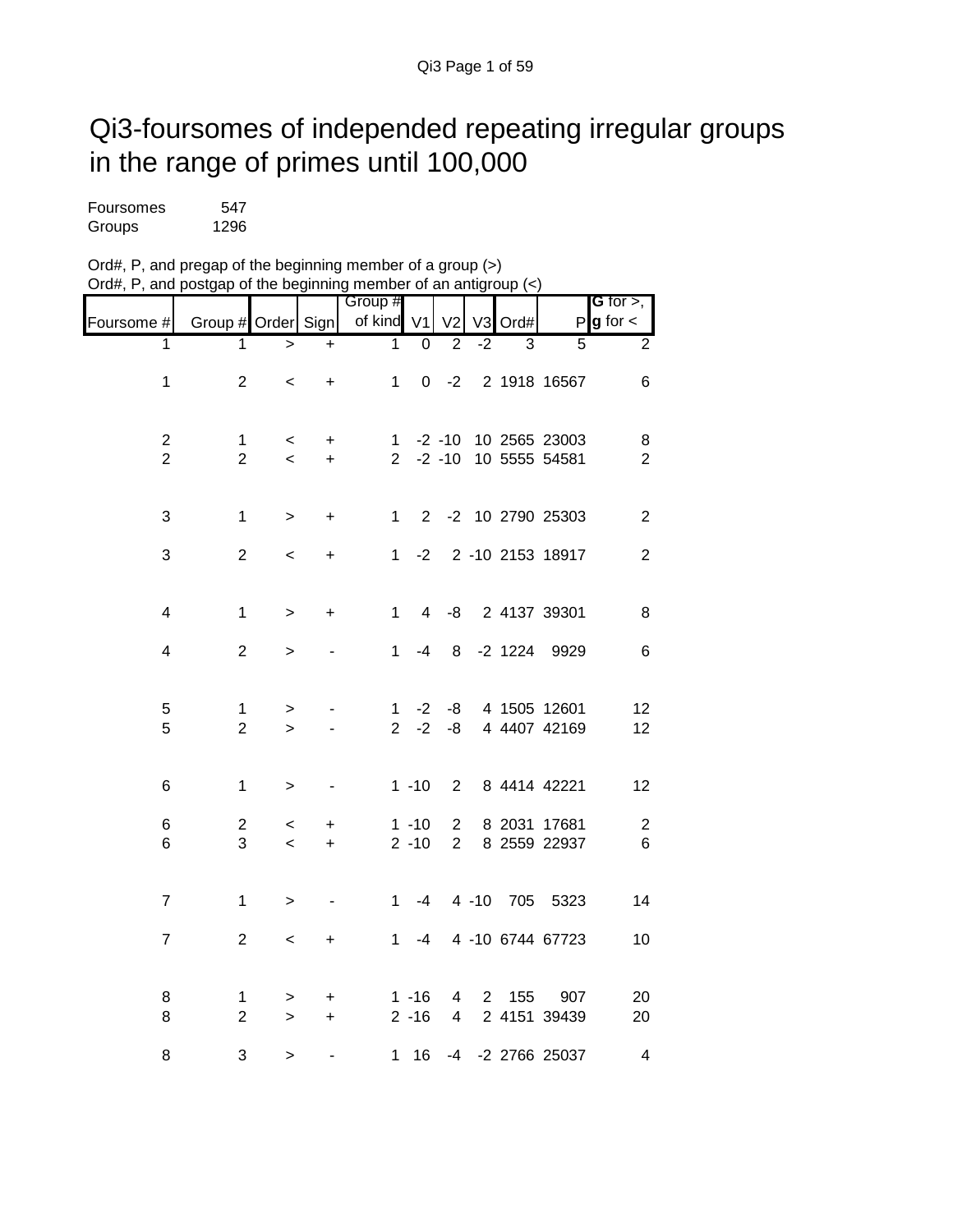# Qi3-foursomes of independed repeating irregular groups in the range of primes until 100,000

Foursomes 547
Groups 1296

Ord#, P, and pregap of the beginning member of a group (>)
Ord#, P, and postgap of the beginning member of an antigroup (<)

| Foursome # | Group # | Order | Sign | Group # of kind | V1 | V2 | V3 | Ord# | P | **G** for >, **g** for < |
|---|---|---|---|---|---|---|---|---|---|---|
| 1 | 1 | > | + | 1 | 0 | 2 | -2 | 3 | 5 | 2 |
| 1 | 2 | < | + | 1 | 0 | -2 | 2 | 1918 | 16567 | 6 |
| 2 | 1 | < | + | 1 | -2 | -10 | 10 | 2565 | 23003 | 8 |
| 2 | 2 | < | + | 2 | -2 | -10 | 10 | 5555 | 54581 | 2 |
| 3 | 1 | > | + | 1 | 2 | -2 | 10 | 2790 | 25303 | 2 |
| 3 | 2 | < | + | 1 | -2 | 2 | -10 | 2153 | 18917 | 2 |
| 4 | 1 | > | + | 1 | 4 | -8 | 2 | 4137 | 39301 | 8 |
| 4 | 2 | > | - | 1 | -4 | 8 | -2 | 1224 | 9929 | 6 |
| 5 | 1 | > | - | 1 | -2 | -8 | 4 | 1505 | 12601 | 12 |
| 5 | 2 | > | - | 2 | -2 | -8 | 4 | 4407 | 42169 | 12 |
| 6 | 1 | > | - | 1 | -10 | 2 | 8 | 4414 | 42221 | 12 |
| 6 | 2 | < | + | 1 | -10 | 2 | 8 | 2031 | 17681 | 2 |
| 6 | 3 | < | + | 2 | -10 | 2 | 8 | 2559 | 22937 | 6 |
| 7 | 1 | > | - | 1 | -4 | 4 | -10 | 705 | 5323 | 14 |
| 7 | 2 | < | + | 1 | -4 | 4 | -10 | 6744 | 67723 | 10 |
| 8 | 1 | > | + | 1 | -16 | 4 | 2 | 155 | 907 | 20 |
| 8 | 2 | > | + | 2 | -16 | 4 | 2 | 4151 | 39439 | 20 |
| 8 | 3 | > | - | 1 | 16 | -4 | -2 | 2766 | 25037 | 4 |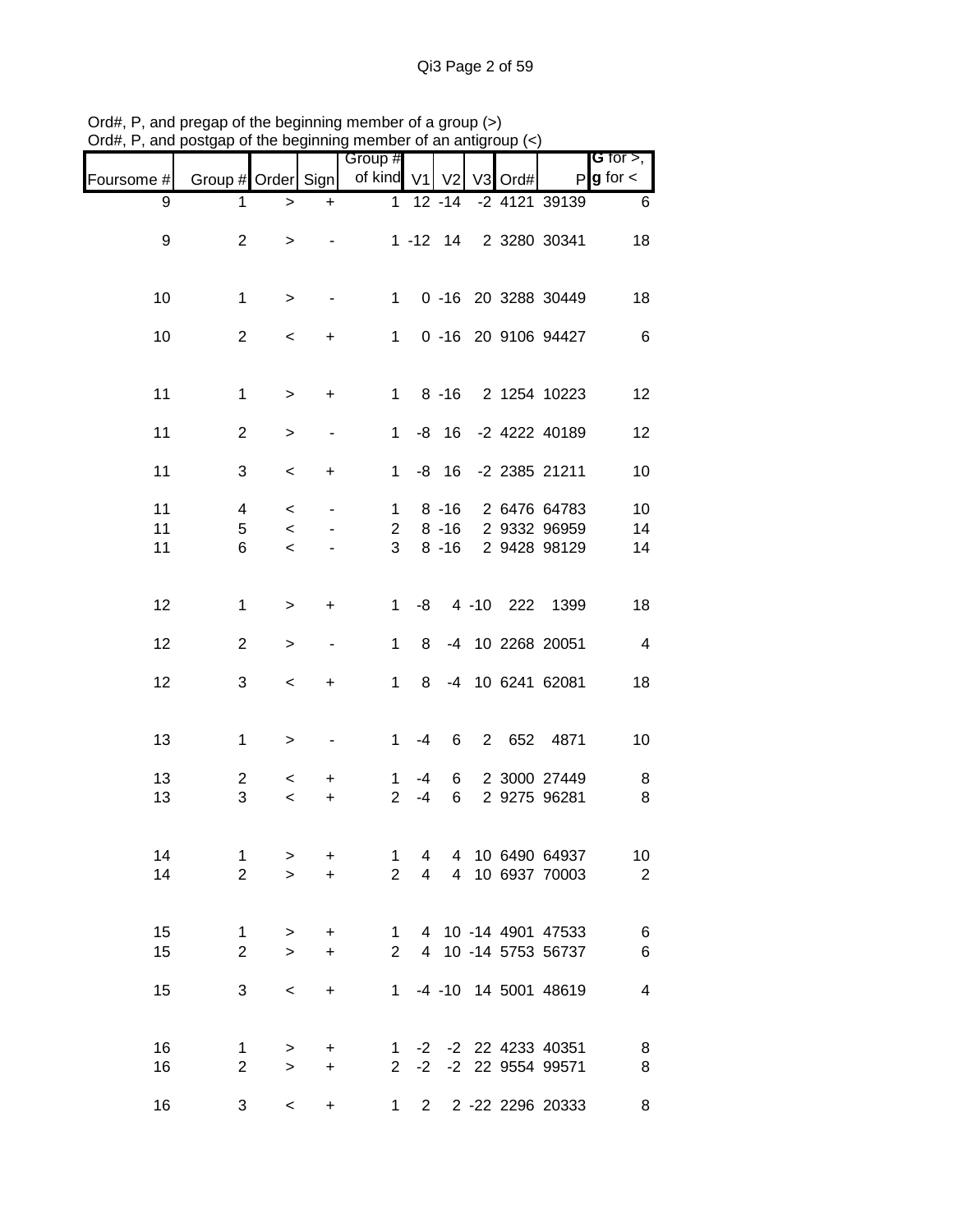Ord#, P, and pregap of the beginning member of a group (>)
Ord#, P, and postgap of the beginning member of an antigroup (<)

| Foursome # | Group # | Order | Sign | Group # of kind | V1 | V2 | V3 | Ord# | P | G for >, g for < |
|---|---|---|---|---|---|---|---|---|---|---|
| 9 | 1 | > | + | 1 | 12 | -14 | -2 | 4121 | 39139 | 6 |
| 9 | 2 | > | - | 1 | -12 | 14 | 2 | 3280 | 30341 | 18 |
| 10 | 1 | > | - | 1 | 0 | -16 | 20 | 3288 | 30449 | 18 |
| 10 | 2 | < | + | 1 | 0 | -16 | 20 | 9106 | 94427 | 6 |
| 11 | 1 | > | + | 1 | 8 | -16 | 2 | 1254 | 10223 | 12 |
| 11 | 2 | > | - | 1 | -8 | 16 | -2 | 4222 | 40189 | 12 |
| 11 | 3 | < | + | 1 | -8 | 16 | -2 | 2385 | 21211 | 10 |
| 11 | 4 | < | - | 1 | 8 | -16 | 2 | 6476 | 64783 | 10 |
| 11 | 5 | < | - | 2 | 8 | -16 | 2 | 9332 | 96959 | 14 |
| 11 | 6 | < | - | 3 | 8 | -16 | 2 | 9428 | 98129 | 14 |
| 12 | 1 | > | + | 1 | -8 | 4 | -10 | 222 | 1399 | 18 |
| 12 | 2 | > | - | 1 | 8 | -4 | 10 | 2268 | 20051 | 4 |
| 12 | 3 | < | + | 1 | 8 | -4 | 10 | 6241 | 62081 | 18 |
| 13 | 1 | > | - | 1 | -4 | 6 | 2 | 652 | 4871 | 10 |
| 13 | 2 | < | + | 1 | -4 | 6 | 2 | 3000 | 27449 | 8 |
| 13 | 3 | < | + | 2 | -4 | 6 | 2 | 9275 | 96281 | 8 |
| 14 | 1 | > | + | 1 | 4 | 4 | 10 | 6490 | 64937 | 10 |
| 14 | 2 | > | + | 2 | 4 | 4 | 10 | 6937 | 70003 | 2 |
| 15 | 1 | > | + | 1 | 4 | 10 | -14 | 4901 | 47533 | 6 |
| 15 | 2 | > | + | 2 | 4 | 10 | -14 | 5753 | 56737 | 6 |
| 15 | 3 | < | + | 1 | -4 | -10 | 14 | 5001 | 48619 | 4 |
| 16 | 1 | > | + | 1 | -2 | -2 | 22 | 4233 | 40351 | 8 |
| 16 | 2 | > | + | 2 | -2 | -2 | 22 | 9554 | 99571 | 8 |
| 16 | 3 | < | + | 1 | 2 | 2 | -22 | 2296 | 20333 | 8 |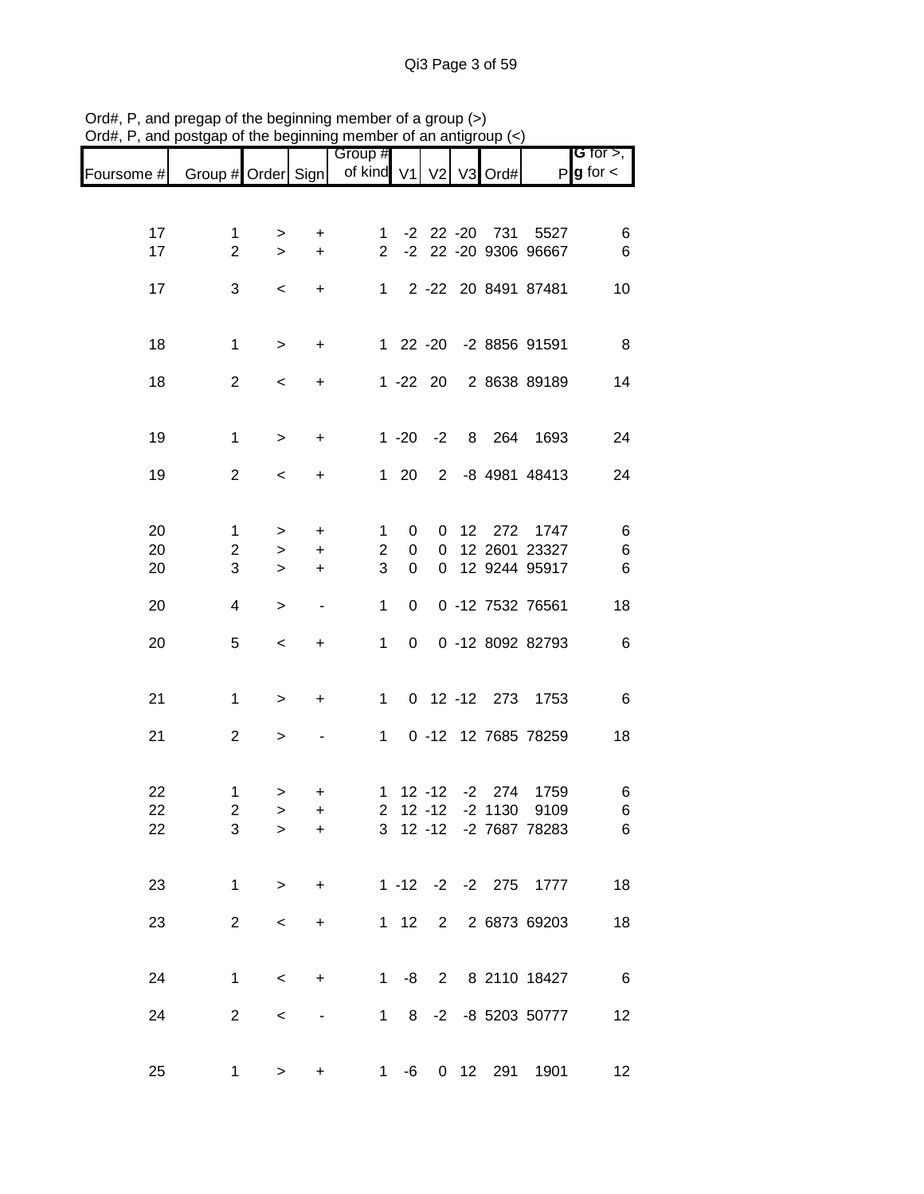Ord#, P, and pregap of the beginning member of a group (>)
Ord#, P, and postgap of the beginning member of an antigroup (<)

| Foursome # | Group # | Order | Sign | Group # of kind | V1 | V2 | V3 | Ord# | P | **G** for >, **g** for < |
|---|---|---|---|---|---|---|---|---|---|---|
| 17 | 1 | > | + | 1 | -2 | 22 | -20 | 731 | 5527 | 6 |
| 17 | 2 | > | + | 2 | -2 | 22 | -20 | 9306 | 96667 | 6 |
| 17 | 3 | < | + | 1 | 2 | -22 | 20 | 8491 | 87481 | 10 |
| 18 | 1 | > | + | 1 | 22 | -20 | -2 | 8856 | 91591 | 8 |
| 18 | 2 | < | + | 1 | -22 | 20 | 2 | 8638 | 89189 | 14 |
| 19 | 1 | > | + | 1 | -20 | -2 | 8 | 264 | 1693 | 24 |
| 19 | 2 | < | + | 1 | 20 | 2 | -8 | 4981 | 48413 | 24 |
| 20 | 1 | > | + | 1 | 0 | 0 | 12 | 272 | 1747 | 6 |
| 20 | 2 | > | + | 2 | 0 | 0 | 12 | 2601 | 23327 | 6 |
| 20 | 3 | > | + | 3 | 0 | 0 | 12 | 9244 | 95917 | 6 |
| 20 | 4 | > | - | 1 | 0 | 0 | -12 | 7532 | 76561 | 18 |
| 20 | 5 | < | + | 1 | 0 | 0 | -12 | 8092 | 82793 | 6 |
| 21 | 1 | > | + | 1 | 0 | 12 | -12 | 273 | 1753 | 6 |
| 21 | 2 | > | - | 1 | 0 | -12 | 12 | 7685 | 78259 | 18 |
| 22 | 1 | > | + | 1 | 12 | -12 | -2 | 274 | 1759 | 6 |
| 22 | 2 | > | + | 2 | 12 | -12 | -2 | 1130 | 9109 | 6 |
| 22 | 3 | > | + | 3 | 12 | -12 | -2 | 7687 | 78283 | 6 |
| 23 | 1 | > | + | 1 | -12 | -2 | -2 | 275 | 1777 | 18 |
| 23 | 2 | < | + | 1 | 12 | 2 | 2 | 6873 | 69203 | 18 |
| 24 | 1 | < | + | 1 | -8 | 2 | 8 | 2110 | 18427 | 6 |
| 24 | 2 | < | - | 1 | 8 | -2 | -8 | 5203 | 50777 | 12 |
| 25 | 1 | > | + | 1 | -6 | 0 | 12 | 291 | 1901 | 12 |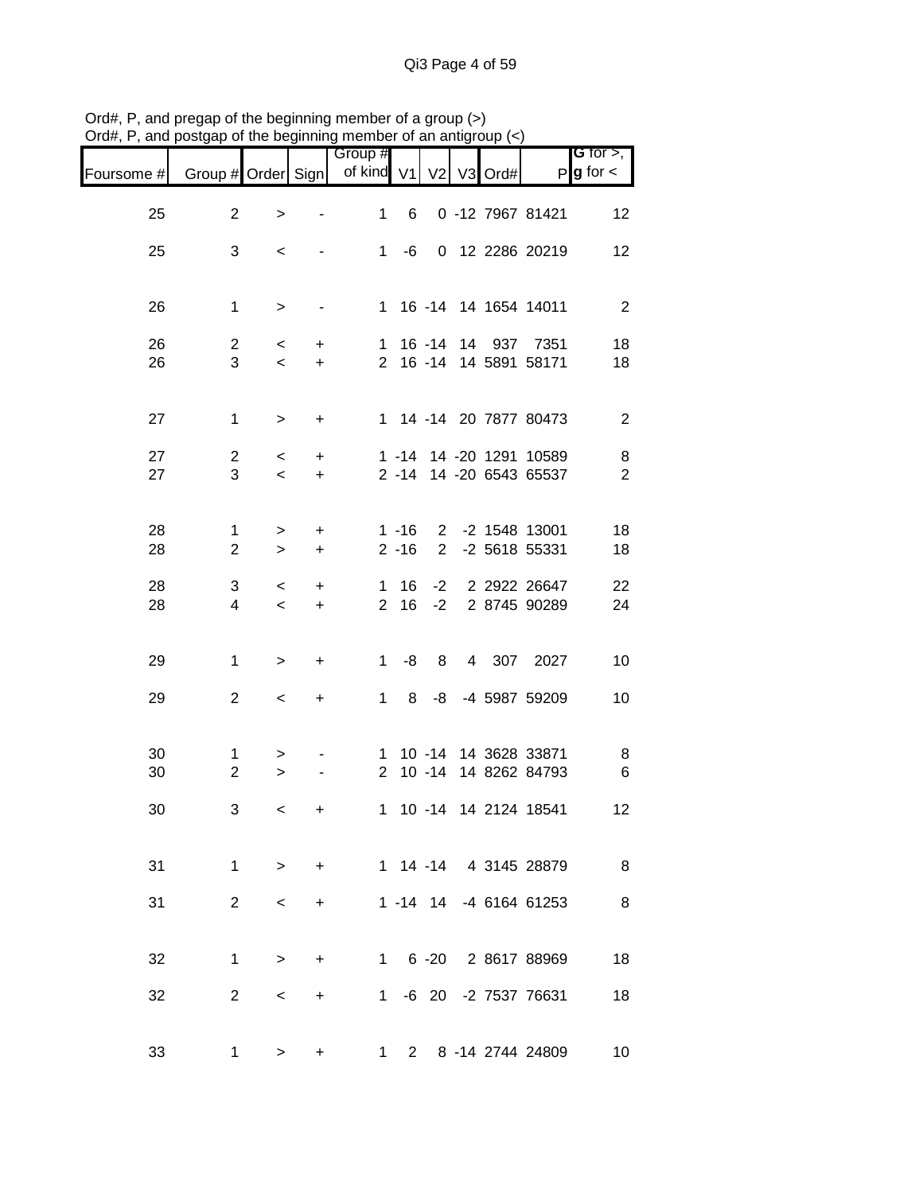Ord#, P, and pregap of the beginning member of a group (>)
Ord#, P, and postgap of the beginning member of an antigroup (<)

| Foursome # | Group # | Order | Sign | Group # of kind | V1 | V2 | V3 | Ord# | P | G for >, g for < |
|---|---|---|---|---|---|---|---|---|---|---|
| 25 | 2 | > | - | 1 | 6 | 0 | -12 | 7967 | 81421 | 12 |
| 25 | 3 | < | - | 1 | -6 | 0 | 12 | 2286 | 20219 | 12 |
| 26 | 1 | > | - | 1 | 16 | -14 | 14 | 1654 | 14011 | 2 |
| 26 | 2 | < | + | 1 | 16 | -14 | 14 | 937 | 7351 | 18 |
| 26 | 3 | < | + | 2 | 16 | -14 | 14 | 5891 | 58171 | 18 |
| 27 | 1 | > | + | 1 | 14 | -14 | 20 | 7877 | 80473 | 2 |
| 27 | 2 | < | + | 1 | -14 | 14 | -20 | 1291 | 10589 | 8 |
| 27 | 3 | < | + | 2 | -14 | 14 | -20 | 6543 | 65537 | 2 |
| 28 | 1 | > | + | 1 | -16 | 2 | -2 | 1548 | 13001 | 18 |
| 28 | 2 | > | + | 2 | -16 | 2 | -2 | 5618 | 55331 | 18 |
| 28 | 3 | < | + | 1 | 16 | -2 | 2 | 2922 | 26647 | 22 |
| 28 | 4 | < | + | 2 | 16 | -2 | 2 | 8745 | 90289 | 24 |
| 29 | 1 | > | + | 1 | -8 | 8 | 4 | 307 | 2027 | 10 |
| 29 | 2 | < | + | 1 | 8 | -8 | -4 | 5987 | 59209 | 10 |
| 30 | 1 | > | - | 1 | 10 | -14 | 14 | 3628 | 33871 | 8 |
| 30 | 2 | > | - | 2 | 10 | -14 | 14 | 8262 | 84793 | 6 |
| 30 | 3 | < | + | 1 | 10 | -14 | 14 | 2124 | 18541 | 12 |
| 31 | 1 | > | + | 1 | 14 | -14 | 4 | 3145 | 28879 | 8 |
| 31 | 2 | < | + | 1 | -14 | 14 | -4 | 6164 | 61253 | 8 |
| 32 | 1 | > | + | 1 | 6 | -20 | 2 | 8617 | 88969 | 18 |
| 32 | 2 | < | + | 1 | -6 | 20 | -2 | 7537 | 76631 | 18 |
| 33 | 1 | > | + | 1 | 2 | 8 | -14 | 2744 | 24809 | 10 |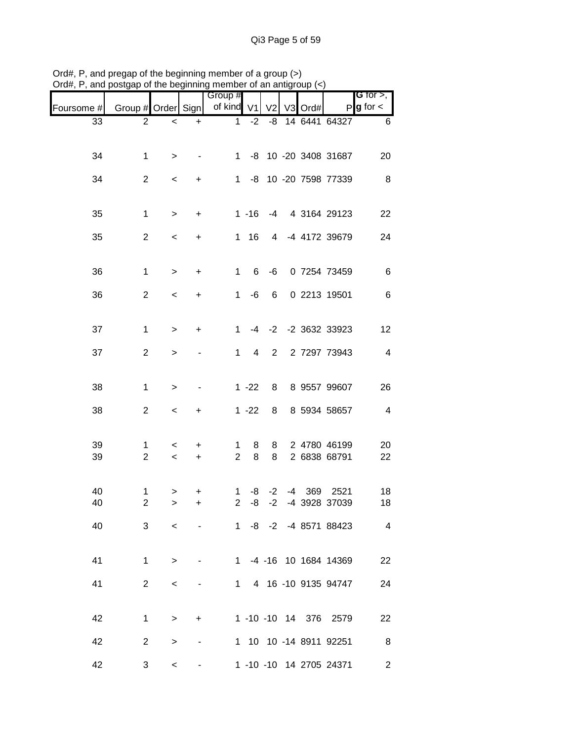Ord#, P, and pregap of the beginning member of a group (>)
Ord#, P, and postgap of the beginning member of an antigroup (<)

| Foursome # | Group # | Order | Sign | Group # of kind | V1 | V2 | V3 | Ord# | P | G for >, g for < |
|---|---|---|---|---|---|---|---|---|---|---|
| 33 | 2 | < | + | 1 | -2 | -8 | 14 | 6441 | 64327 | 6 |
| 34 | 1 | > | - | 1 | -8 | 10 | -20 | 3408 | 31687 | 20 |
| 34 | 2 | < | + | 1 | -8 | 10 | -20 | 7598 | 77339 | 8 |
| 35 | 1 | > | + | 1 | -16 | -4 | 4 | 3164 | 29123 | 22 |
| 35 | 2 | < | + | 1 | 16 | 4 | -4 | 4172 | 39679 | 24 |
| 36 | 1 | > | + | 1 | 6 | -6 | 0 | 7254 | 73459 | 6 |
| 36 | 2 | < | + | 1 | -6 | 6 | 0 | 2213 | 19501 | 6 |
| 37 | 1 | > | + | 1 | -4 | -2 | -2 | 3632 | 33923 | 12 |
| 37 | 2 | > | - | 1 | 4 | 2 | 2 | 7297 | 73943 | 4 |
| 38 | 1 | > | - | 1 | -22 | 8 | 8 | 9557 | 99607 | 26 |
| 38 | 2 | < | + | 1 | -22 | 8 | 8 | 5934 | 58657 | 4 |
| 39 | 1 | < | + | 1 | 8 | 8 | 2 | 4780 | 46199 | 20 |
| 39 | 2 | < | + | 2 | 8 | 8 | 2 | 6838 | 68791 | 22 |
| 40 | 1 | > | + | 1 | -8 | -2 | -4 | 369 | 2521 | 18 |
| 40 | 2 | > | + | 2 | -8 | -2 | -4 | 3928 | 37039 | 18 |
| 40 | 3 | < | - | 1 | -8 | -2 | -4 | 8571 | 88423 | 4 |
| 41 | 1 | > | - | 1 | -4 | -16 | 10 | 1684 | 14369 | 22 |
| 41 | 2 | < | - | 1 | 4 | 16 | -10 | 9135 | 94747 | 24 |
| 42 | 1 | > | + | 1 | -10 | -10 | 14 | 376 | 2579 | 22 |
| 42 | 2 | > | - | 1 | 10 | 10 | -14 | 8911 | 92251 | 8 |
| 42 | 3 | < | - | 1 | -10 | -10 | 14 | 2705 | 24371 | 2 |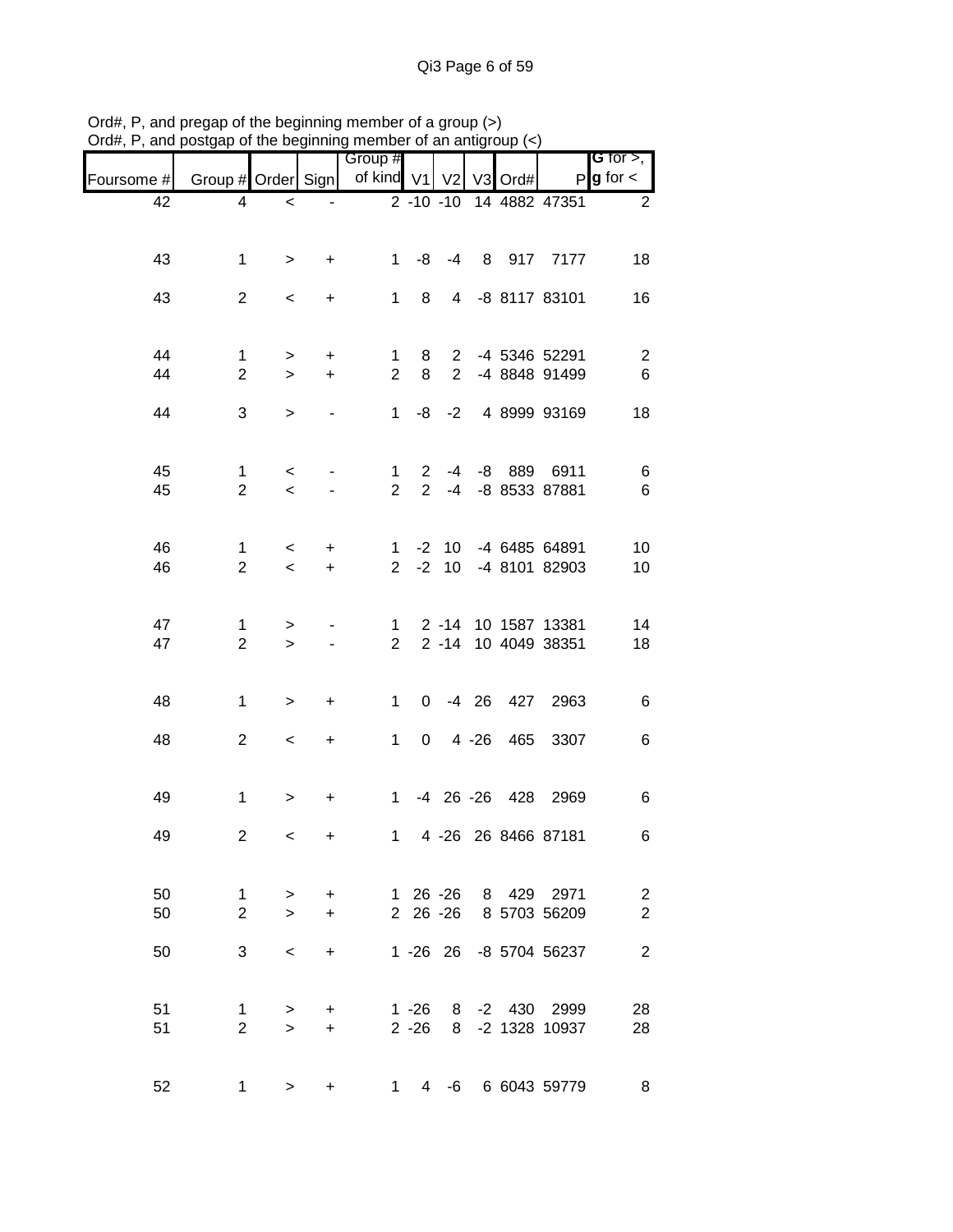Ord#, P, and pregap of the beginning member of a group (>)
Ord#, P, and postgap of the beginning member of an antigroup (<)

| Foursome # | Group # | Order | Sign | Group # of kind | V1 | V2 | V3 | Ord# | P | G for >, g for < |
|---|---|---|---|---|---|---|---|---|---|---|
| 42 | 4 | < | - | 2 | -10 | -10 | 14 | 4882 | 47351 | 2 |
| | | | | | | | | | | |
| 43 | 1 | > | + | 1 | -8 | -4 | 8 | 917 | 7177 | 18 |
| | | | | | | | | | | |
| 43 | 2 | < | + | 1 | 8 | 4 | -8 | 8117 | 83101 | 16 |
| | | | | | | | | | | |
| 44 | 1 | > | + | 1 | 8 | 2 | -4 | 5346 | 52291 | 2 |
| 44 | 2 | > | + | 2 | 8 | 2 | -4 | 8848 | 91499 | 6 |
| | | | | | | | | | | |
| 44 | 3 | > | - | 1 | -8 | -2 | 4 | 8999 | 93169 | 18 |
| | | | | | | | | | | |
| 45 | 1 | < | - | 1 | 2 | -4 | -8 | 889 | 6911 | 6 |
| 45 | 2 | < | - | 2 | 2 | -4 | -8 | 8533 | 87881 | 6 |
| | | | | | | | | | | |
| 46 | 1 | < | + | 1 | -2 | 10 | -4 | 6485 | 64891 | 10 |
| 46 | 2 | < | + | 2 | -2 | 10 | -4 | 8101 | 82903 | 10 |
| | | | | | | | | | | |
| 47 | 1 | > | - | 1 | 2 | -14 | 10 | 1587 | 13381 | 14 |
| 47 | 2 | > | - | 2 | 2 | -14 | 10 | 4049 | 38351 | 18 |
| | | | | | | | | | | |
| 48 | 1 | > | + | 1 | 0 | -4 | 26 | 427 | 2963 | 6 |
| | | | | | | | | | | |
| 48 | 2 | < | + | 1 | 0 | 4 | -26 | 465 | 3307 | 6 |
| | | | | | | | | | | |
| 49 | 1 | > | + | 1 | -4 | 26 | -26 | 428 | 2969 | 6 |
| | | | | | | | | | | |
| 49 | 2 | < | + | 1 | 4 | -26 | 26 | 8466 | 87181 | 6 |
| | | | | | | | | | | |
| 50 | 1 | > | + | 1 | 26 | -26 | 8 | 429 | 2971 | 2 |
| 50 | 2 | > | + | 2 | 26 | -26 | 8 | 5703 | 56209 | 2 |
| | | | | | | | | | | |
| 50 | 3 | < | + | 1 | -26 | 26 | -8 | 5704 | 56237 | 2 |
| | | | | | | | | | | |
| 51 | 1 | > | + | 1 | -26 | 8 | -2 | 430 | 2999 | 28 |
| 51 | 2 | > | + | 2 | -26 | 8 | -2 | 1328 | 10937 | 28 |
| | | | | | | | | | | |
| 52 | 1 | > | + | 1 | 4 | -6 | 6 | 6043 | 59779 | 8 |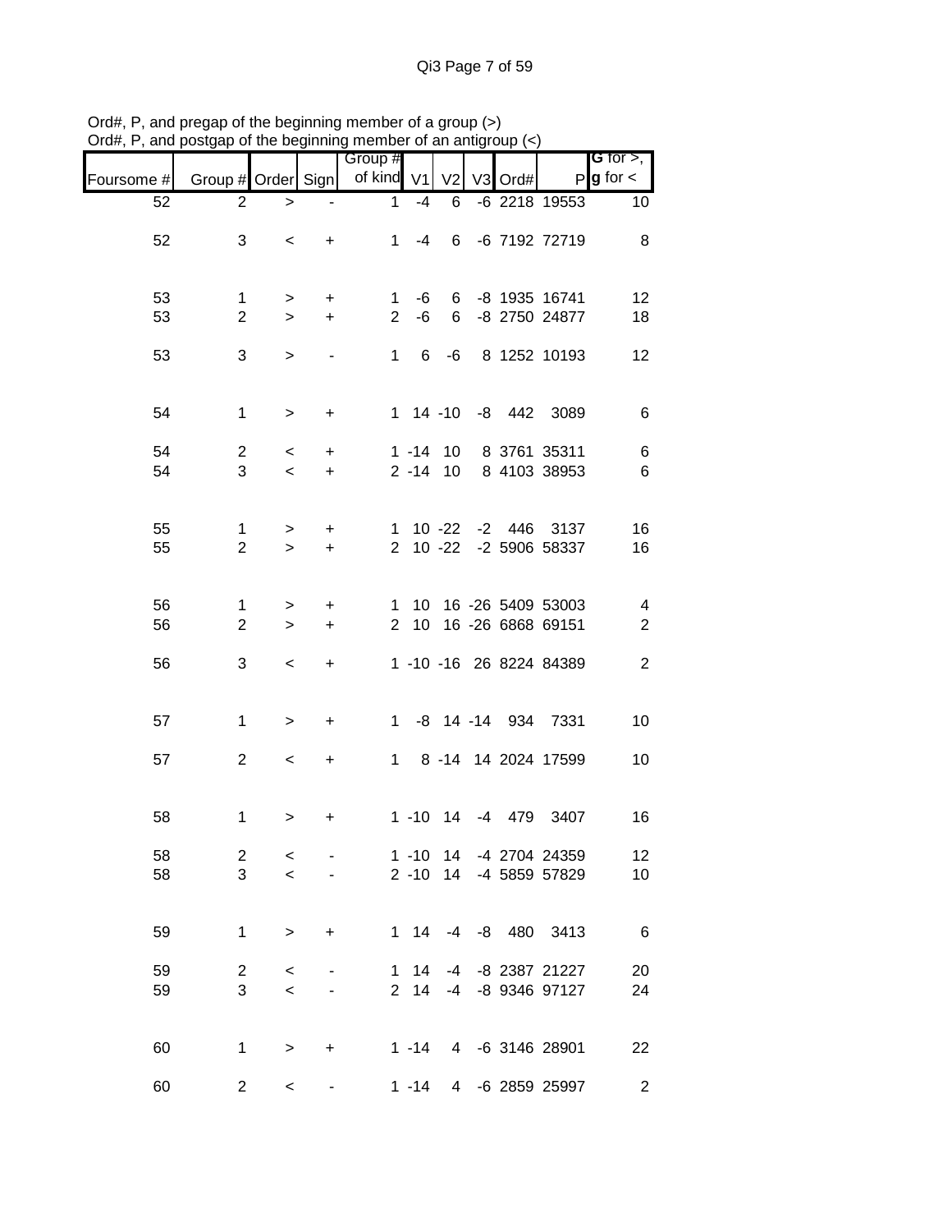Ord#, P, and pregap of the beginning member of a group (>)
Ord#, P, and postgap of the beginning member of an antigroup (<)

| Foursome # | Group # | Order | Sign | Group # of kind | V1 | V2 | V3 | Ord# | P | G for >, g for < |
|---|---|---|---|---|---|---|---|---|---|---|
| 52 | 2 | > | - | 1 | -4 | 6 | -6 | 2218 | 19553 | 10 |
| 52 | 3 | < | + | 1 | -4 | 6 | -6 | 7192 | 72719 | 8 |
| 53 | 1 | > | + | 1 | -6 | 6 | -8 | 1935 | 16741 | 12 |
| 53 | 2 | > | + | 2 | -6 | 6 | -8 | 2750 | 24877 | 18 |
| 53 | 3 | > | - | 1 | 6 | -6 | 8 | 1252 | 10193 | 12 |
| 54 | 1 | > | + | 1 | 14 | -10 | -8 | 442 | 3089 | 6 |
| 54 | 2 | < | + | 1 | -14 | 10 | 8 | 3761 | 35311 | 6 |
| 54 | 3 | < | + | 2 | -14 | 10 | 8 | 4103 | 38953 | 6 |
| 55 | 1 | > | + | 1 | 10 | -22 | -2 | 446 | 3137 | 16 |
| 55 | 2 | > | + | 2 | 10 | -22 | -2 | 5906 | 58337 | 16 |
| 56 | 1 | > | + | 1 | 10 | 16 | -26 | 5409 | 53003 | 4 |
| 56 | 2 | > | + | 2 | 10 | 16 | -26 | 6868 | 69151 | 2 |
| 56 | 3 | < | + | 1 | -10 | -16 | 26 | 8224 | 84389 | 2 |
| 57 | 1 | > | + | 1 | -8 | 14 | -14 | 934 | 7331 | 10 |
| 57 | 2 | < | + | 1 | 8 | -14 | 14 | 2024 | 17599 | 10 |
| 58 | 1 | > | + | 1 | -10 | 14 | -4 | 479 | 3407 | 16 |
| 58 | 2 | < | - | 1 | -10 | 14 | -4 | 2704 | 24359 | 12 |
| 58 | 3 | < | - | 2 | -10 | 14 | -4 | 5859 | 57829 | 10 |
| 59 | 1 | > | + | 1 | 14 | -4 | -8 | 480 | 3413 | 6 |
| 59 | 2 | < | - | 1 | 14 | -4 | -8 | 2387 | 21227 | 20 |
| 59 | 3 | < | - | 2 | 14 | -4 | -8 | 9346 | 97127 | 24 |
| 60 | 1 | > | + | 1 | -14 | 4 | -6 | 3146 | 28901 | 22 |
| 60 | 2 | < | - | 1 | -14 | 4 | -6 | 2859 | 25997 | 2 |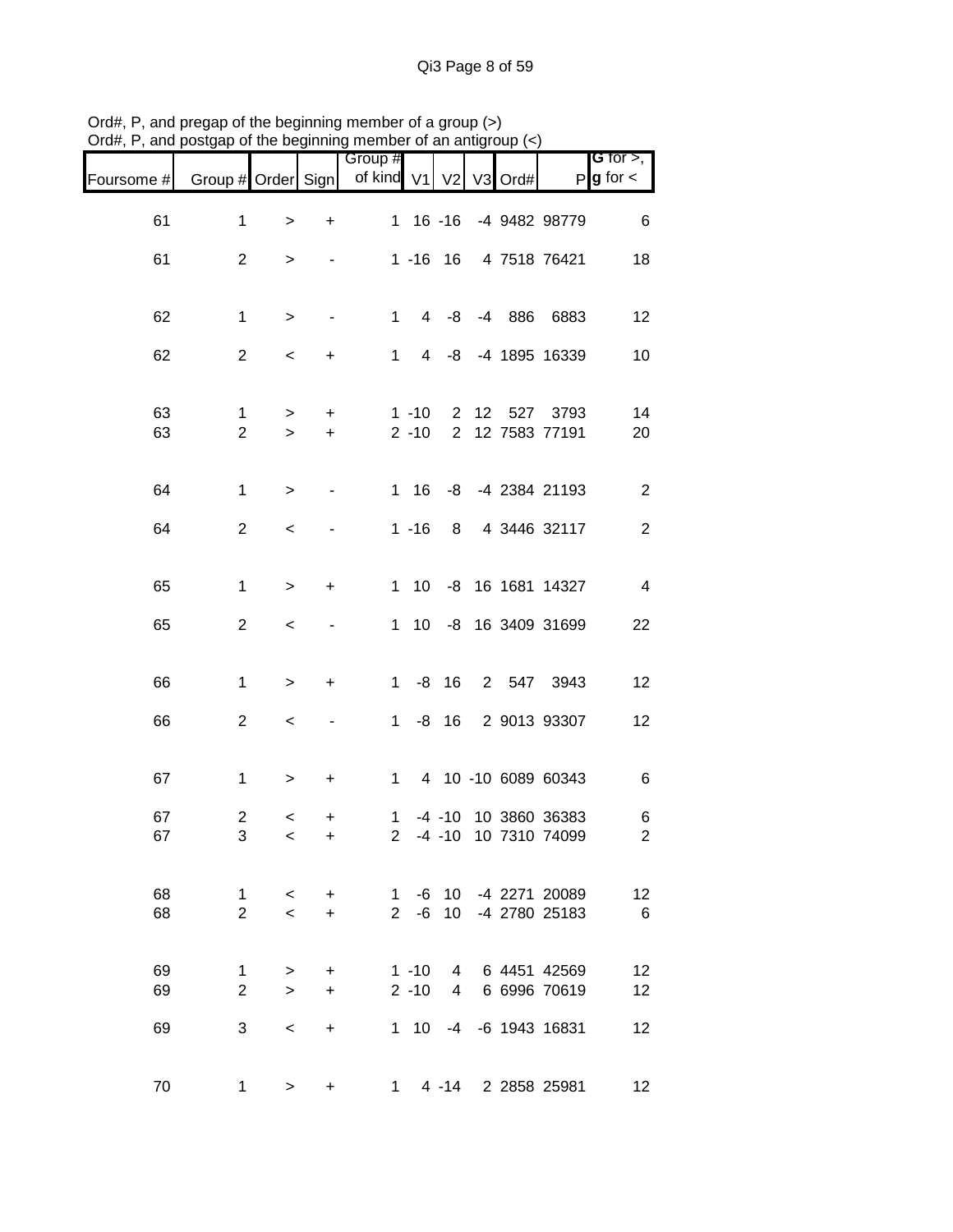Ord#, P, and pregap of the beginning member of a group (>)
Ord#, P, and postgap of the beginning member of an antigroup (<)

| Foursome # | Group # | Order | Sign | Group # of kind | V1 | V2 | V3 | Ord# | P | G for >, g for < |
|---|---|---|---|---|---|---|---|---|---|---|
| 61 | 1 | > | + | 1 | 16 | -16 | -4 | 9482 | 98779 | 6 |
| 61 | 2 | > | - | 1 | -16 | 16 | 4 | 7518 | 76421 | 18 |
| 62 | 1 | > | - | 1 | 4 | -8 | -4 | 886 | 6883 | 12 |
| 62 | 2 | < | + | 1 | 4 | -8 | -4 | 1895 | 16339 | 10 |
| 63 | 1 | > | + | 1 | -10 | 2 | 12 | 527 | 3793 | 14 |
| 63 | 2 | > | + | 2 | -10 | 2 | 12 | 7583 | 77191 | 20 |
| 64 | 1 | > | - | 1 | 16 | -8 | -4 | 2384 | 21193 | 2 |
| 64 | 2 | < | - | 1 | -16 | 8 | 4 | 3446 | 32117 | 2 |
| 65 | 1 | > | + | 1 | 10 | -8 | 16 | 1681 | 14327 | 4 |
| 65 | 2 | < | - | 1 | 10 | -8 | 16 | 3409 | 31699 | 22 |
| 66 | 1 | > | + | 1 | -8 | 16 | 2 | 547 | 3943 | 12 |
| 66 | 2 | < | - | 1 | -8 | 16 | 2 | 9013 | 93307 | 12 |
| 67 | 1 | > | + | 1 | 4 | 10 | -10 | 6089 | 60343 | 6 |
| 67 | 2 | < | + | 1 | -4 | -10 | 10 | 3860 | 36383 | 6 |
| 67 | 3 | < | + | 2 | -4 | -10 | 10 | 7310 | 74099 | 2 |
| 68 | 1 | < | + | 1 | -6 | 10 | -4 | 2271 | 20089 | 12 |
| 68 | 2 | < | + | 2 | -6 | 10 | -4 | 2780 | 25183 | 6 |
| 69 | 1 | > | + | 1 | -10 | 4 | 6 | 4451 | 42569 | 12 |
| 69 | 2 | > | + | 2 | -10 | 4 | 6 | 6996 | 70619 | 12 |
| 69 | 3 | < | + | 1 | 10 | -4 | -6 | 1943 | 16831 | 12 |
| 70 | 1 | > | + | 1 | 4 | -14 | 2 | 2858 | 25981 | 12 |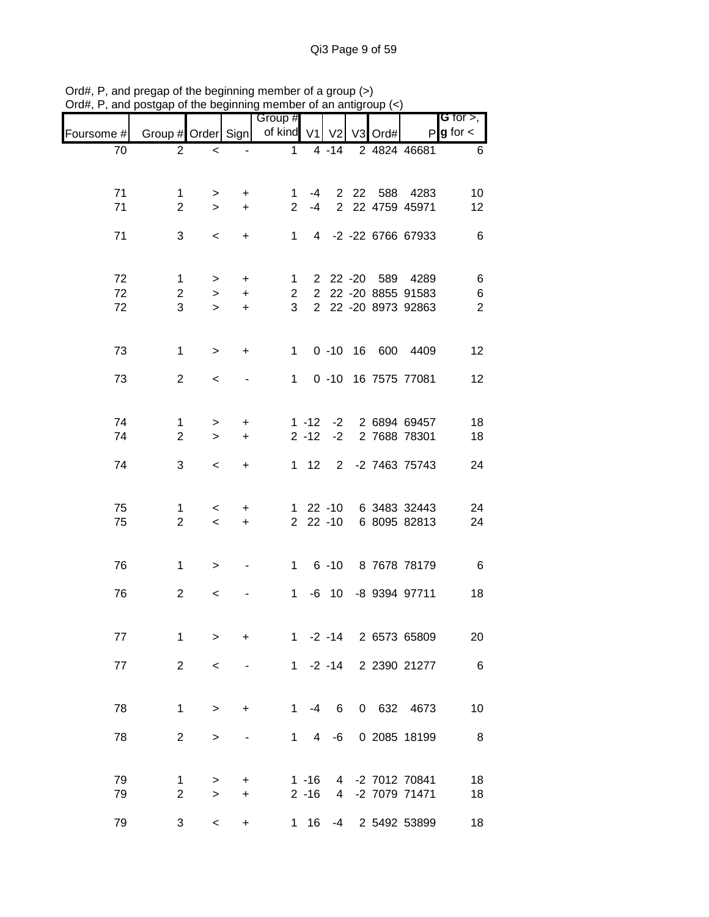Ord#, P, and pregap of the beginning member of a group (>)
Ord#, P, and postgap of the beginning member of an antigroup (<)

| Foursome # | Group # | Order | Sign | Group # of kind | V1 | V2 | V3 | Ord# | P | G for >, g for < |
|---|---|---|---|---|---|---|---|---|---|---|
| 70 | 2 | < | - | 1 | 4 | -14 | 2 | 4824 | 46681 | 6 |
| | | | | | | | | | | |
| 71 | 1 | > | + | 1 | -4 | 2 | 22 | 588 | 4283 | 10 |
| 71 | 2 | > | + | 2 | -4 | 2 | 22 | 4759 | 45971 | 12 |
| 71 | 3 | < | + | 1 | 4 | -2 | -22 | 6766 | 67933 | 6 |
| | | | | | | | | | | |
| 72 | 1 | > | + | 1 | 2 | 22 | -20 | 589 | 4289 | 6 |
| 72 | 2 | > | + | 2 | 2 | 22 | -20 | 8855 | 91583 | 6 |
| 72 | 3 | > | + | 3 | 2 | 22 | -20 | 8973 | 92863 | 2 |
| | | | | | | | | | | |
| 73 | 1 | > | + | 1 | 0 | -10 | 16 | 600 | 4409 | 12 |
| 73 | 2 | < | - | 1 | 0 | -10 | 16 | 7575 | 77081 | 12 |
| | | | | | | | | | | |
| 74 | 1 | > | + | 1 | -12 | -2 | 2 | 6894 | 69457 | 18 |
| 74 | 2 | > | + | 2 | -12 | -2 | 2 | 7688 | 78301 | 18 |
| 74 | 3 | < | + | 1 | 12 | 2 | -2 | 7463 | 75743 | 24 |
| | | | | | | | | | | |
| 75 | 1 | < | + | 1 | 22 | -10 | 6 | 3483 | 32443 | 24 |
| 75 | 2 | < | + | 2 | 22 | -10 | 6 | 8095 | 82813 | 24 |
| | | | | | | | | | | |
| 76 | 1 | > | - | 1 | 6 | -10 | 8 | 7678 | 78179 | 6 |
| 76 | 2 | < | - | 1 | -6 | 10 | -8 | 9394 | 97711 | 18 |
| | | | | | | | | | | |
| 77 | 1 | > | + | 1 | -2 | -14 | 2 | 6573 | 65809 | 20 |
| 77 | 2 | < | - | 1 | -2 | -14 | 2 | 2390 | 21277 | 6 |
| | | | | | | | | | | |
| 78 | 1 | > | + | 1 | -4 | 6 | 0 | 632 | 4673 | 10 |
| 78 | 2 | > | - | 1 | 4 | -6 | 0 | 2085 | 18199 | 8 |
| | | | | | | | | | | |
| 79 | 1 | > | + | 1 | -16 | 4 | -2 | 7012 | 70841 | 18 |
| 79 | 2 | > | + | 2 | -16 | 4 | -2 | 7079 | 71471 | 18 |
| 79 | 3 | < | + | 1 | 16 | -4 | 2 | 5492 | 53899 | 18 |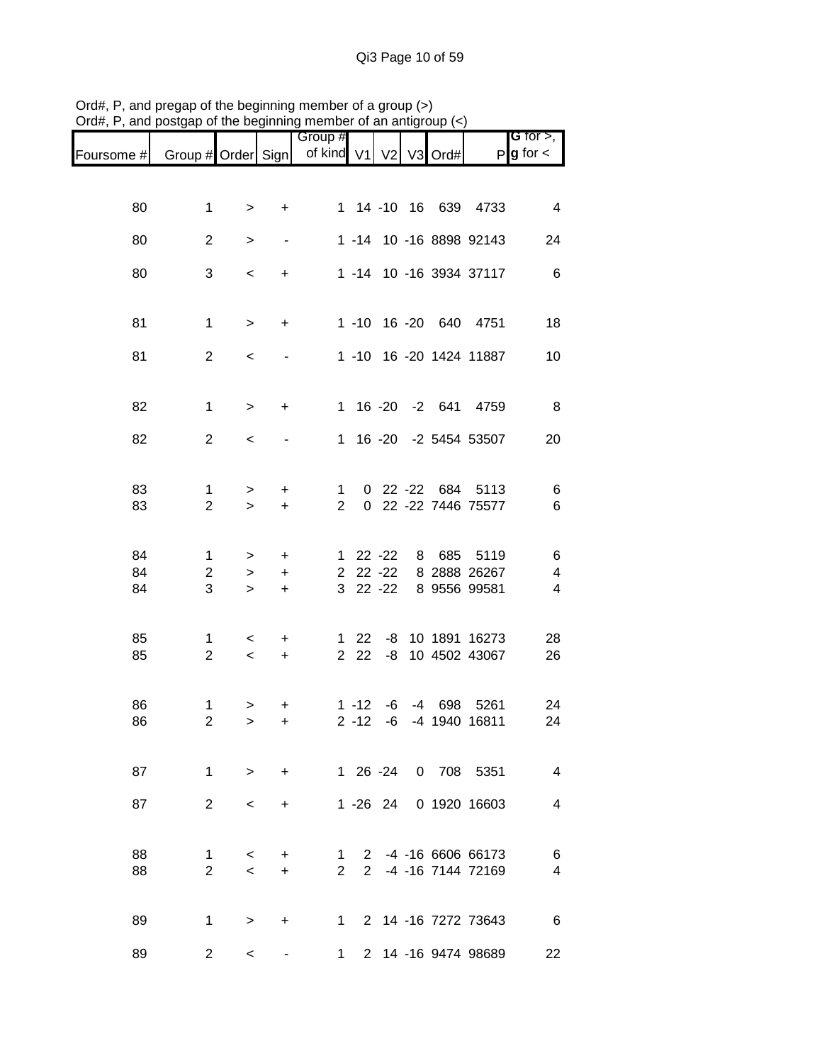Ord#, P, and pregap of the beginning member of a group (>)
Ord#, P, and postgap of the beginning member of an antigroup (<)

| Foursome # | Group # | Order | Sign | Group # of kind | V1 | V2 | V3 | Ord# | P | G for >, g for < |
|---|---|---|---|---|---|---|---|---|---|---|
| 80 | 1 | > | + | 1 | 14 | -10 | 16 | 639 | 4733 | 4 |
| 80 | 2 | > | - | 1 | -14 | 10 | -16 | 8898 | 92143 | 24 |
| 80 | 3 | < | + | 1 | -14 | 10 | -16 | 3934 | 37117 | 6 |
| 81 | 1 | > | + | 1 | -10 | 16 | -20 | 640 | 4751 | 18 |
| 81 | 2 | < | - | 1 | -10 | 16 | -20 | 1424 | 11887 | 10 |
| 82 | 1 | > | + | 1 | 16 | -20 | -2 | 641 | 4759 | 8 |
| 82 | 2 | < | - | 1 | 16 | -20 | -2 | 5454 | 53507 | 20 |
| 83 | 1 | > | + | 1 | 0 | 22 | -22 | 684 | 5113 | 6 |
| 83 | 2 | > | + | 2 | 0 | 22 | -22 | 7446 | 75577 | 6 |
| 84 | 1 | > | + | 1 | 22 | -22 | 8 | 685 | 5119 | 6 |
| 84 | 2 | > | + | 2 | 22 | -22 | 8 | 2888 | 26267 | 4 |
| 84 | 3 | > | + | 3 | 22 | -22 | 8 | 9556 | 99581 | 4 |
| 85 | 1 | < | + | 1 | 22 | -8 | 10 | 1891 | 16273 | 28 |
| 85 | 2 | < | + | 2 | 22 | -8 | 10 | 4502 | 43067 | 26 |
| 86 | 1 | > | + | 1 | -12 | -6 | -4 | 698 | 5261 | 24 |
| 86 | 2 | > | + | 2 | -12 | -6 | -4 | 1940 | 16811 | 24 |
| 87 | 1 | > | + | 1 | 26 | -24 | 0 | 708 | 5351 | 4 |
| 87 | 2 | < | + | 1 | -26 | 24 | 0 | 1920 | 16603 | 4 |
| 88 | 1 | < | + | 1 | 2 | -4 | -16 | 6606 | 66173 | 6 |
| 88 | 2 | < | + | 2 | 2 | -4 | -16 | 7144 | 72169 | 4 |
| 89 | 1 | > | + | 1 | 2 | 14 | -16 | 7272 | 73643 | 6 |
| 89 | 2 | < | - | 1 | 2 | 14 | -16 | 9474 | 98689 | 22 |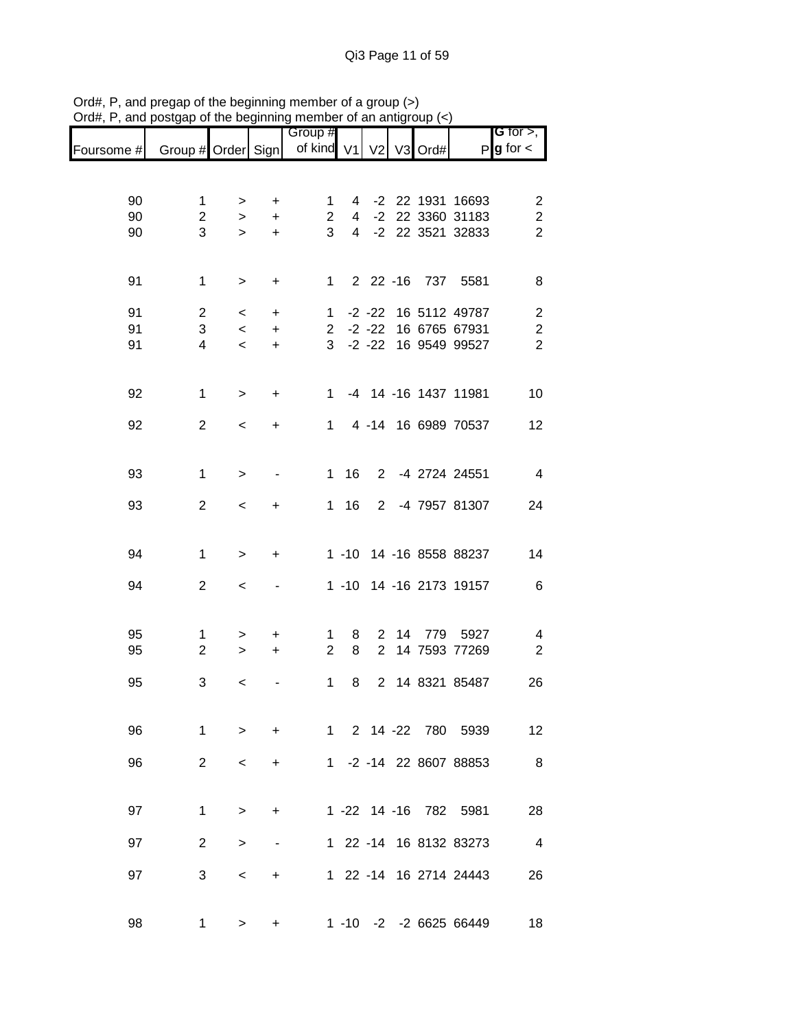Ord#, P, and pregap of the beginning member of a group (>)
Ord#, P, and postgap of the beginning member of an antigroup (<)

| Foursome # | Group # | Order | Sign | Group # of kind | V1 | V2 | V3 | Ord# | P | G for >, g for < |
|---|---|---|---|---|---|---|---|---|---|---|
| 90 | 1 | > | + | 1 | 4 | -2 | 22 | 1931 | 16693 | 2 |
| 90 | 2 | > | + | 2 | 4 | -2 | 22 | 3360 | 31183 | 2 |
| 90 | 3 | > | + | 3 | 4 | -2 | 22 | 3521 | 32833 | 2 |
| 91 | 1 | > | + | 1 | 2 | 22 | -16 | 737 | 5581 | 8 |
| 91 | 2 | < | + | 1 | -2 | -22 | 16 | 5112 | 49787 | 2 |
| 91 | 3 | < | + | 2 | -2 | -22 | 16 | 6765 | 67931 | 2 |
| 91 | 4 | < | + | 3 | -2 | -22 | 16 | 9549 | 99527 | 2 |
| 92 | 1 | > | + | 1 | -4 | 14 | -16 | 1437 | 11981 | 10 |
| 92 | 2 | < | + | 1 | 4 | -14 | 16 | 6989 | 70537 | 12 |
| 93 | 1 | > | - | 1 | 16 | 2 | -4 | 2724 | 24551 | 4 |
| 93 | 2 | < | + | 1 | 16 | 2 | -4 | 7957 | 81307 | 24 |
| 94 | 1 | > | + | 1 | -10 | 14 | -16 | 8558 | 88237 | 14 |
| 94 | 2 | < | - | 1 | -10 | 14 | -16 | 2173 | 19157 | 6 |
| 95 | 1 | > | + | 1 | 8 | 2 | 14 | 779 | 5927 | 4 |
| 95 | 2 | > | + | 2 | 8 | 2 | 14 | 7593 | 77269 | 2 |
| 95 | 3 | < | - | 1 | 8 | 2 | 14 | 8321 | 85487 | 26 |
| 96 | 1 | > | + | 1 | 2 | 14 | -22 | 780 | 5939 | 12 |
| 96 | 2 | < | + | 1 | -2 | -14 | 22 | 8607 | 88853 | 8 |
| 97 | 1 | > | + | 1 | -22 | 14 | -16 | 782 | 5981 | 28 |
| 97 | 2 | > | - | 1 | 22 | -14 | 16 | 8132 | 83273 | 4 |
| 97 | 3 | < | + | 1 | 22 | -14 | 16 | 2714 | 24443 | 26 |
| 98 | 1 | > | + | 1 | -10 | -2 | -2 | 6625 | 66449 | 18 |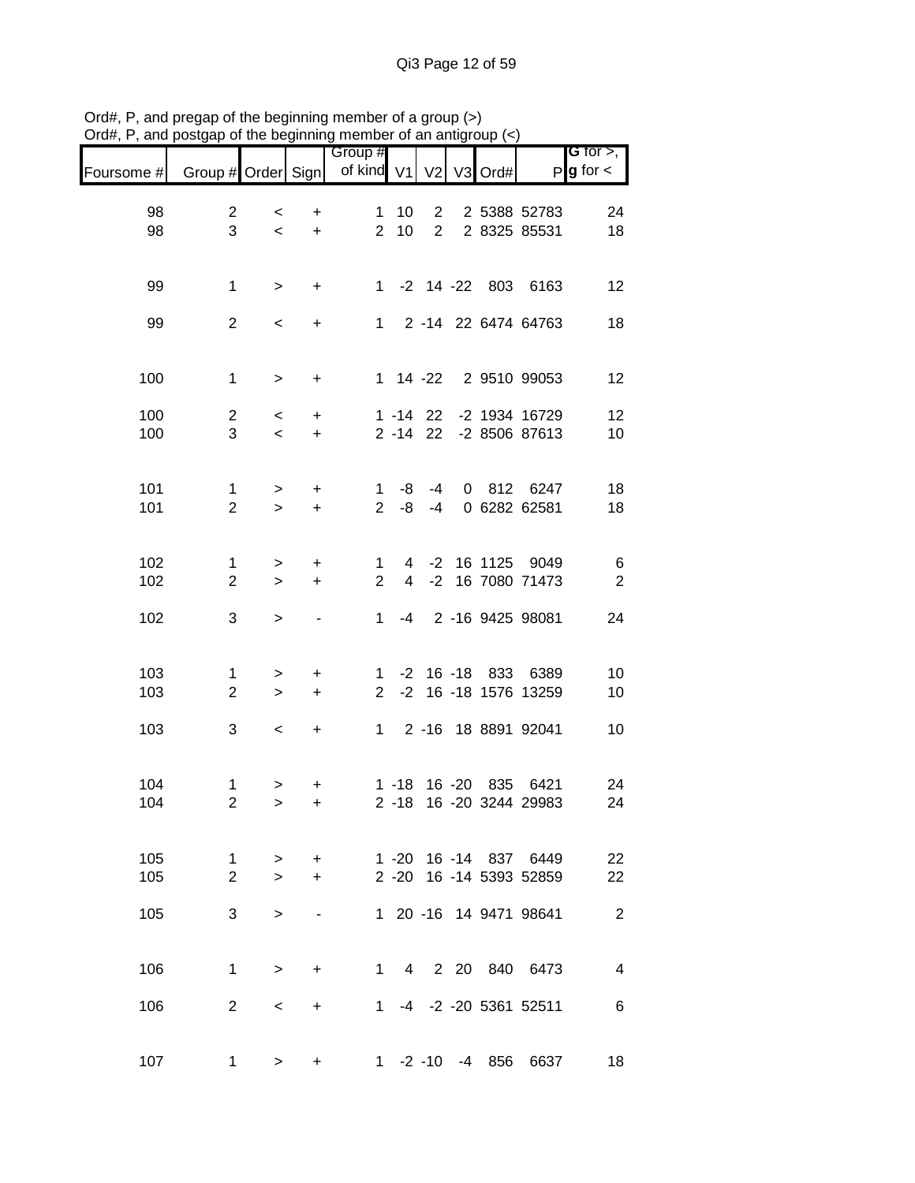Ord#, P, and pregap of the beginning member of a group (>)
Ord#, P, and postgap of the beginning member of an antigroup (<)

| Foursome # | Group # | Order | Sign | Group # of kind | V1 | V2 | V3 | Ord# | P | G for >, g for < |
|---|---|---|---|---|---|---|---|---|---|---|
| 98 | 2 | < | + | 1 | 10 | 2 | 2 | 5388 | 52783 | 24 |
| 98 | 3 | < | + | 2 | 10 | 2 | 2 | 8325 | 85531 | 18 |
| 99 | 1 | > | + | 1 | -2 | 14 | -22 | 803 | 6163 | 12 |
| 99 | 2 | < | + | 1 | 2 | -14 | 22 | 6474 | 64763 | 18 |
| 100 | 1 | > | + | 1 | 14 | -22 | 2 | 9510 | 99053 | 12 |
| 100 | 2 | < | + | 1 | -14 | 22 | -2 | 1934 | 16729 | 12 |
| 100 | 3 | < | + | 2 | -14 | 22 | -2 | 8506 | 87613 | 10 |
| 101 | 1 | > | + | 1 | -8 | -4 | 0 | 812 | 6247 | 18 |
| 101 | 2 | > | + | 2 | -8 | -4 | 0 | 6282 | 62581 | 18 |
| 102 | 1 | > | + | 1 | 4 | -2 | 16 | 1125 | 9049 | 6 |
| 102 | 2 | > | + | 2 | 4 | -2 | 16 | 7080 | 71473 | 2 |
| 102 | 3 | > | - | 1 | -4 | 2 | -16 | 9425 | 98081 | 24 |
| 103 | 1 | > | + | 1 | -2 | 16 | -18 | 833 | 6389 | 10 |
| 103 | 2 | > | + | 2 | -2 | 16 | -18 | 1576 | 13259 | 10 |
| 103 | 3 | < | + | 1 | 2 | -16 | 18 | 8891 | 92041 | 10 |
| 104 | 1 | > | + | 1 | -18 | 16 | -20 | 835 | 6421 | 24 |
| 104 | 2 | > | + | 2 | -18 | 16 | -20 | 3244 | 29983 | 24 |
| 105 | 1 | > | + | 1 | -20 | 16 | -14 | 837 | 6449 | 22 |
| 105 | 2 | > | + | 2 | -20 | 16 | -14 | 5393 | 52859 | 22 |
| 105 | 3 | > | - | 1 | 20 | -16 | 14 | 9471 | 98641 | 2 |
| 106 | 1 | > | + | 1 | 4 | 2 | 20 | 840 | 6473 | 4 |
| 106 | 2 | < | + | 1 | -4 | -2 | -20 | 5361 | 52511 | 6 |
| 107 | 1 | > | + | 1 | -2 | -10 | -4 | 856 | 6637 | 18 |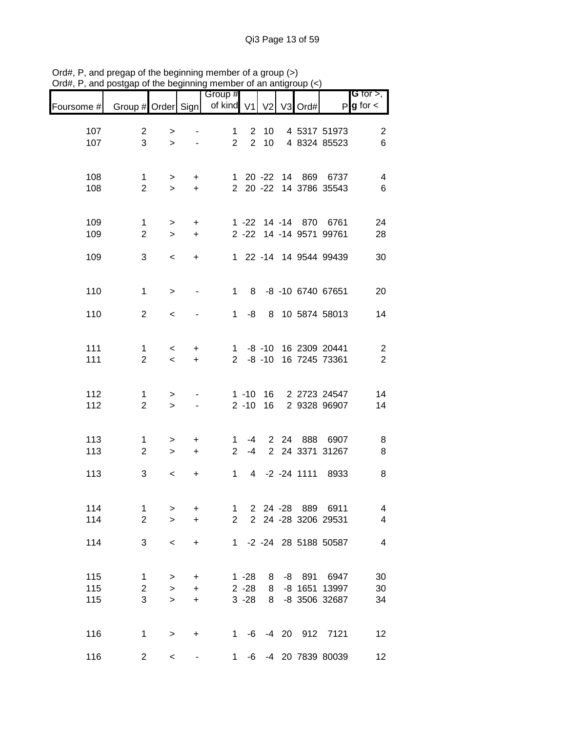Ord#, P, and pregap of the beginning member of a group (>)
Ord#, P, and postgap of the beginning member of an antigroup (<)

| Foursome # | Group # | Order | Sign | Group # of kind | V1 | V2 | V3 | Ord# | P | G for >, g for < |
|---|---|---|---|---|---|---|---|---|---|---|
| 107 | 2 | > | - | 1 | 2 | 10 | 4 | 5317 | 51973 | 2 |
| 107 | 3 | > | - | 2 | 2 | 10 | 4 | 8324 | 85523 | 6 |
| | | | | | | | | | | |
| 108 | 1 | > | + | 1 | 20 | -22 | 14 | 869 | 6737 | 4 |
| 108 | 2 | > | + | 2 | 20 | -22 | 14 | 3786 | 35543 | 6 |
| | | | | | | | | | | |
| 109 | 1 | > | + | 1 | -22 | 14 | -14 | 870 | 6761 | 24 |
| 109 | 2 | > | + | 2 | -22 | 14 | -14 | 9571 | 99761 | 28 |
| 109 | 3 | < | + | 1 | 22 | -14 | 14 | 9544 | 99439 | 30 |
| | | | | | | | | | | |
| 110 | 1 | > | - | 1 | 8 | -8 | -10 | 6740 | 67651 | 20 |
| 110 | 2 | < | - | 1 | -8 | 8 | 10 | 5874 | 58013 | 14 |
| | | | | | | | | | | |
| 111 | 1 | < | + | 1 | -8 | -10 | 16 | 2309 | 20441 | 2 |
| 111 | 2 | < | + | 2 | -8 | -10 | 16 | 7245 | 73361 | 2 |
| | | | | | | | | | | |
| 112 | 1 | > | - | 1 | -10 | 16 | 2 | 2723 | 24547 | 14 |
| 112 | 2 | > | - | 2 | -10 | 16 | 2 | 9328 | 96907 | 14 |
| | | | | | | | | | | |
| 113 | 1 | > | + | 1 | -4 | 2 | 24 | 888 | 6907 | 8 |
| 113 | 2 | > | + | 2 | -4 | 2 | 24 | 3371 | 31267 | 8 |
| 113 | 3 | < | + | 1 | 4 | -2 | -24 | 1111 | 8933 | 8 |
| | | | | | | | | | | |
| 114 | 1 | > | + | 1 | 2 | 24 | -28 | 889 | 6911 | 4 |
| 114 | 2 | > | + | 2 | 2 | 24 | -28 | 3206 | 29531 | 4 |
| 114 | 3 | < | + | 1 | -2 | -24 | 28 | 5188 | 50587 | 4 |
| | | | | | | | | | | |
| 115 | 1 | > | + | 1 | -28 | 8 | -8 | 891 | 6947 | 30 |
| 115 | 2 | > | + | 2 | -28 | 8 | -8 | 1651 | 13997 | 30 |
| 115 | 3 | > | + | 3 | -28 | 8 | -8 | 3506 | 32687 | 34 |
| | | | | | | | | | | |
| 116 | 1 | > | + | 1 | -6 | -4 | 20 | 912 | 7121 | 12 |
| 116 | 2 | < | - | 1 | -6 | -4 | 20 | 7839 | 80039 | 12 |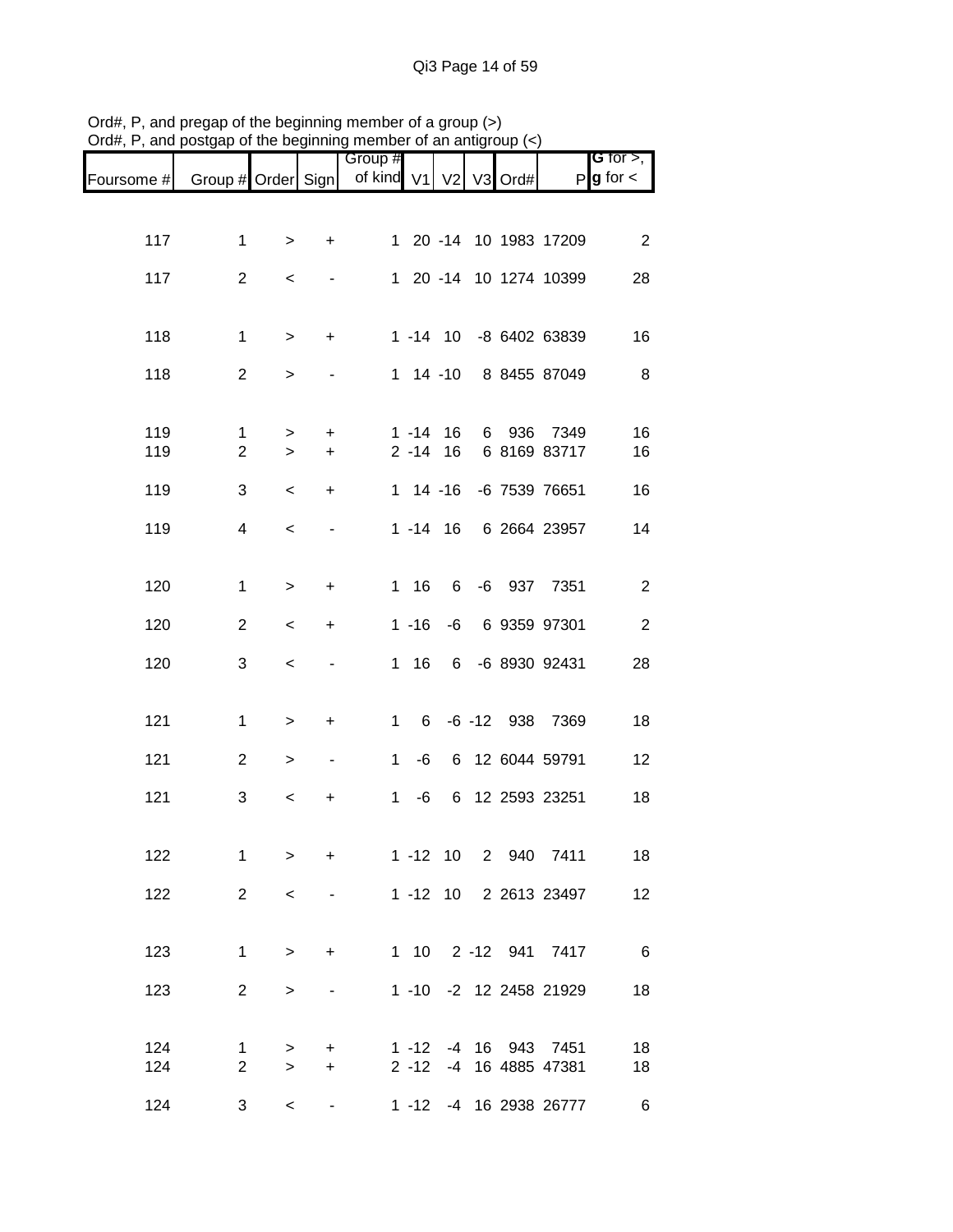Ord#, P, and pregap of the beginning member of a group (>)
Ord#, P, and postgap of the beginning member of an antigroup (<)

| Foursome # | Group # | Order | Sign | Group # of kind | V1 | V2 | V3 | Ord# | P | G for >, g for < |
|---|---|---|---|---|---|---|---|---|---|---|
| 117 | 1 | > | + | 1 | 20 | -14 | 10 | 1983 | 17209 | 2 |
| 117 | 2 | < | - | 1 | 20 | -14 | 10 | 1274 | 10399 | 28 |
| 118 | 1 | > | + | 1 | -14 | 10 | -8 | 6402 | 63839 | 16 |
| 118 | 2 | > | - | 1 | 14 | -10 | 8 | 8455 | 87049 | 8 |
| 119 | 1 | > | + | 1 | -14 | 16 | 6 | 936 | 7349 | 16 |
| 119 | 2 | > | + | 2 | -14 | 16 | 6 | 8169 | 83717 | 16 |
| 119 | 3 | < | + | 1 | 14 | -16 | -6 | 7539 | 76651 | 16 |
| 119 | 4 | < | - | 1 | -14 | 16 | 6 | 2664 | 23957 | 14 |
| 120 | 1 | > | + | 1 | 16 | 6 | -6 | 937 | 7351 | 2 |
| 120 | 2 | < | + | 1 | -16 | -6 | 6 | 9359 | 97301 | 2 |
| 120 | 3 | < | - | 1 | 16 | 6 | -6 | 8930 | 92431 | 28 |
| 121 | 1 | > | + | 1 | 6 | -6 | -12 | 938 | 7369 | 18 |
| 121 | 2 | > | - | 1 | -6 | 6 | 12 | 6044 | 59791 | 12 |
| 121 | 3 | < | + | 1 | -6 | 6 | 12 | 2593 | 23251 | 18 |
| 122 | 1 | > | + | 1 | -12 | 10 | 2 | 940 | 7411 | 18 |
| 122 | 2 | < | - | 1 | -12 | 10 | 2 | 2613 | 23497 | 12 |
| 123 | 1 | > | + | 1 | 10 | 2 | -12 | 941 | 7417 | 6 |
| 123 | 2 | > | - | 1 | -10 | -2 | 12 | 2458 | 21929 | 18 |
| 124 | 1 | > | + | 1 | -12 | -4 | 16 | 943 | 7451 | 18 |
| 124 | 2 | > | + | 2 | -12 | -4 | 16 | 4885 | 47381 | 18 |
| 124 | 3 | < | - | 1 | -12 | -4 | 16 | 2938 | 26777 | 6 |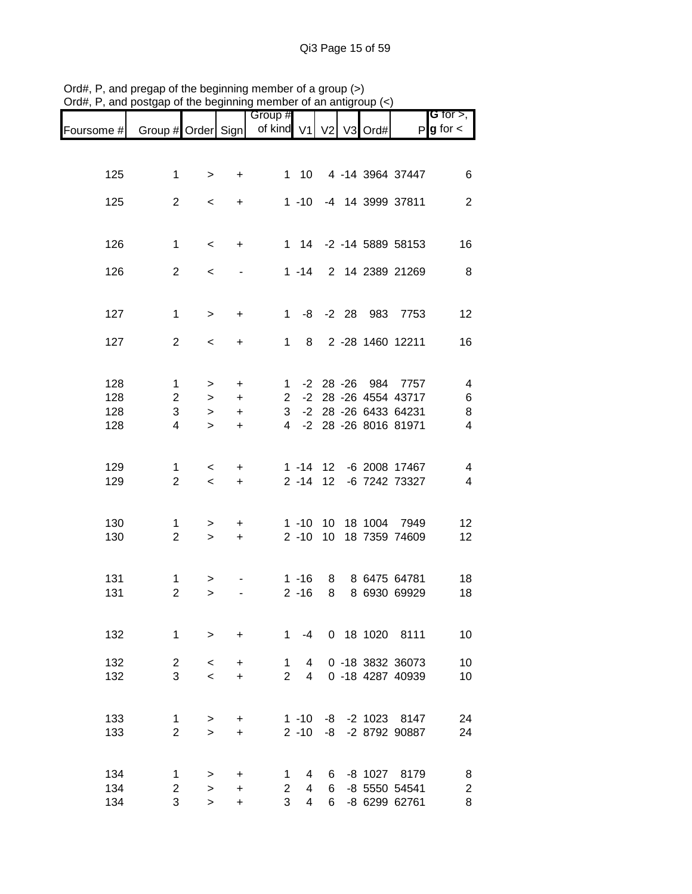Ord#, P, and pregap of the beginning member of a group (>)
Ord#, P, and postgap of the beginning member of an antigroup (<)

| Foursome # | Group # | Order | Sign | Group # of kind | V1 | V2 | V3 | Ord# | P | G for >, g for < |
|---|---|---|---|---|---|---|---|---|---|---|
| 125 | 1 | > | + | 1 | 10 | 4 | -14 | 3964 | 37447 | 6 |
| 125 | 2 | < | + | 1 | -10 | -4 | 14 | 3999 | 37811 | 2 |
| 126 | 1 | < | + | 1 | 14 | -2 | -14 | 5889 | 58153 | 16 |
| 126 | 2 | < | - | 1 | -14 | 2 | 14 | 2389 | 21269 | 8 |
| 127 | 1 | > | + | 1 | -8 | -2 | 28 | 983 | 7753 | 12 |
| 127 | 2 | < | + | 1 | 8 | 2 | -28 | 1460 | 12211 | 16 |
| 128 | 1 | > | + | 1 | -2 | 28 | -26 | 984 | 7757 | 4 |
| 128 | 2 | > | + | 2 | -2 | 28 | -26 | 4554 | 43717 | 6 |
| 128 | 3 | > | + | 3 | -2 | 28 | -26 | 6433 | 64231 | 8 |
| 128 | 4 | > | + | 4 | -2 | 28 | -26 | 8016 | 81971 | 4 |
| 129 | 1 | < | + | 1 | -14 | 12 | -6 | 2008 | 17467 | 4 |
| 129 | 2 | < | + | 2 | -14 | 12 | -6 | 7242 | 73327 | 4 |
| 130 | 1 | > | + | 1 | -10 | 10 | 18 | 1004 | 7949 | 12 |
| 130 | 2 | > | + | 2 | -10 | 10 | 18 | 7359 | 74609 | 12 |
| 131 | 1 | > | - | 1 | -16 | 8 | 8 | 6475 | 64781 | 18 |
| 131 | 2 | > | - | 2 | -16 | 8 | 8 | 6930 | 69929 | 18 |
| 132 | 1 | > | + | 1 | -4 | 0 | 18 | 1020 | 8111 | 10 |
| 132 | 2 | < | + | 1 | 4 | 0 | -18 | 3832 | 36073 | 10 |
| 132 | 3 | < | + | 2 | 4 | 0 | -18 | 4287 | 40939 | 10 |
| 133 | 1 | > | + | 1 | -10 | -8 | -2 | 1023 | 8147 | 24 |
| 133 | 2 | > | + | 2 | -10 | -8 | -2 | 8792 | 90887 | 24 |
| 134 | 1 | > | + | 1 | 4 | 6 | -8 | 1027 | 8179 | 8 |
| 134 | 2 | > | + | 2 | 4 | 6 | -8 | 5550 | 54541 | 2 |
| 134 | 3 | > | + | 3 | 4 | 6 | -8 | 6299 | 62761 | 8 |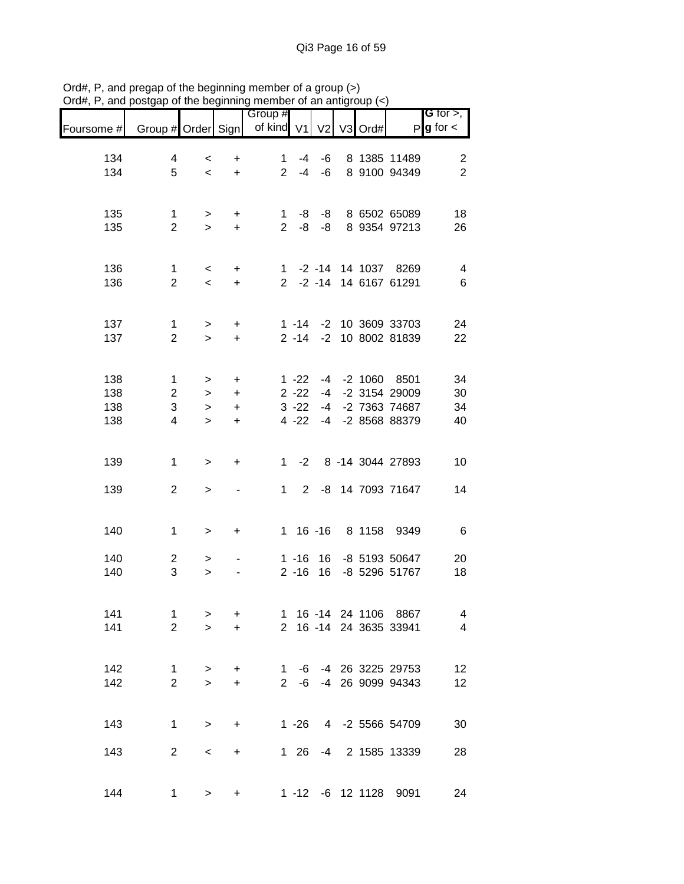Ord#, P, and pregap of the beginning member of a group (>)
Ord#, P, and postgap of the beginning member of an antigroup (<)

| Foursome # | Group # | Order | Sign | Group # of kind | V1 | V2 | V3 | Ord# | P | G for >, g for < |
|---|---|---|---|---|---|---|---|---|---|---|
| 134 | 4 | < | + | 1 | -4 | -6 | 8 | 1385 | 11489 | 2 |
| 134 | 5 | < | + | 2 | -4 | -6 | 8 | 9100 | 94349 | 2 |
| | | | | | | | | | | |
| 135 | 1 | > | + | 1 | -8 | -8 | 8 | 6502 | 65089 | 18 |
| 135 | 2 | > | + | 2 | -8 | -8 | 8 | 9354 | 97213 | 26 |
| | | | | | | | | | | |
| 136 | 1 | < | + | 1 | -2 | -14 | 14 | 1037 | 8269 | 4 |
| 136 | 2 | < | + | 2 | -2 | -14 | 14 | 6167 | 61291 | 6 |
| | | | | | | | | | | |
| 137 | 1 | > | + | 1 | -14 | -2 | 10 | 3609 | 33703 | 24 |
| 137 | 2 | > | + | 2 | -14 | -2 | 10 | 8002 | 81839 | 22 |
| | | | | | | | | | | |
| 138 | 1 | > | + | 1 | -22 | -4 | -2 | 1060 | 8501 | 34 |
| 138 | 2 | > | + | 2 | -22 | -4 | -2 | 3154 | 29009 | 30 |
| 138 | 3 | > | + | 3 | -22 | -4 | -2 | 7363 | 74687 | 34 |
| 138 | 4 | > | + | 4 | -22 | -4 | -2 | 8568 | 88379 | 40 |
| | | | | | | | | | | |
| 139 | 1 | > | + | 1 | -2 | 8 | -14 | 3044 | 27893 | 10 |
| | | | | | | | | | | |
| 139 | 2 | > | - | 1 | 2 | -8 | 14 | 7093 | 71647 | 14 |
| | | | | | | | | | | |
| 140 | 1 | > | + | 1 | 16 | -16 | 8 | 1158 | 9349 | 6 |
| | | | | | | | | | | |
| 140 | 2 | > | - | 1 | -16 | 16 | -8 | 5193 | 50647 | 20 |
| 140 | 3 | > | - | 2 | -16 | 16 | -8 | 5296 | 51767 | 18 |
| | | | | | | | | | | |
| 141 | 1 | > | + | 1 | 16 | -14 | 24 | 1106 | 8867 | 4 |
| 141 | 2 | > | + | 2 | 16 | -14 | 24 | 3635 | 33941 | 4 |
| | | | | | | | | | | |
| 142 | 1 | > | + | 1 | -6 | -4 | 26 | 3225 | 29753 | 12 |
| 142 | 2 | > | + | 2 | -6 | -4 | 26 | 9099 | 94343 | 12 |
| | | | | | | | | | | |
| 143 | 1 | > | + | 1 | -26 | 4 | -2 | 5566 | 54709 | 30 |
| | | | | | | | | | | |
| 143 | 2 | < | + | 1 | 26 | -4 | 2 | 1585 | 13339 | 28 |
| | | | | | | | | | | |
| 144 | 1 | > | + | 1 | -12 | -6 | 12 | 1128 | 9091 | 24 |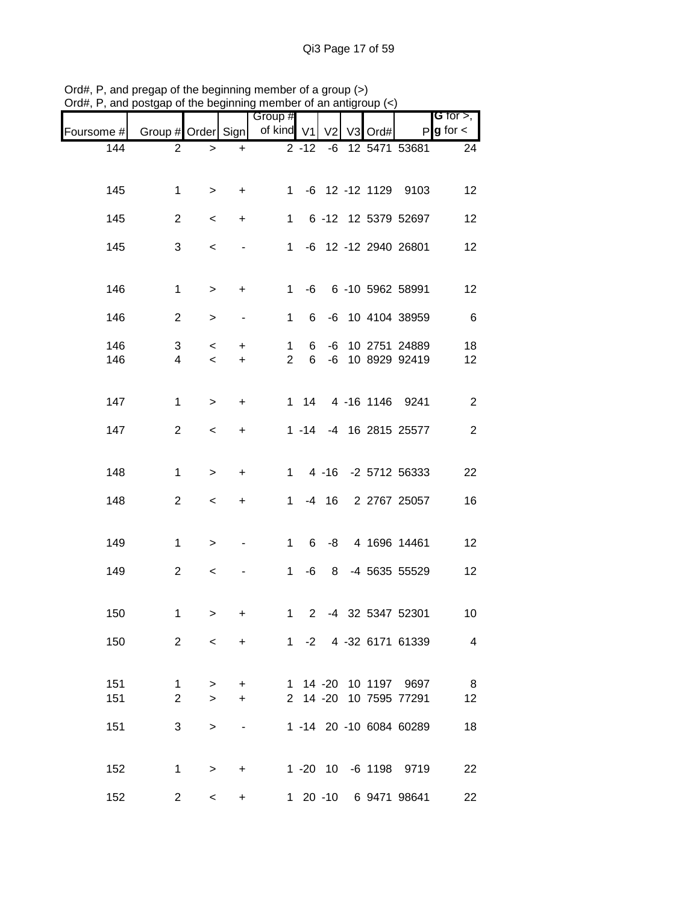Ord#, P, and pregap of the beginning member of a group (>)
Ord#, P, and postgap of the beginning member of an antigroup (<)

| Foursome # | Group # | Order | Sign | Group # of kind | V1 | V2 | V3 | Ord# | P | G for >, g for < |
|---|---|---|---|---|---|---|---|---|---|---|
| 144 | 2 | > | + | 2 | -12 | -6 | 12 | 5471 | 53681 | 24 |
| 145 | 1 | > | + | 1 | -6 | 12 | -12 | 1129 | 9103 | 12 |
| 145 | 2 | < | + | 1 | 6 | -12 | 12 | 5379 | 52697 | 12 |
| 145 | 3 | < | - | 1 | -6 | 12 | -12 | 2940 | 26801 | 12 |
| 146 | 1 | > | + | 1 | -6 | 6 | -10 | 5962 | 58991 | 12 |
| 146 | 2 | > | - | 1 | 6 | -6 | 10 | 4104 | 38959 | 6 |
| 146 | 3 | < | + | 1 | 6 | -6 | 10 | 2751 | 24889 | 18 |
| 146 | 4 | < | + | 2 | 6 | -6 | 10 | 8929 | 92419 | 12 |
| 147 | 1 | > | + | 1 | 14 | 4 | -16 | 1146 | 9241 | 2 |
| 147 | 2 | < | + | 1 | -14 | -4 | 16 | 2815 | 25577 | 2 |
| 148 | 1 | > | + | 1 | 4 | -16 | -2 | 5712 | 56333 | 22 |
| 148 | 2 | < | + | 1 | -4 | 16 | 2 | 2767 | 25057 | 16 |
| 149 | 1 | > | - | 1 | 6 | -8 | 4 | 1696 | 14461 | 12 |
| 149 | 2 | < | - | 1 | -6 | 8 | -4 | 5635 | 55529 | 12 |
| 150 | 1 | > | + | 1 | 2 | -4 | 32 | 5347 | 52301 | 10 |
| 150 | 2 | < | + | 1 | -2 | 4 | -32 | 6171 | 61339 | 4 |
| 151 | 1 | > | + | 1 | 14 | -20 | 10 | 1197 | 9697 | 8 |
| 151 | 2 | > | + | 2 | 14 | -20 | 10 | 7595 | 77291 | 12 |
| 151 | 3 | > | - | 1 | -14 | 20 | -10 | 6084 | 60289 | 18 |
| 152 | 1 | > | + | 1 | -20 | 10 | -6 | 1198 | 9719 | 22 |
| 152 | 2 | < | + | 1 | 20 | -10 | 6 | 9471 | 98641 | 22 |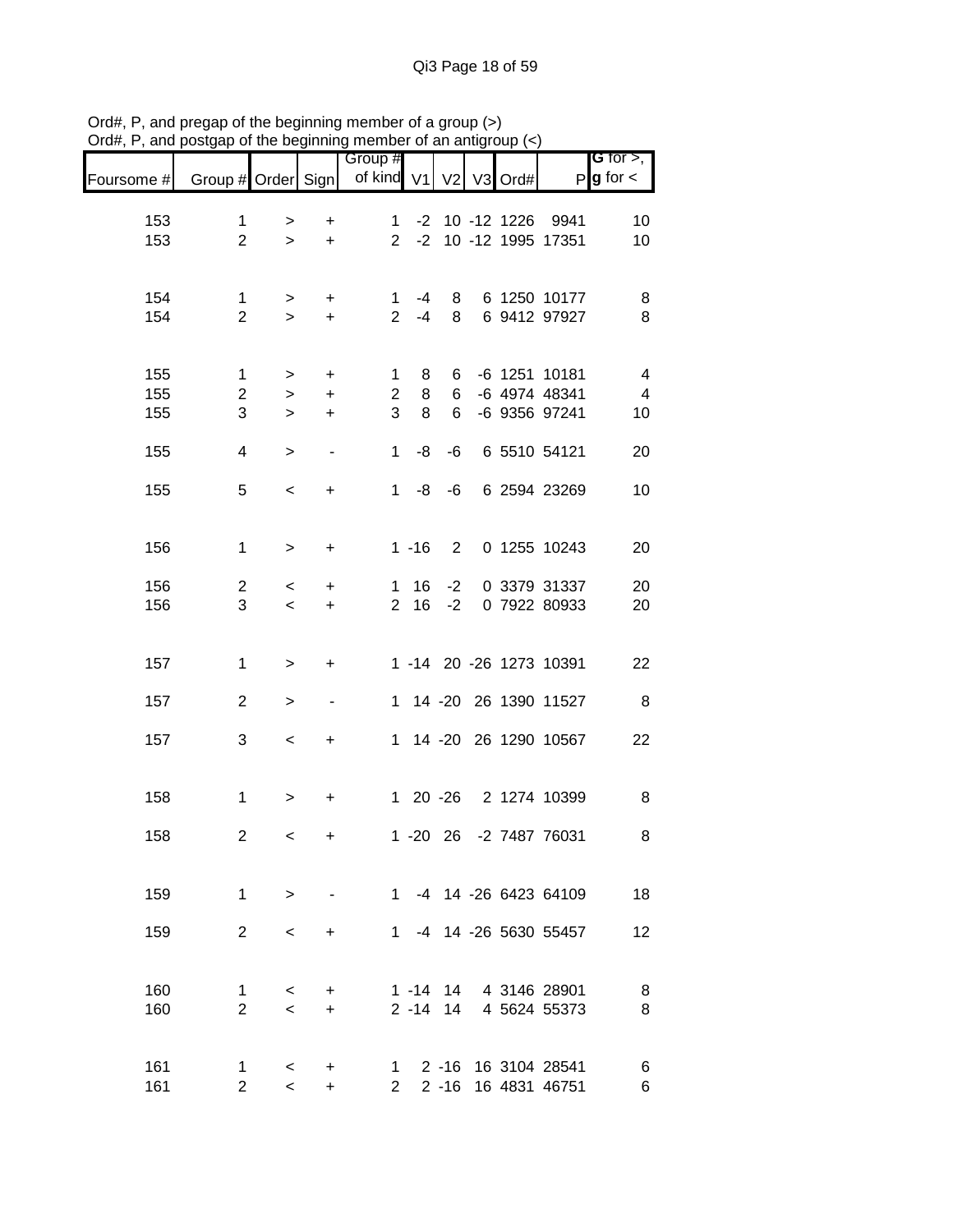Ord#, P, and pregap of the beginning member of a group (>)
Ord#, P, and postgap of the beginning member of an antigroup (<)

| Foursome # | Group # | Order | Sign | Group # of kind | V1 | V2 | V3 | Ord# | P | G for >, g for < |
|---|---|---|---|---|---|---|---|---|---|---|
| 153 | 1 | > | + | 1 | -2 | 10 | -12 | 1226 | 9941 | 10 |
| 153 | 2 | > | + | 2 | -2 | 10 | -12 | 1995 | 17351 | 10 |
| 154 | 1 | > | + | 1 | -4 | 8 | 6 | 1250 | 10177 | 8 |
| 154 | 2 | > | + | 2 | -4 | 8 | 6 | 9412 | 97927 | 8 |
| 155 | 1 | > | + | 1 | 8 | 6 | -6 | 1251 | 10181 | 4 |
| 155 | 2 | > | + | 2 | 8 | 6 | -6 | 4974 | 48341 | 4 |
| 155 | 3 | > | + | 3 | 8 | 6 | -6 | 9356 | 97241 | 10 |
| 155 | 4 | > | - | 1 | -8 | -6 | 6 | 5510 | 54121 | 20 |
| 155 | 5 | < | + | 1 | -8 | -6 | 6 | 2594 | 23269 | 10 |
| 156 | 1 | > | + | 1 | -16 | 2 | 0 | 1255 | 10243 | 20 |
| 156 | 2 | < | + | 1 | 16 | -2 | 0 | 3379 | 31337 | 20 |
| 156 | 3 | < | + | 2 | 16 | -2 | 0 | 7922 | 80933 | 20 |
| 157 | 1 | > | + | 1 | -14 | 20 | -26 | 1273 | 10391 | 22 |
| 157 | 2 | > | - | 1 | 14 | -20 | 26 | 1390 | 11527 | 8 |
| 157 | 3 | < | + | 1 | 14 | -20 | 26 | 1290 | 10567 | 22 |
| 158 | 1 | > | + | 1 | 20 | -26 | 2 | 1274 | 10399 | 8 |
| 158 | 2 | < | + | 1 | -20 | 26 | -2 | 7487 | 76031 | 8 |
| 159 | 1 | > | - | 1 | -4 | 14 | -26 | 6423 | 64109 | 18 |
| 159 | 2 | < | + | 1 | -4 | 14 | -26 | 5630 | 55457 | 12 |
| 160 | 1 | < | + | 1 | -14 | 14 | 4 | 3146 | 28901 | 8 |
| 160 | 2 | < | + | 2 | -14 | 14 | 4 | 5624 | 55373 | 8 |
| 161 | 1 | < | + | 1 | 2 | -16 | 16 | 3104 | 28541 | 6 |
| 161 | 2 | < | + | 2 | 2 | -16 | 16 | 4831 | 46751 | 6 |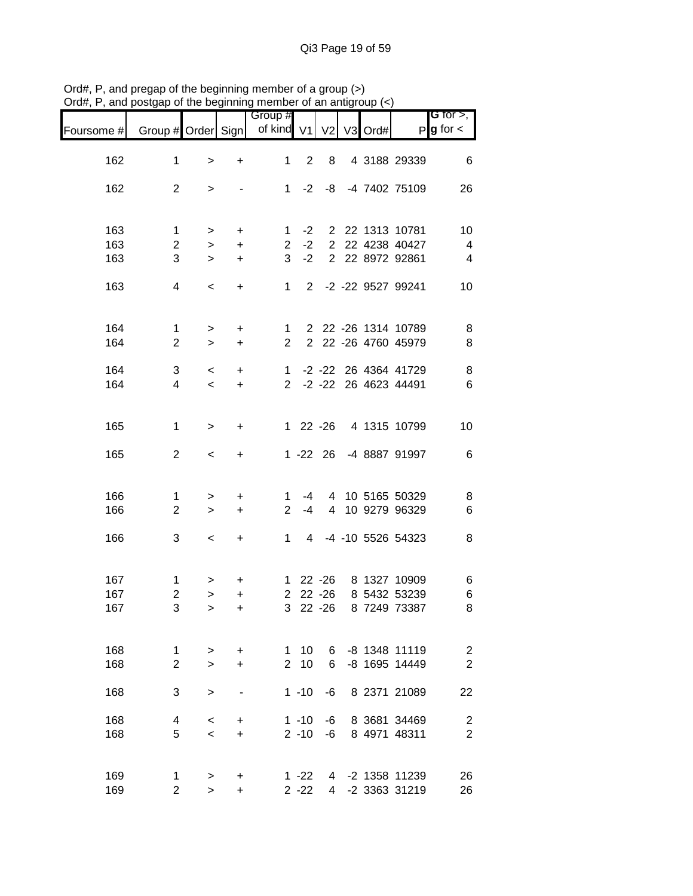Ord#, P, and pregap of the beginning member of a group (>)
Ord#, P, and postgap of the beginning member of an antigroup (<)

| Foursome # | Group # | Order | Sign | Group # of kind | V1 | V2 | V3 | Ord# | P | G for >, g for < |
|---|---|---|---|---|---|---|---|---|---|---|
| 162 | 1 | > | + | 1 | 2 | 8 | 4 | 3188 | 29339 | 6 |
| 162 | 2 | > | - | 1 | -2 | -8 | -4 | 7402 | 75109 | 26 |
| 163 | 1 | > | + | 1 | -2 | 2 | 22 | 1313 | 10781 | 10 |
| 163 | 2 | > | + | 2 | -2 | 2 | 22 | 4238 | 40427 | 4 |
| 163 | 3 | > | + | 3 | -2 | 2 | 22 | 8972 | 92861 | 4 |
| 163 | 4 | < | + | 1 | 2 | -2 | -22 | 9527 | 99241 | 10 |
| 164 | 1 | > | + | 1 | 2 | 22 | -26 | 1314 | 10789 | 8 |
| 164 | 2 | > | + | 2 | 2 | 22 | -26 | 4760 | 45979 | 8 |
| 164 | 3 | < | + | 1 | -2 | -22 | 26 | 4364 | 41729 | 8 |
| 164 | 4 | < | + | 2 | -2 | -22 | 26 | 4623 | 44491 | 6 |
| 165 | 1 | > | + | 1 | 22 | -26 | 4 | 1315 | 10799 | 10 |
| 165 | 2 | < | + | 1 | -22 | 26 | -4 | 8887 | 91997 | 6 |
| 166 | 1 | > | + | 1 | -4 | 4 | 10 | 5165 | 50329 | 8 |
| 166 | 2 | > | + | 2 | -4 | 4 | 10 | 9279 | 96329 | 6 |
| 166 | 3 | < | + | 1 | 4 | -4 | -10 | 5526 | 54323 | 8 |
| 167 | 1 | > | + | 1 | 22 | -26 | 8 | 1327 | 10909 | 6 |
| 167 | 2 | > | + | 2 | 22 | -26 | 8 | 5432 | 53239 | 6 |
| 167 | 3 | > | + | 3 | 22 | -26 | 8 | 7249 | 73387 | 8 |
| 168 | 1 | > | + | 1 | 10 | 6 | -8 | 1348 | 11119 | 2 |
| 168 | 2 | > | + | 2 | 10 | 6 | -8 | 1695 | 14449 | 2 |
| 168 | 3 | > | - | 1 | -10 | -6 | 8 | 2371 | 21089 | 22 |
| 168 | 4 | < | + | 1 | -10 | -6 | 8 | 3681 | 34469 | 2 |
| 168 | 5 | < | + | 2 | -10 | -6 | 8 | 4971 | 48311 | 2 |
| 169 | 1 | > | + | 1 | -22 | 4 | -2 | 1358 | 11239 | 26 |
| 169 | 2 | > | + | 2 | -22 | 4 | -2 | 3363 | 31219 | 26 |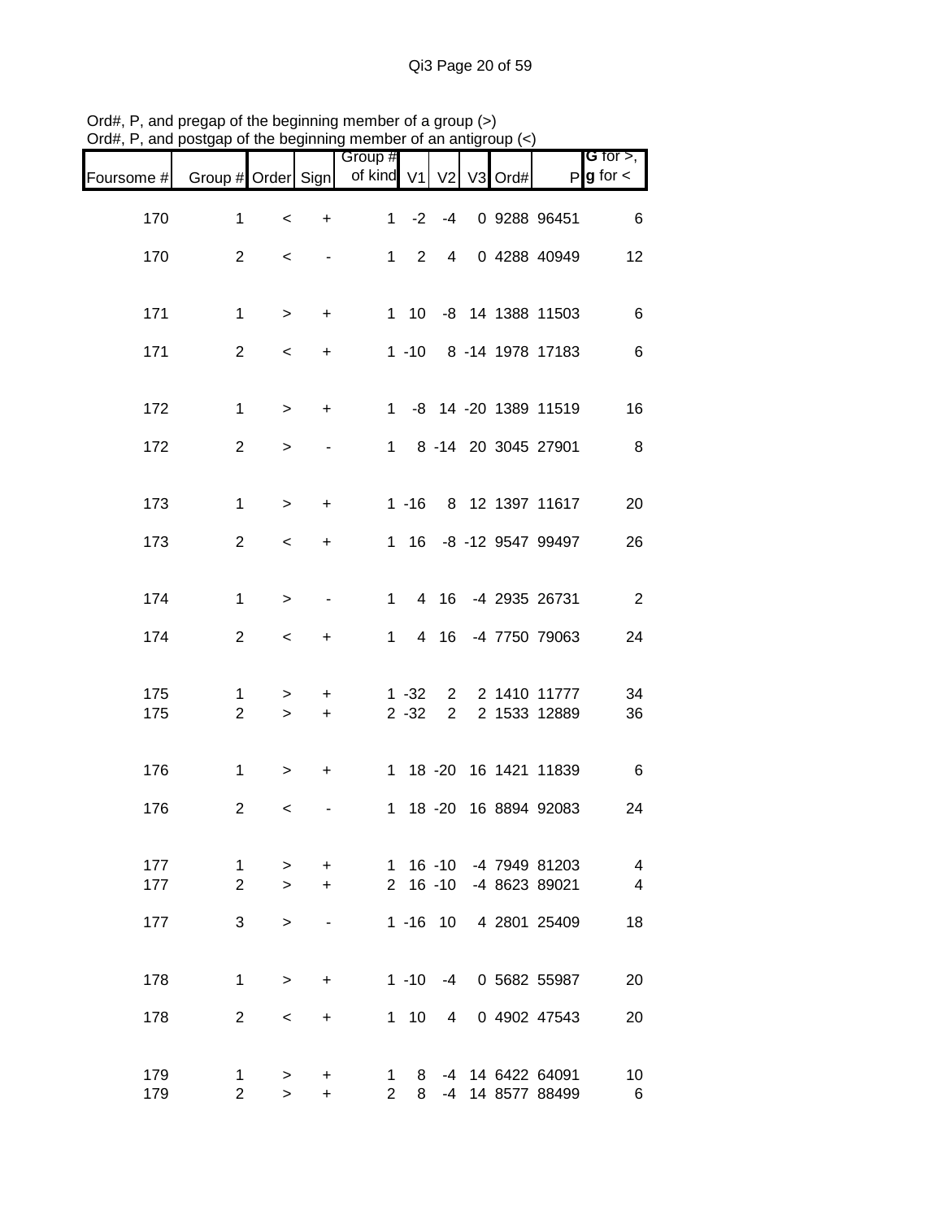Ord#, P, and pregap of the beginning member of a group (>)
Ord#, P, and postgap of the beginning member of an antigroup (<)

| Foursome # | Group # | Order | Sign | Group # of kind | V1 | V2 | V3 | Ord# | P | G for >, g for < |
|---|---|---|---|---|---|---|---|---|---|---|
| 170 | 1 | < | + | 1 | -2 | -4 | 0 | 9288 | 96451 | 6 |
| 170 | 2 | < | - | 1 | 2 | 4 | 0 | 4288 | 40949 | 12 |
| 171 | 1 | > | + | 1 | 10 | -8 | 14 | 1388 | 11503 | 6 |
| 171 | 2 | < | + | 1 | -10 | 8 | -14 | 1978 | 17183 | 6 |
| 172 | 1 | > | + | 1 | -8 | 14 | -20 | 1389 | 11519 | 16 |
| 172 | 2 | > | - | 1 | 8 | -14 | 20 | 3045 | 27901 | 8 |
| 173 | 1 | > | + | 1 | -16 | 8 | 12 | 1397 | 11617 | 20 |
| 173 | 2 | < | + | 1 | 16 | -8 | -12 | 9547 | 99497 | 26 |
| 174 | 1 | > | - | 1 | 4 | 16 | -4 | 2935 | 26731 | 2 |
| 174 | 2 | < | + | 1 | 4 | 16 | -4 | 7750 | 79063 | 24 |
| 175 | 1 | > | + | 1 | -32 | 2 | 2 | 1410 | 11777 | 34 |
| 175 | 2 | > | + | 2 | -32 | 2 | 2 | 1533 | 12889 | 36 |
| 176 | 1 | > | + | 1 | 18 | -20 | 16 | 1421 | 11839 | 6 |
| 176 | 2 | < | - | 1 | 18 | -20 | 16 | 8894 | 92083 | 24 |
| 177 | 1 | > | + | 1 | 16 | -10 | -4 | 7949 | 81203 | 4 |
| 177 | 2 | > | + | 2 | 16 | -10 | -4 | 8623 | 89021 | 4 |
| 177 | 3 | > | - | 1 | -16 | 10 | 4 | 2801 | 25409 | 18 |
| 178 | 1 | > | + | 1 | -10 | -4 | 0 | 5682 | 55987 | 20 |
| 178 | 2 | < | + | 1 | 10 | 4 | 0 | 4902 | 47543 | 20 |
| 179 | 1 | > | + | 1 | 8 | -4 | 14 | 6422 | 64091 | 10 |
| 179 | 2 | > | + | 2 | 8 | -4 | 14 | 8577 | 88499 | 6 |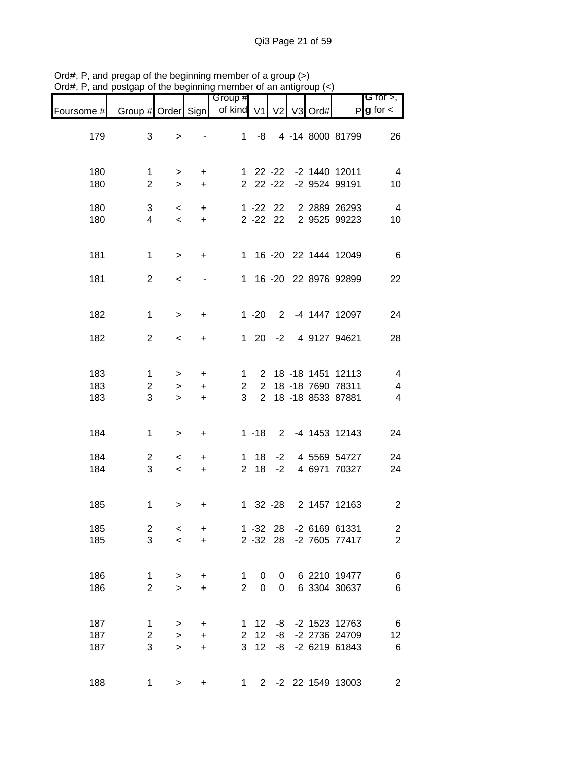Ord#, P, and pregap of the beginning member of a group (>)
Ord#, P, and postgap of the beginning member of an antigroup (<)

| Foursome # | Group # | Order | Sign | Group # of kind | V1 | V2 | V3 | Ord# | P | G for >, g for < |
|---|---|---|---|---|---|---|---|---|---|---|
| 179 | 3 | > | - | 1 | -8 | 4 | -14 | 8000 | 81799 | 26 |
| 180 | 1 | > | + | 1 | 22 | -22 | -2 | 1440 | 12011 | 4 |
| 180 | 2 | > | + | 2 | 22 | -22 | -2 | 9524 | 99191 | 10 |
| 180 | 3 | < | + | 1 | -22 | 22 | 2 | 2889 | 26293 | 4 |
| 180 | 4 | < | + | 2 | -22 | 22 | 2 | 9525 | 99223 | 10 |
| 181 | 1 | > | + | 1 | 16 | -20 | 22 | 1444 | 12049 | 6 |
| 181 | 2 | < | - | 1 | 16 | -20 | 22 | 8976 | 92899 | 22 |
| 182 | 1 | > | + | 1 | -20 | 2 | -4 | 1447 | 12097 | 24 |
| 182 | 2 | < | + | 1 | 20 | -2 | 4 | 9127 | 94621 | 28 |
| 183 | 1 | > | + | 1 | 2 | 18 | -18 | 1451 | 12113 | 4 |
| 183 | 2 | > | + | 2 | 2 | 18 | -18 | 7690 | 78311 | 4 |
| 183 | 3 | > | + | 3 | 2 | 18 | -18 | 8533 | 87881 | 4 |
| 184 | 1 | > | + | 1 | -18 | 2 | -4 | 1453 | 12143 | 24 |
| 184 | 2 | < | + | 1 | 18 | -2 | 4 | 5569 | 54727 | 24 |
| 184 | 3 | < | + | 2 | 18 | -2 | 4 | 6971 | 70327 | 24 |
| 185 | 1 | > | + | 1 | 32 | -28 | 2 | 1457 | 12163 | 2 |
| 185 | 2 | < | + | 1 | -32 | 28 | -2 | 6169 | 61331 | 2 |
| 185 | 3 | < | + | 2 | -32 | 28 | -2 | 7605 | 77417 | 2 |
| 186 | 1 | > | + | 1 | 0 | 0 | 6 | 2210 | 19477 | 6 |
| 186 | 2 | > | + | 2 | 0 | 0 | 6 | 3304 | 30637 | 6 |
| 187 | 1 | > | + | 1 | 12 | -8 | -2 | 1523 | 12763 | 6 |
| 187 | 2 | > | + | 2 | 12 | -8 | -2 | 2736 | 24709 | 12 |
| 187 | 3 | > | + | 3 | 12 | -8 | -2 | 6219 | 61843 | 6 |
| 188 | 1 | > | + | 1 | 2 | -2 | 22 | 1549 | 13003 | 2 |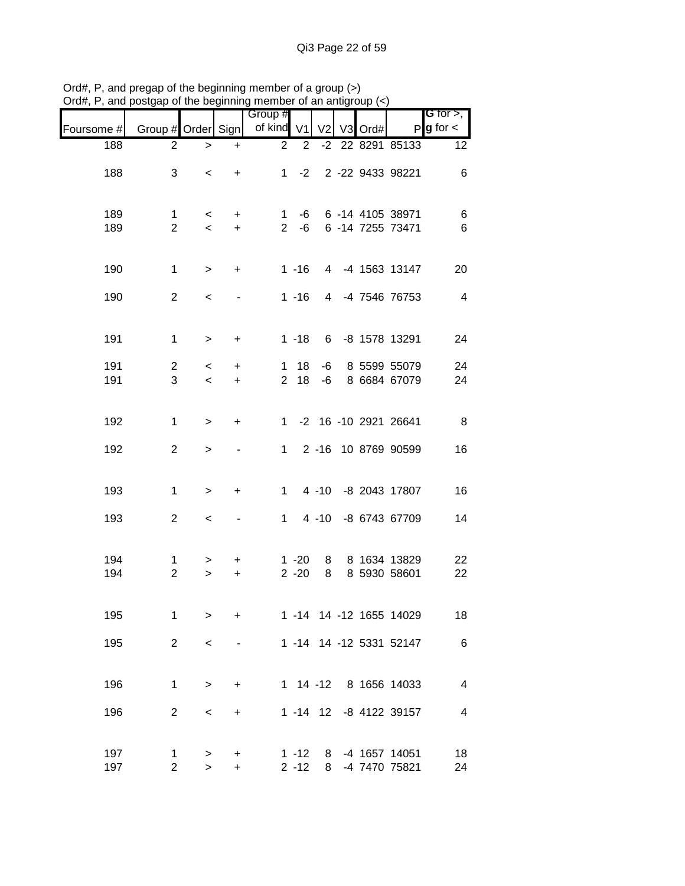Ord#, P, and pregap of the beginning member of a group (>)
Ord#, P, and postgap of the beginning member of an antigroup (<)

| Foursome # | Group # | Order | Sign | Group # of kind | V1 | V2 | V3 | Ord# | P | G for >, g for < |
|---|---|---|---|---|---|---|---|---|---|---|
| 188 | 2 | > | + | 2 | 2 | -2 | 22 | 8291 | 85133 | 12 |
| 188 | 3 | < | + | 1 | -2 | 2 | -22 | 9433 | 98221 | 6 |
| 189 | 1 | < | + | 1 | -6 | 6 | -14 | 4105 | 38971 | 6 |
| 189 | 2 | < | + | 2 | -6 | 6 | -14 | 7255 | 73471 | 6 |
| 190 | 1 | > | + | 1 | -16 | 4 | -4 | 1563 | 13147 | 20 |
| 190 | 2 | < | - | 1 | -16 | 4 | -4 | 7546 | 76753 | 4 |
| 191 | 1 | > | + | 1 | -18 | 6 | -8 | 1578 | 13291 | 24 |
| 191 | 2 | < | + | 1 | 18 | -6 | 8 | 5599 | 55079 | 24 |
| 191 | 3 | < | + | 2 | 18 | -6 | 8 | 6684 | 67079 | 24 |
| 192 | 1 | > | + | 1 | -2 | 16 | -10 | 2921 | 26641 | 8 |
| 192 | 2 | > | - | 1 | 2 | -16 | 10 | 8769 | 90599 | 16 |
| 193 | 1 | > | + | 1 | 4 | -10 | -8 | 2043 | 17807 | 16 |
| 193 | 2 | < | - | 1 | 4 | -10 | -8 | 6743 | 67709 | 14 |
| 194 | 1 | > | + | 1 | -20 | 8 | 8 | 1634 | 13829 | 22 |
| 194 | 2 | > | + | 2 | -20 | 8 | 8 | 5930 | 58601 | 22 |
| 195 | 1 | > | + | 1 | -14 | 14 | -12 | 1655 | 14029 | 18 |
| 195 | 2 | < | - | 1 | -14 | 14 | -12 | 5331 | 52147 | 6 |
| 196 | 1 | > | + | 1 | 14 | -12 | 8 | 1656 | 14033 | 4 |
| 196 | 2 | < | + | 1 | -14 | 12 | -8 | 4122 | 39157 | 4 |
| 197 | 1 | > | + | 1 | -12 | 8 | -4 | 1657 | 14051 | 18 |
| 197 | 2 | > | + | 2 | -12 | 8 | -4 | 7470 | 75821 | 24 |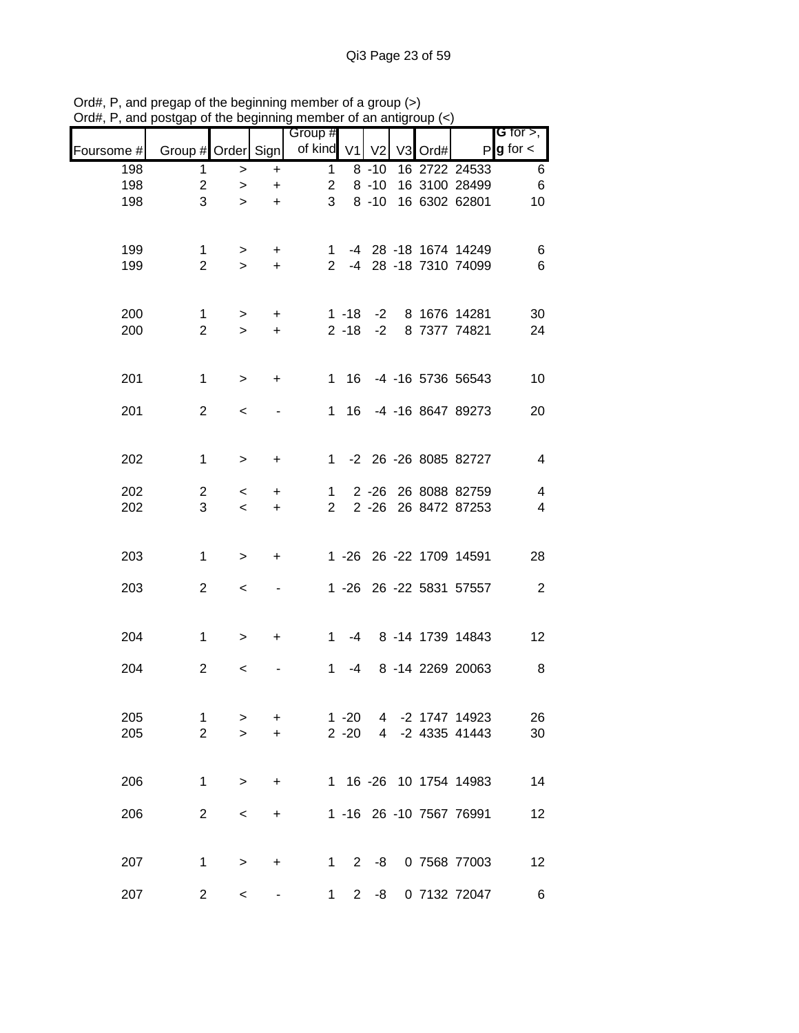Ord#, P, and pregap of the beginning member of a group (>)
Ord#, P, and postgap of the beginning member of an antigroup (<)

| Foursome # | Group # | Order | Sign | Group # of kind | V1 | V2 | V3 | Ord# | P | G for >, g for < |
|---|---|---|---|---|---|---|---|---|---|---|
| 198 | 1 | > | + | 1 | 8 | -10 | 16 | 2722 | 24533 | 6 |
| 198 | 2 | > | + | 2 | 8 | -10 | 16 | 3100 | 28499 | 6 |
| 198 | 3 | > | + | 3 | 8 | -10 | 16 | 6302 | 62801 | 10 |
| 199 | 1 | > | + | 1 | -4 | 28 | -18 | 1674 | 14249 | 6 |
| 199 | 2 | > | + | 2 | -4 | 28 | -18 | 7310 | 74099 | 6 |
| 200 | 1 | > | + | 1 | -18 | -2 | 8 | 1676 | 14281 | 30 |
| 200 | 2 | > | + | 2 | -18 | -2 | 8 | 7377 | 74821 | 24 |
| 201 | 1 | > | + | 1 | 16 | -4 | -16 | 5736 | 56543 | 10 |
| 201 | 2 | < | - | 1 | 16 | -4 | -16 | 8647 | 89273 | 20 |
| 202 | 1 | > | + | 1 | -2 | 26 | -26 | 8085 | 82727 | 4 |
| 202 | 2 | < | + | 1 | 2 | -26 | 26 | 8088 | 82759 | 4 |
| 202 | 3 | < | + | 2 | 2 | -26 | 26 | 8472 | 87253 | 4 |
| 203 | 1 | > | + | 1 | -26 | 26 | -22 | 1709 | 14591 | 28 |
| 203 | 2 | < | - | 1 | -26 | 26 | -22 | 5831 | 57557 | 2 |
| 204 | 1 | > | + | 1 | -4 | 8 | -14 | 1739 | 14843 | 12 |
| 204 | 2 | < | - | 1 | -4 | 8 | -14 | 2269 | 20063 | 8 |
| 205 | 1 | > | + | 1 | -20 | 4 | -2 | 1747 | 14923 | 26 |
| 205 | 2 | > | + | 2 | -20 | 4 | -2 | 4335 | 41443 | 30 |
| 206 | 1 | > | + | 1 | 16 | -26 | 10 | 1754 | 14983 | 14 |
| 206 | 2 | < | + | 1 | -16 | 26 | -10 | 7567 | 76991 | 12 |
| 207 | 1 | > | + | 1 | 2 | -8 | 0 | 7568 | 77003 | 12 |
| 207 | 2 | < | - | 1 | 2 | -8 | 0 | 7132 | 72047 | 6 |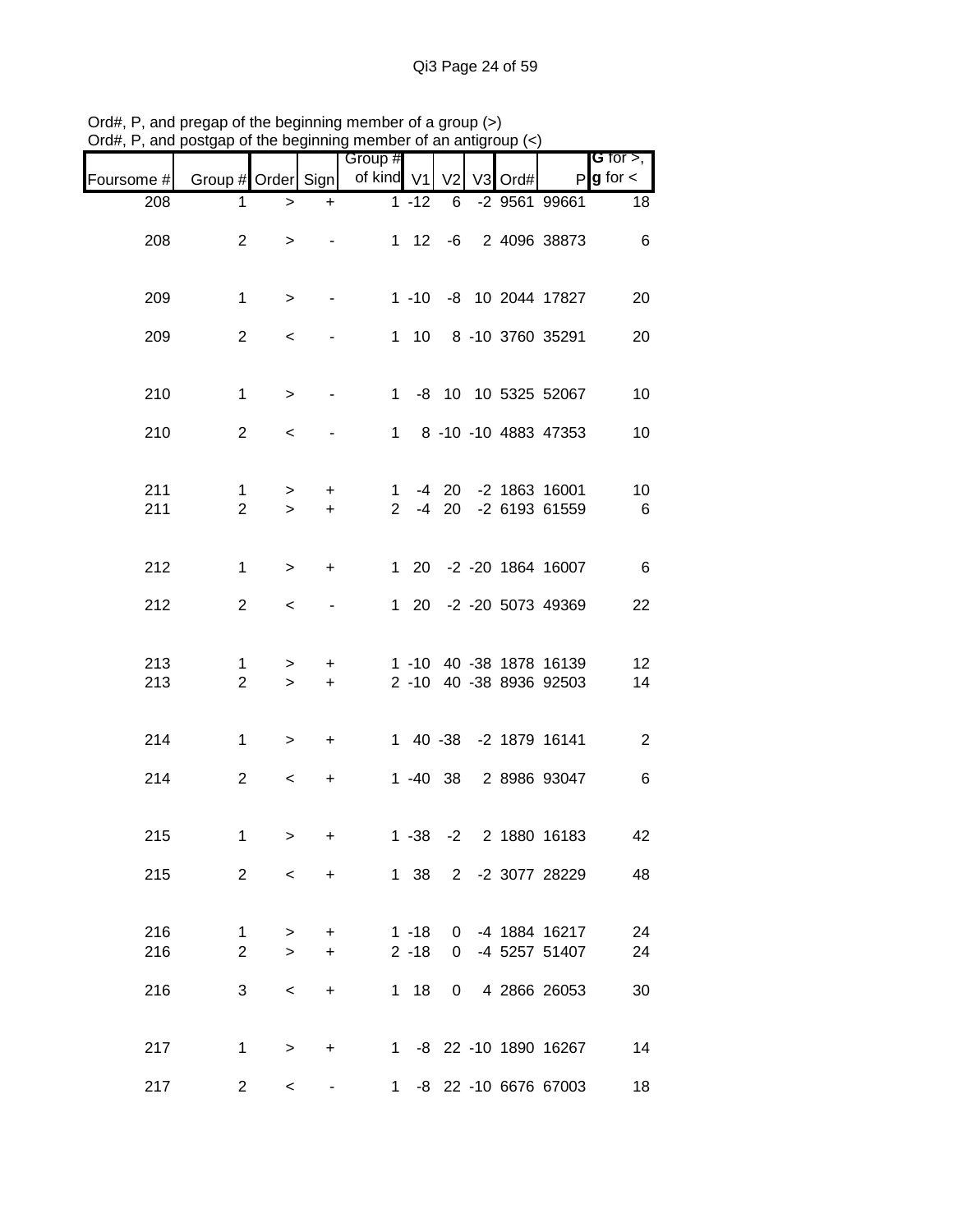Ord#, P, and pregap of the beginning member of a group (>)
Ord#, P, and postgap of the beginning member of an antigroup (<)

| Foursome # | Group # | Order | Sign | Group # of kind | V1 | V2 | V3 | Ord# | P | G for >, g for < |
|---|---|---|---|---|---|---|---|---|---|---|
| 208 | 1 | > | + | 1 | -12 | 6 | -2 | 9561 | 99661 | 18 |
| 208 | 2 | > | - | 1 | 12 | -6 | 2 | 4096 | 38873 | 6 |
| 209 | 1 | > | - | 1 | -10 | -8 | 10 | 2044 | 17827 | 20 |
| 209 | 2 | < | - | 1 | 10 | 8 | -10 | 3760 | 35291 | 20 |
| 210 | 1 | > | - | 1 | -8 | 10 | 10 | 5325 | 52067 | 10 |
| 210 | 2 | < | - | 1 | 8 | -10 | -10 | 4883 | 47353 | 10 |
| 211 | 1 | > | + | 1 | -4 | 20 | -2 | 1863 | 16001 | 10 |
| 211 | 2 | > | + | 2 | -4 | 20 | -2 | 6193 | 61559 | 6 |
| 212 | 1 | > | + | 1 | 20 | -2 | -20 | 1864 | 16007 | 6 |
| 212 | 2 | < | - | 1 | 20 | -2 | -20 | 5073 | 49369 | 22 |
| 213 | 1 | > | + | 1 | -10 | 40 | -38 | 1878 | 16139 | 12 |
| 213 | 2 | > | + | 2 | -10 | 40 | -38 | 8936 | 92503 | 14 |
| 214 | 1 | > | + | 1 | 40 | -38 | -2 | 1879 | 16141 | 2 |
| 214 | 2 | < | + | 1 | -40 | 38 | 2 | 8986 | 93047 | 6 |
| 215 | 1 | > | + | 1 | -38 | -2 | 2 | 1880 | 16183 | 42 |
| 215 | 2 | < | + | 1 | 38 | 2 | -2 | 3077 | 28229 | 48 |
| 216 | 1 | > | + | 1 | -18 | 0 | -4 | 1884 | 16217 | 24 |
| 216 | 2 | > | + | 2 | -18 | 0 | -4 | 5257 | 51407 | 24 |
| 216 | 3 | < | + | 1 | 18 | 0 | 4 | 2866 | 26053 | 30 |
| 217 | 1 | > | + | 1 | -8 | 22 | -10 | 1890 | 16267 | 14 |
| 217 | 2 | < | - | 1 | -8 | 22 | -10 | 6676 | 67003 | 18 |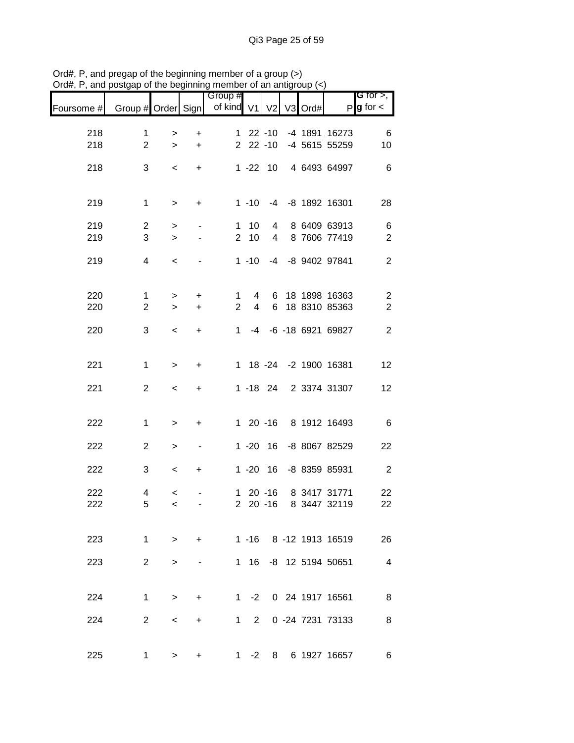Ord#, P, and pregap of the beginning member of a group (>)
Ord#, P, and postgap of the beginning member of an antigroup (<)

| Foursome # | Group # | Order | Sign | Group # of kind | V1 | V2 | V3 | Ord# | P | G for >, g for < |
|---|---|---|---|---|---|---|---|---|---|---|
| 218 | 1 | > | + | 1 | 22 | -10 | -4 | 1891 | 16273 | 6 |
| 218 | 2 | > | + | 2 | 22 | -10 | -4 | 5615 | 55259 | 10 |
| 218 | 3 | < | + | 1 | -22 | 10 | 4 | 6493 | 64997 | 6 |
| 219 | 1 | > | + | 1 | -10 | -4 | -8 | 1892 | 16301 | 28 |
| 219 | 2 | > | - | 1 | 10 | 4 | 8 | 6409 | 63913 | 6 |
| 219 | 3 | > | - | 2 | 10 | 4 | 8 | 7606 | 77419 | 2 |
| 219 | 4 | < | - | 1 | -10 | -4 | -8 | 9402 | 97841 | 2 |
| 220 | 1 | > | + | 1 | 4 | 6 | 18 | 1898 | 16363 | 2 |
| 220 | 2 | > | + | 2 | 4 | 6 | 18 | 8310 | 85363 | 2 |
| 220 | 3 | < | + | 1 | -4 | -6 | -18 | 6921 | 69827 | 2 |
| 221 | 1 | > | + | 1 | 18 | -24 | -2 | 1900 | 16381 | 12 |
| 221 | 2 | < | + | 1 | -18 | 24 | 2 | 3374 | 31307 | 12 |
| 222 | 1 | > | + | 1 | 20 | -16 | 8 | 1912 | 16493 | 6 |
| 222 | 2 | > | - | 1 | -20 | 16 | -8 | 8067 | 82529 | 22 |
| 222 | 3 | < | + | 1 | -20 | 16 | -8 | 8359 | 85931 | 2 |
| 222 | 4 | < | - | 1 | 20 | -16 | 8 | 3417 | 31771 | 22 |
| 222 | 5 | < | - | 2 | 20 | -16 | 8 | 3447 | 32119 | 22 |
| 223 | 1 | > | + | 1 | -16 | 8 | -12 | 1913 | 16519 | 26 |
| 223 | 2 | > | - | 1 | 16 | -8 | 12 | 5194 | 50651 | 4 |
| 224 | 1 | > | + | 1 | -2 | 0 | 24 | 1917 | 16561 | 8 |
| 224 | 2 | < | + | 1 | 2 | 0 | -24 | 7231 | 73133 | 8 |
| 225 | 1 | > | + | 1 | -2 | 8 | 6 | 1927 | 16657 | 6 |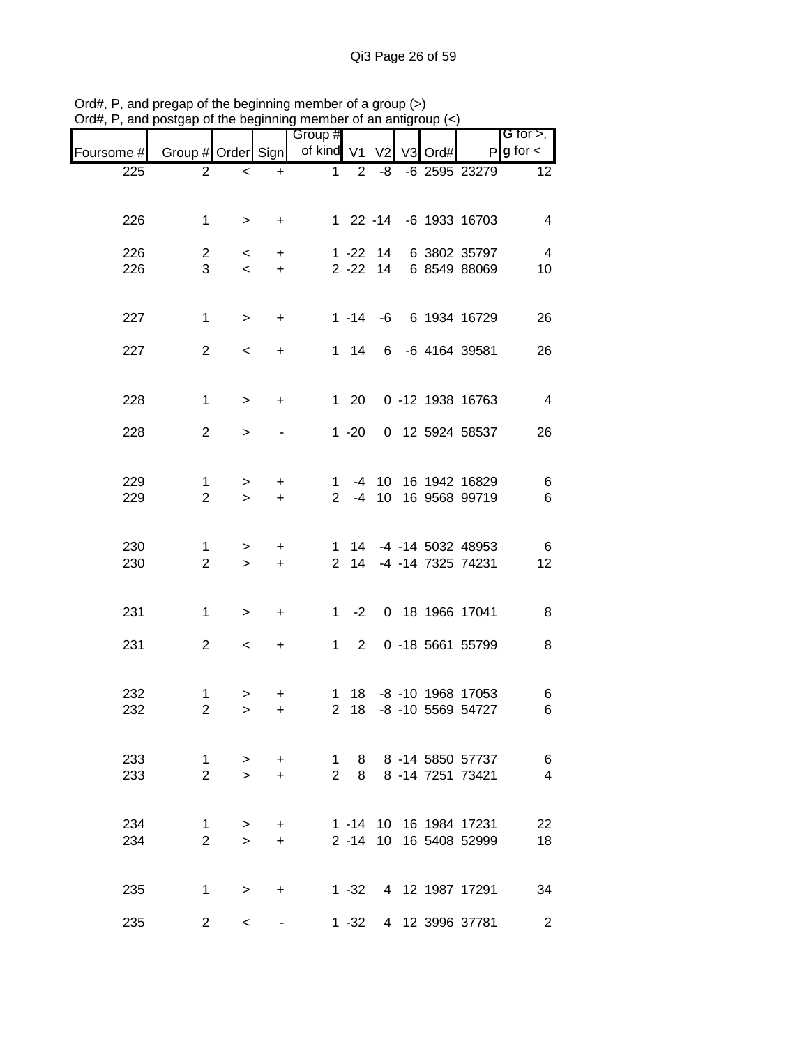Ord#, P, and pregap of the beginning member of a group (>)
Ord#, P, and postgap of the beginning member of an antigroup (<)

| Foursome # | Group # | Order | Sign | Group # of kind | V1 | V2 | V3 | Ord# | P | G for >, g for < |
|---|---|---|---|---|---|---|---|---|---|---|
| 225 | 2 | < | + | 1 | 2 | -8 | -6 | 2595 | 23279 | 12 |
| 226 | 1 | > | + | 1 | 22 | -14 | -6 | 1933 | 16703 | 4 |
| 226 | 2 | < | + | 1 | -22 | 14 | 6 | 3802 | 35797 | 4 |
| 226 | 3 | < | + | 2 | -22 | 14 | 6 | 8549 | 88069 | 10 |
| 227 | 1 | > | + | 1 | -14 | -6 | 6 | 1934 | 16729 | 26 |
| 227 | 2 | < | + | 1 | 14 | 6 | -6 | 4164 | 39581 | 26 |
| 228 | 1 | > | + | 1 | 20 | 0 | -12 | 1938 | 16763 | 4 |
| 228 | 2 | > | - | 1 | -20 | 0 | 12 | 5924 | 58537 | 26 |
| 229 | 1 | > | + | 1 | -4 | 10 | 16 | 1942 | 16829 | 6 |
| 229 | 2 | > | + | 2 | -4 | 10 | 16 | 9568 | 99719 | 6 |
| 230 | 1 | > | + | 1 | 14 | -4 | -14 | 5032 | 48953 | 6 |
| 230 | 2 | > | + | 2 | 14 | -4 | -14 | 7325 | 74231 | 12 |
| 231 | 1 | > | + | 1 | -2 | 0 | 18 | 1966 | 17041 | 8 |
| 231 | 2 | < | + | 1 | 2 | 0 | -18 | 5661 | 55799 | 8 |
| 232 | 1 | > | + | 1 | 18 | -8 | -10 | 1968 | 17053 | 6 |
| 232 | 2 | > | + | 2 | 18 | -8 | -10 | 5569 | 54727 | 6 |
| 233 | 1 | > | + | 1 | 8 | 8 | -14 | 5850 | 57737 | 6 |
| 233 | 2 | > | + | 2 | 8 | 8 | -14 | 7251 | 73421 | 4 |
| 234 | 1 | > | + | 1 | -14 | 10 | 16 | 1984 | 17231 | 22 |
| 234 | 2 | > | + | 2 | -14 | 10 | 16 | 5408 | 52999 | 18 |
| 235 | 1 | > | + | 1 | -32 | 4 | 12 | 1987 | 17291 | 34 |
| 235 | 2 | < | - | 1 | -32 | 4 | 12 | 3996 | 37781 | 2 |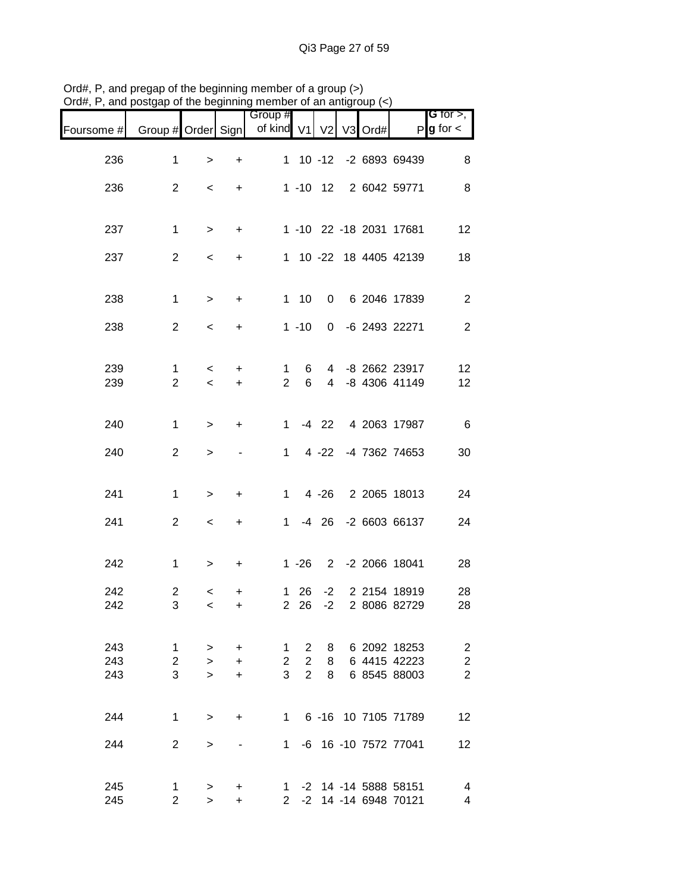Ord#, P, and pregap of the beginning member of a group (>)
Ord#, P, and postgap of the beginning member of an antigroup (<)

| Foursome # | Group # | Order | Sign | Group # of kind | V1 | V2 | V3 | Ord# | P | G for >, g for < |
|---|---|---|---|---|---|---|---|---|---|---|
| 236 | 1 | > | + | 1 | 10 | -12 | -2 | 6893 | 69439 | 8 |
| 236 | 2 | < | + | 1 | -10 | 12 | 2 | 6042 | 59771 | 8 |
| 237 | 1 | > | + | 1 | -10 | 22 | -18 | 2031 | 17681 | 12 |
| 237 | 2 | < | + | 1 | 10 | -22 | 18 | 4405 | 42139 | 18 |
| 238 | 1 | > | + | 1 | 10 | 0 | 6 | 2046 | 17839 | 2 |
| 238 | 2 | < | + | 1 | -10 | 0 | -6 | 2493 | 22271 | 2 |
| 239 | 1 | < | + | 1 | 6 | 4 | -8 | 2662 | 23917 | 12 |
| 239 | 2 | < | + | 2 | 6 | 4 | -8 | 4306 | 41149 | 12 |
| 240 | 1 | > | + | 1 | -4 | 22 | 4 | 2063 | 17987 | 6 |
| 240 | 2 | > | - | 1 | 4 | -22 | -4 | 7362 | 74653 | 30 |
| 241 | 1 | > | + | 1 | 4 | -26 | 2 | 2065 | 18013 | 24 |
| 241 | 2 | < | + | 1 | -4 | 26 | -2 | 6603 | 66137 | 24 |
| 242 | 1 | > | + | 1 | -26 | 2 | -2 | 2066 | 18041 | 28 |
| 242 | 2 | < | + | 1 | 26 | -2 | 2 | 2154 | 18919 | 28 |
| 242 | 3 | < | + | 2 | 26 | -2 | 2 | 8086 | 82729 | 28 |
| 243 | 1 | > | + | 1 | 2 | 8 | 6 | 2092 | 18253 | 2 |
| 243 | 2 | > | + | 2 | 2 | 8 | 6 | 4415 | 42223 | 2 |
| 243 | 3 | > | + | 3 | 2 | 8 | 6 | 8545 | 88003 | 2 |
| 244 | 1 | > | + | 1 | 6 | -16 | 10 | 7105 | 71789 | 12 |
| 244 | 2 | > | - | 1 | -6 | 16 | -10 | 7572 | 77041 | 12 |
| 245 | 1 | > | + | 1 | -2 | 14 | -14 | 5888 | 58151 | 4 |
| 245 | 2 | > | + | 2 | -2 | 14 | -14 | 6948 | 70121 | 4 |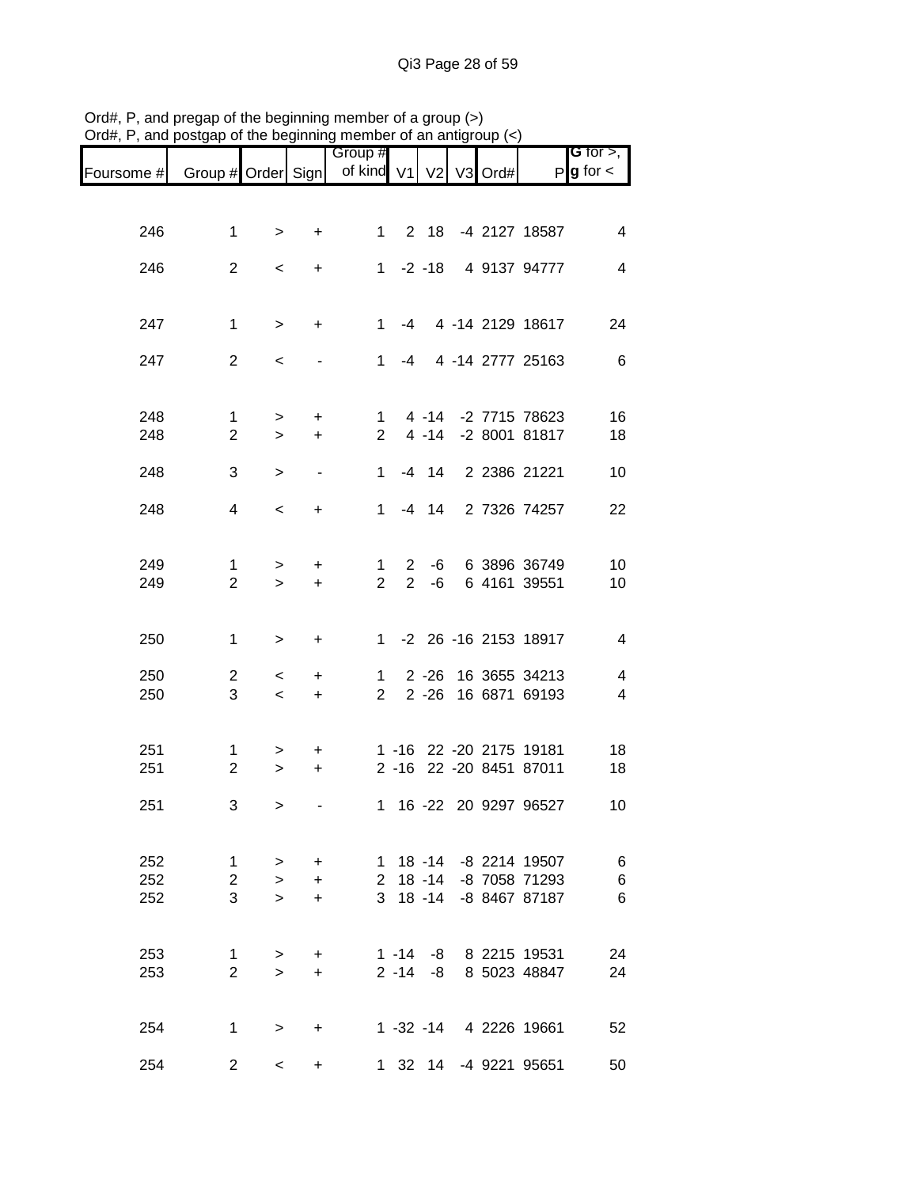Ord#, P, and pregap of the beginning member of a group (>)
Ord#, P, and postgap of the beginning member of an antigroup (<)

| Foursome # | Group # | Order | Sign | Group # of kind | V1 | V2 | V3 | Ord# | P | G for >, g for < |
|---|---|---|---|---|---|---|---|---|---|---|
| 246 | 1 | > | + | 1 | 2 | 18 | -4 | 2127 | 18587 | 4 |
| 246 | 2 | < | + | 1 | -2 | -18 | 4 | 9137 | 94777 | 4 |
| 247 | 1 | > | + | 1 | -4 | 4 | -14 | 2129 | 18617 | 24 |
| 247 | 2 | < | - | 1 | -4 | 4 | -14 | 2777 | 25163 | 6 |
| 248 | 1 | > | + | 1 | 4 | -14 | -2 | 7715 | 78623 | 16 |
| 248 | 2 | > | + | 2 | 4 | -14 | -2 | 8001 | 81817 | 18 |
| 248 | 3 | > | - | 1 | -4 | 14 | 2 | 2386 | 21221 | 10 |
| 248 | 4 | < | + | 1 | -4 | 14 | 2 | 7326 | 74257 | 22 |
| 249 | 1 | > | + | 1 | 2 | -6 | 6 | 3896 | 36749 | 10 |
| 249 | 2 | > | + | 2 | 2 | -6 | 6 | 4161 | 39551 | 10 |
| 250 | 1 | > | + | 1 | -2 | 26 | -16 | 2153 | 18917 | 4 |
| 250 | 2 | < | + | 1 | 2 | -26 | 16 | 3655 | 34213 | 4 |
| 250 | 3 | < | + | 2 | 2 | -26 | 16 | 6871 | 69193 | 4 |
| 251 | 1 | > | + | 1 | -16 | 22 | -20 | 2175 | 19181 | 18 |
| 251 | 2 | > | + | 2 | -16 | 22 | -20 | 8451 | 87011 | 18 |
| 251 | 3 | > | - | 1 | 16 | -22 | 20 | 9297 | 96527 | 10 |
| 252 | 1 | > | + | 1 | 18 | -14 | -8 | 2214 | 19507 | 6 |
| 252 | 2 | > | + | 2 | 18 | -14 | -8 | 7058 | 71293 | 6 |
| 252 | 3 | > | + | 3 | 18 | -14 | -8 | 8467 | 87187 | 6 |
| 253 | 1 | > | + | 1 | -14 | -8 | 8 | 2215 | 19531 | 24 |
| 253 | 2 | > | + | 2 | -14 | -8 | 8 | 5023 | 48847 | 24 |
| 254 | 1 | > | + | 1 | -32 | -14 | 4 | 2226 | 19661 | 52 |
| 254 | 2 | < | + | 1 | 32 | 14 | -4 | 9221 | 95651 | 50 |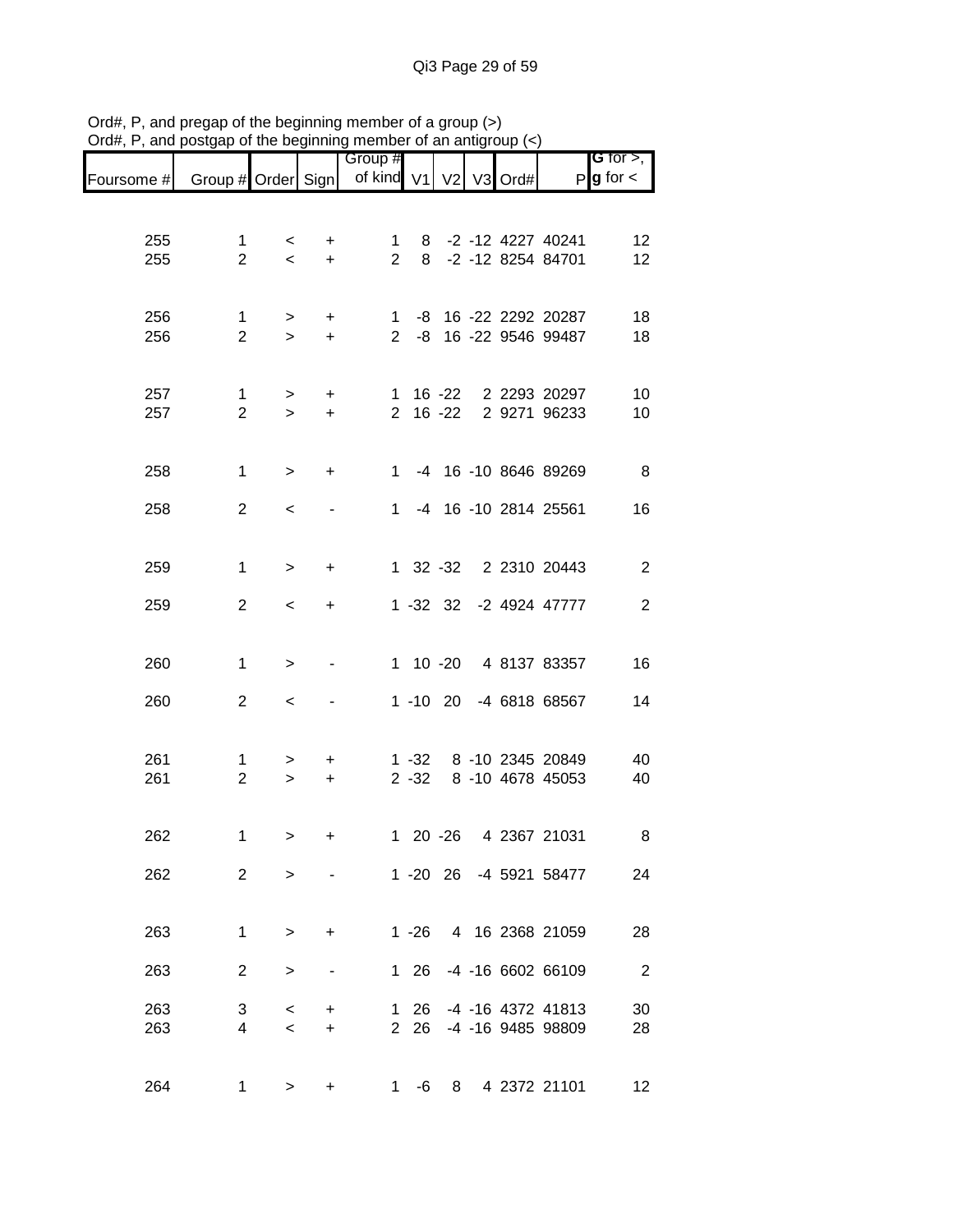Ord#, P, and pregap of the beginning member of a group (>)
Ord#, P, and postgap of the beginning member of an antigroup (<)

| Foursome # | Group # | Order | Sign | Group # of kind | V1 | V2 | V3 | Ord# | P | G for >, g for < |
|---|---|---|---|---|---|---|---|---|---|---|
| 255 | 1 | < | + | 1 | 8 | -2 | -12 | 4227 | 40241 | 12 |
| 255 | 2 | < | + | 2 | 8 | -2 | -12 | 8254 | 84701 | 12 |
| 256 | 1 | > | + | 1 | -8 | 16 | -22 | 2292 | 20287 | 18 |
| 256 | 2 | > | + | 2 | -8 | 16 | -22 | 9546 | 99487 | 18 |
| 257 | 1 | > | + | 1 | 16 | -22 | 2 | 2293 | 20297 | 10 |
| 257 | 2 | > | + | 2 | 16 | -22 | 2 | 9271 | 96233 | 10 |
| 258 | 1 | > | + | 1 | -4 | 16 | -10 | 8646 | 89269 | 8 |
| 258 | 2 | < | - | 1 | -4 | 16 | -10 | 2814 | 25561 | 16 |
| 259 | 1 | > | + | 1 | 32 | -32 | 2 | 2310 | 20443 | 2 |
| 259 | 2 | < | + | 1 | -32 | 32 | -2 | 4924 | 47777 | 2 |
| 260 | 1 | > | - | 1 | 10 | -20 | 4 | 8137 | 83357 | 16 |
| 260 | 2 | < | - | 1 | -10 | 20 | -4 | 6818 | 68567 | 14 |
| 261 | 1 | > | + | 1 | -32 | 8 | -10 | 2345 | 20849 | 40 |
| 261 | 2 | > | + | 2 | -32 | 8 | -10 | 4678 | 45053 | 40 |
| 262 | 1 | > | + | 1 | 20 | -26 | 4 | 2367 | 21031 | 8 |
| 262 | 2 | > | - | 1 | -20 | 26 | -4 | 5921 | 58477 | 24 |
| 263 | 1 | > | + | 1 | -26 | 4 | 16 | 2368 | 21059 | 28 |
| 263 | 2 | > | - | 1 | 26 | -4 | -16 | 6602 | 66109 | 2 |
| 263 | 3 | < | + | 1 | 26 | -4 | -16 | 4372 | 41813 | 30 |
| 263 | 4 | < | + | 2 | 26 | -4 | -16 | 9485 | 98809 | 28 |
| 264 | 1 | > | + | 1 | -6 | 8 | 4 | 2372 | 21101 | 12 |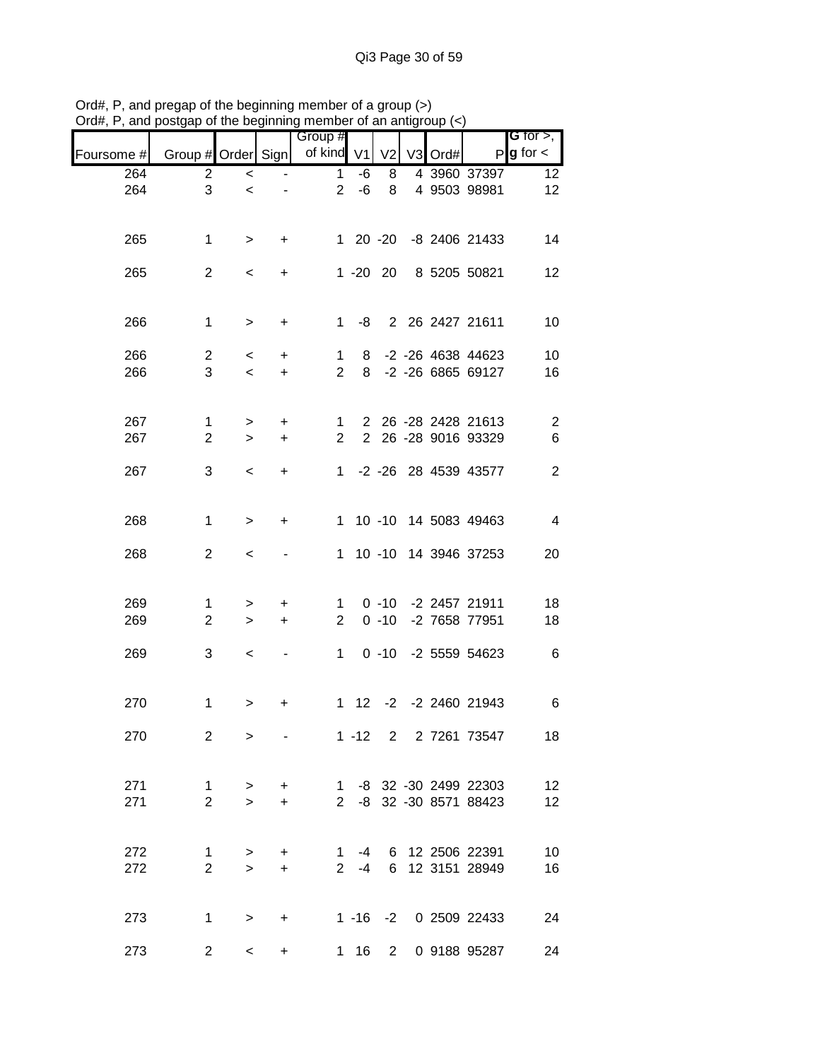Ord#, P, and pregap of the beginning member of a group (>)
Ord#, P, and postgap of the beginning member of an antigroup (<)

| Foursome # | Group # | Order | Sign | Group # of kind | V1 | V2 | V3 | Ord# | P | G for >, g for < |
|---|---|---|---|---|---|---|---|---|---|---|
| 264 | 2 | < | - | 1 | -6 | 8 | 4 | 3960 | 37397 | 12 |
| 264 | 3 | < | - | 2 | -6 | 8 | 4 | 9503 | 98981 | 12 |
| | | | | | | | | | | |
| 265 | 1 | > | + | 1 | 20 | -20 | -8 | 2406 | 21433 | 14 |
| | | | | | | | | | | |
| 265 | 2 | < | + | 1 | -20 | 20 | 8 | 5205 | 50821 | 12 |
| | | | | | | | | | | |
| 266 | 1 | > | + | 1 | -8 | 2 | 26 | 2427 | 21611 | 10 |
| | | | | | | | | | | |
| 266 | 2 | < | + | 1 | 8 | -2 | -26 | 4638 | 44623 | 10 |
| 266 | 3 | < | + | 2 | 8 | -2 | -26 | 6865 | 69127 | 16 |
| | | | | | | | | | | |
| 267 | 1 | > | + | 1 | 2 | 26 | -28 | 2428 | 21613 | 2 |
| 267 | 2 | > | + | 2 | 2 | 26 | -28 | 9016 | 93329 | 6 |
| | | | | | | | | | | |
| 267 | 3 | < | + | 1 | -2 | -26 | 28 | 4539 | 43577 | 2 |
| | | | | | | | | | | |
| 268 | 1 | > | + | 1 | 10 | -10 | 14 | 5083 | 49463 | 4 |
| | | | | | | | | | | |
| 268 | 2 | < | - | 1 | 10 | -10 | 14 | 3946 | 37253 | 20 |
| | | | | | | | | | | |
| 269 | 1 | > | + | 1 | 0 | -10 | -2 | 2457 | 21911 | 18 |
| 269 | 2 | > | + | 2 | 0 | -10 | -2 | 7658 | 77951 | 18 |
| | | | | | | | | | | |
| 269 | 3 | < | - | 1 | 0 | -10 | -2 | 5559 | 54623 | 6 |
| | | | | | | | | | | |
| 270 | 1 | > | + | 1 | 12 | -2 | -2 | 2460 | 21943 | 6 |
| | | | | | | | | | | |
| 270 | 2 | > | - | 1 | -12 | 2 | 2 | 7261 | 73547 | 18 |
| | | | | | | | | | | |
| 271 | 1 | > | + | 1 | -8 | 32 | -30 | 2499 | 22303 | 12 |
| 271 | 2 | > | + | 2 | -8 | 32 | -30 | 8571 | 88423 | 12 |
| | | | | | | | | | | |
| 272 | 1 | > | + | 1 | -4 | 6 | 12 | 2506 | 22391 | 10 |
| 272 | 2 | > | + | 2 | -4 | 6 | 12 | 3151 | 28949 | 16 |
| | | | | | | | | | | |
| 273 | 1 | > | + | 1 | -16 | -2 | 0 | 2509 | 22433 | 24 |
| | | | | | | | | | | |
| 273 | 2 | < | + | 1 | 16 | 2 | 0 | 9188 | 95287 | 24 |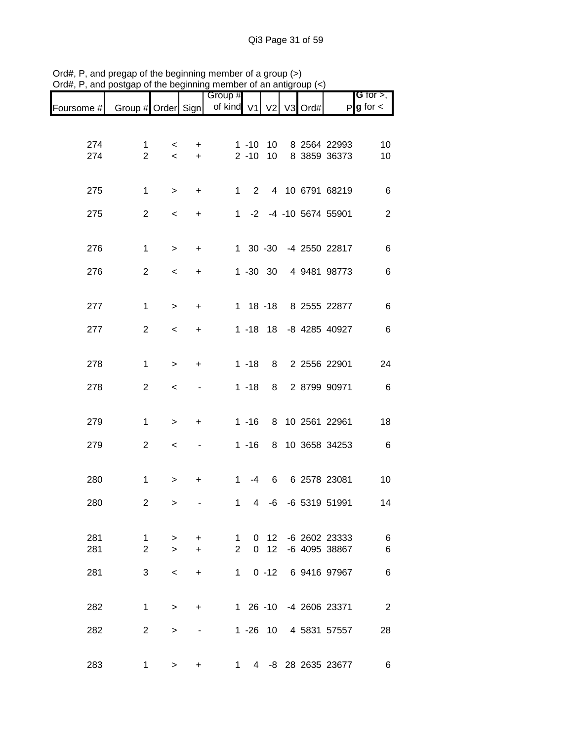Ord#, P, and pregap of the beginning member of a group (>)
Ord#, P, and postgap of the beginning member of an antigroup (<)

| Foursome # | Group # | Order | Sign | Group # of kind | V1 | V2 | V3 | Ord# | P | G for >, g for < |
|---|---|---|---|---|---|---|---|---|---|---|
| 274 | 1 | < | + | 1 | -10 | 10 | 8 | 2564 | 22993 | 10 |
| 274 | 2 | < | + | 2 | -10 | 10 | 8 | 3859 | 36373 | 10 |
| 275 | 1 | > | + | 1 | 2 | 4 | 10 | 6791 | 68219 | 6 |
| 275 | 2 | < | + | 1 | -2 | -4 | -10 | 5674 | 55901 | 2 |
| 276 | 1 | > | + | 1 | 30 | -30 | -4 | 2550 | 22817 | 6 |
| 276 | 2 | < | + | 1 | -30 | 30 | 4 | 9481 | 98773 | 6 |
| 277 | 1 | > | + | 1 | 18 | -18 | 8 | 2555 | 22877 | 6 |
| 277 | 2 | < | + | 1 | -18 | 18 | -8 | 4285 | 40927 | 6 |
| 278 | 1 | > | + | 1 | -18 | 8 | 2 | 2556 | 22901 | 24 |
| 278 | 2 | < | - | 1 | -18 | 8 | 2 | 8799 | 90971 | 6 |
| 279 | 1 | > | + | 1 | -16 | 8 | 10 | 2561 | 22961 | 18 |
| 279 | 2 | < | - | 1 | -16 | 8 | 10 | 3658 | 34253 | 6 |
| 280 | 1 | > | + | 1 | -4 | 6 | 6 | 2578 | 23081 | 10 |
| 280 | 2 | > | - | 1 | 4 | -6 | -6 | 5319 | 51991 | 14 |
| 281 | 1 | > | + | 1 | 0 | 12 | -6 | 2602 | 23333 | 6 |
| 281 | 2 | > | + | 2 | 0 | 12 | -6 | 4095 | 38867 | 6 |
| 281 | 3 | < | + | 1 | 0 | -12 | 6 | 9416 | 97967 | 6 |
| 282 | 1 | > | + | 1 | 26 | -10 | -4 | 2606 | 23371 | 2 |
| 282 | 2 | > | - | 1 | -26 | 10 | 4 | 5831 | 57557 | 28 |
| 283 | 1 | > | + | 1 | 4 | -8 | 28 | 2635 | 23677 | 6 |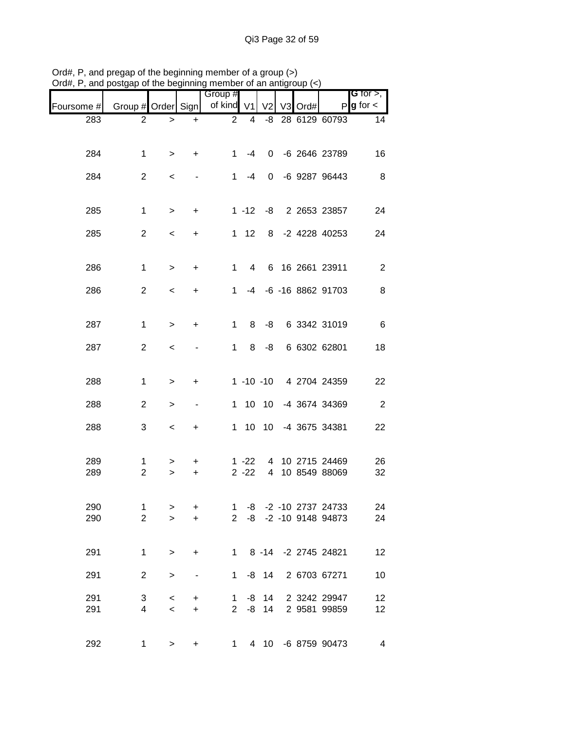Ord#, P, and pregap of the beginning member of a group (>)
Ord#, P, and postgap of the beginning member of an antigroup (<)

| Foursome # | Group # | Order | Sign | Group # of kind | V1 | V2 | V3 | Ord# | P | G for >, g for < |
|---|---|---|---|---|---|---|---|---|---|---|
| 283 | 2 | > | + | 2 | 4 | -8 | 28 | 6129 | 60793 | 14 |
| 284 | 1 | > | + | 1 | -4 | 0 | -6 | 2646 | 23789 | 16 |
| 284 | 2 | < | - | 1 | -4 | 0 | -6 | 9287 | 96443 | 8 |
| 285 | 1 | > | + | 1 | -12 | -8 | 2 | 2653 | 23857 | 24 |
| 285 | 2 | < | + | 1 | 12 | 8 | -2 | 4228 | 40253 | 24 |
| 286 | 1 | > | + | 1 | 4 | 6 | 16 | 2661 | 23911 | 2 |
| 286 | 2 | < | + | 1 | -4 | -6 | -16 | 8862 | 91703 | 8 |
| 287 | 1 | > | + | 1 | 8 | -8 | 6 | 3342 | 31019 | 6 |
| 287 | 2 | < | - | 1 | 8 | -8 | 6 | 6302 | 62801 | 18 |
| 288 | 1 | > | + | 1 | -10 | -10 | 4 | 2704 | 24359 | 22 |
| 288 | 2 | > | - | 1 | 10 | 10 | -4 | 3674 | 34369 | 2 |
| 288 | 3 | < | + | 1 | 10 | 10 | -4 | 3675 | 34381 | 22 |
| 289 | 1 | > | + | 1 | -22 | 4 | 10 | 2715 | 24469 | 26 |
| 289 | 2 | > | + | 2 | -22 | 4 | 10 | 8549 | 88069 | 32 |
| 290 | 1 | > | + | 1 | -8 | -2 | -10 | 2737 | 24733 | 24 |
| 290 | 2 | > | + | 2 | -8 | -2 | -10 | 9148 | 94873 | 24 |
| 291 | 1 | > | + | 1 | 8 | -14 | -2 | 2745 | 24821 | 12 |
| 291 | 2 | > | - | 1 | -8 | 14 | 2 | 6703 | 67271 | 10 |
| 291 | 3 | < | + | 1 | -8 | 14 | 2 | 3242 | 29947 | 12 |
| 291 | 4 | < | + | 2 | -8 | 14 | 2 | 9581 | 99859 | 12 |
| 292 | 1 | > | + | 1 | 4 | 10 | -6 | 8759 | 90473 | 4 |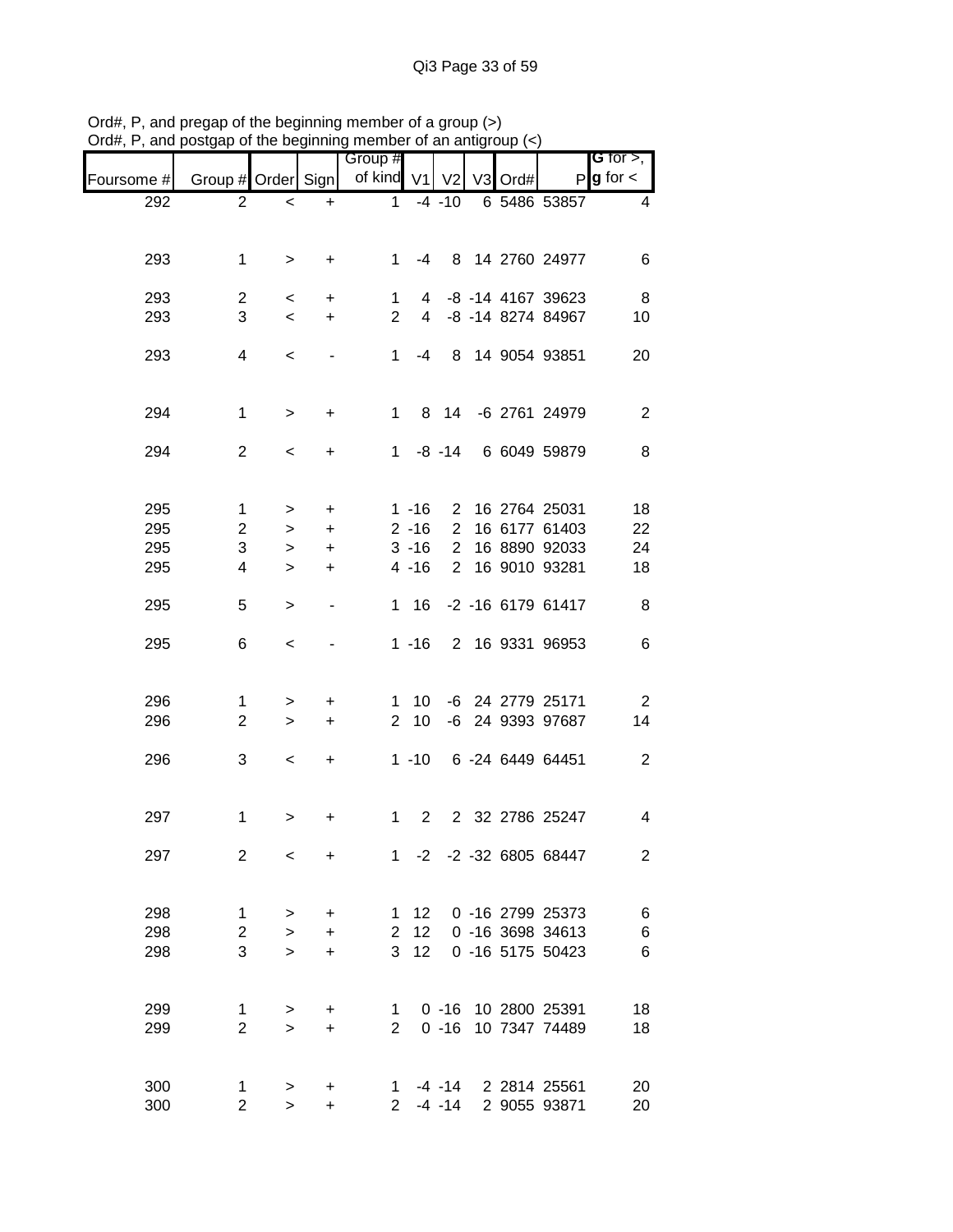Ord#, P, and pregap of the beginning member of a group (>)
Ord#, P, and postgap of the beginning member of an antigroup (<)

| Foursome # | Group # | Order | Sign | Group # of kind | V1 | V2 | V3 | Ord# | P | G for >, g for < |
|---|---|---|---|---|---|---|---|---|---|---|
| 292 | 2 | < | + | 1 | -4 | -10 | 6 | 5486 | 53857 | 4 |
| 293 | 1 | > | + | 1 | -4 | 8 | 14 | 2760 | 24977 | 6 |
| 293 | 2 | < | + | 1 | 4 | -8 | -14 | 4167 | 39623 | 8 |
| 293 | 3 | < | + | 2 | 4 | -8 | -14 | 8274 | 84967 | 10 |
| 293 | 4 | < | - | 1 | -4 | 8 | 14 | 9054 | 93851 | 20 |
| 294 | 1 | > | + | 1 | 8 | 14 | -6 | 2761 | 24979 | 2 |
| 294 | 2 | < | + | 1 | -8 | -14 | 6 | 6049 | 59879 | 8 |
| 295 | 1 | > | + | 1 | -16 | 2 | 16 | 2764 | 25031 | 18 |
| 295 | 2 | > | + | 2 | -16 | 2 | 16 | 6177 | 61403 | 22 |
| 295 | 3 | > | + | 3 | -16 | 2 | 16 | 8890 | 92033 | 24 |
| 295 | 4 | > | + | 4 | -16 | 2 | 16 | 9010 | 93281 | 18 |
| 295 | 5 | > | - | 1 | 16 | -2 | -16 | 6179 | 61417 | 8 |
| 295 | 6 | < | - | 1 | -16 | 2 | 16 | 9331 | 96953 | 6 |
| 296 | 1 | > | + | 1 | 10 | -6 | 24 | 2779 | 25171 | 2 |
| 296 | 2 | > | + | 2 | 10 | -6 | 24 | 9393 | 97687 | 14 |
| 296 | 3 | < | + | 1 | -10 | 6 | -24 | 6449 | 64451 | 2 |
| 297 | 1 | > | + | 1 | 2 | 2 | 32 | 2786 | 25247 | 4 |
| 297 | 2 | < | + | 1 | -2 | -2 | -32 | 6805 | 68447 | 2 |
| 298 | 1 | > | + | 1 | 12 | 0 | -16 | 2799 | 25373 | 6 |
| 298 | 2 | > | + | 2 | 12 | 0 | -16 | 3698 | 34613 | 6 |
| 298 | 3 | > | + | 3 | 12 | 0 | -16 | 5175 | 50423 | 6 |
| 299 | 1 | > | + | 1 | 0 | -16 | 10 | 2800 | 25391 | 18 |
| 299 | 2 | > | + | 2 | 0 | -16 | 10 | 7347 | 74489 | 18 |
| 300 | 1 | > | + | 1 | -4 | -14 | 2 | 2814 | 25561 | 20 |
| 300 | 2 | > | + | 2 | -4 | -14 | 2 | 9055 | 93871 | 20 |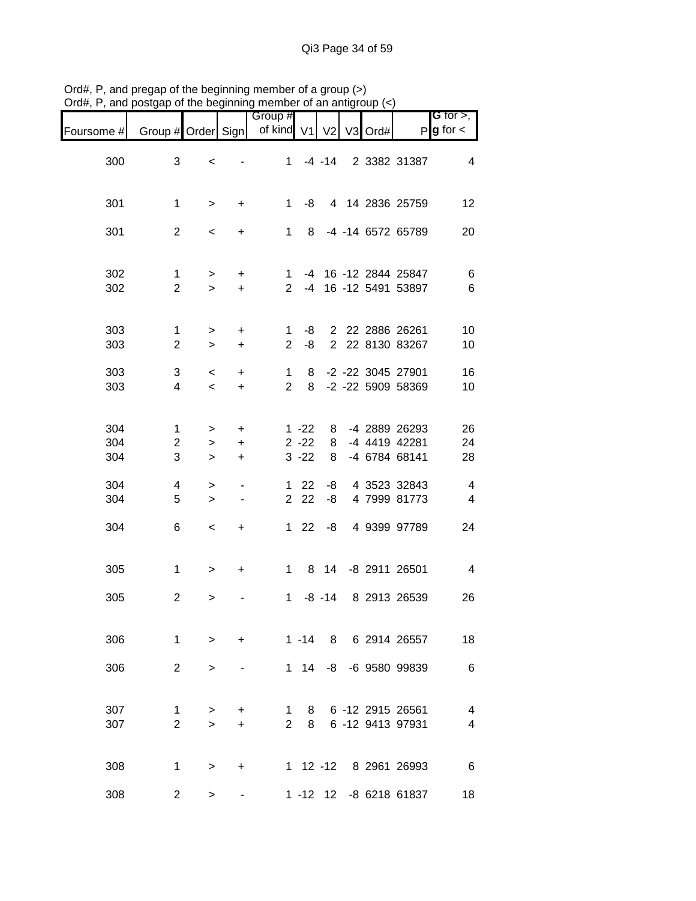Ord#, P, and pregap of the beginning member of a group (>)
Ord#, P, and postgap of the beginning member of an antigroup (<)

| Foursome # | Group # | Order | Sign | Group # of kind | V1 | V2 | V3 | Ord# | P | G for >, g for < |
|---|---|---|---|---|---|---|---|---|---|---|
| 300 | 3 | < | - | 1 | -4 | -14 | 2 | 3382 | 31387 | 4 |
| | | | | | | | | | | |
| 301 | 1 | > | + | 1 | -8 | 4 | 14 | 2836 | 25759 | 12 |
| 301 | 2 | < | + | 1 | 8 | -4 | -14 | 6572 | 65789 | 20 |
| | | | | | | | | | | |
| 302 | 1 | > | + | 1 | -4 | 16 | -12 | 2844 | 25847 | 6 |
| 302 | 2 | > | + | 2 | -4 | 16 | -12 | 5491 | 53897 | 6 |
| | | | | | | | | | | |
| 303 | 1 | > | + | 1 | -8 | 2 | 22 | 2886 | 26261 | 10 |
| 303 | 2 | > | + | 2 | -8 | 2 | 22 | 8130 | 83267 | 10 |
| 303 | 3 | < | + | 1 | 8 | -2 | -22 | 3045 | 27901 | 16 |
| 303 | 4 | < | + | 2 | 8 | -2 | -22 | 5909 | 58369 | 10 |
| | | | | | | | | | | |
| 304 | 1 | > | + | 1 | -22 | 8 | -4 | 2889 | 26293 | 26 |
| 304 | 2 | > | + | 2 | -22 | 8 | -4 | 4419 | 42281 | 24 |
| 304 | 3 | > | + | 3 | -22 | 8 | -4 | 6784 | 68141 | 28 |
| 304 | 4 | > | - | 1 | 22 | -8 | 4 | 3523 | 32843 | 4 |
| 304 | 5 | > | - | 2 | 22 | -8 | 4 | 7999 | 81773 | 4 |
| 304 | 6 | < | + | 1 | 22 | -8 | 4 | 9399 | 97789 | 24 |
| | | | | | | | | | | |
| 305 | 1 | > | + | 1 | 8 | 14 | -8 | 2911 | 26501 | 4 |
| 305 | 2 | > | - | 1 | -8 | -14 | 8 | 2913 | 26539 | 26 |
| | | | | | | | | | | |
| 306 | 1 | > | + | 1 | -14 | 8 | 6 | 2914 | 26557 | 18 |
| 306 | 2 | > | - | 1 | 14 | -8 | -6 | 9580 | 99839 | 6 |
| | | | | | | | | | | |
| 307 | 1 | > | + | 1 | 8 | 6 | -12 | 2915 | 26561 | 4 |
| 307 | 2 | > | + | 2 | 8 | 6 | -12 | 9413 | 97931 | 4 |
| | | | | | | | | | | |
| 308 | 1 | > | + | 1 | 12 | -12 | 8 | 2961 | 26993 | 6 |
| 308 | 2 | > | - | 1 | -12 | 12 | -8 | 6218 | 61837 | 18 |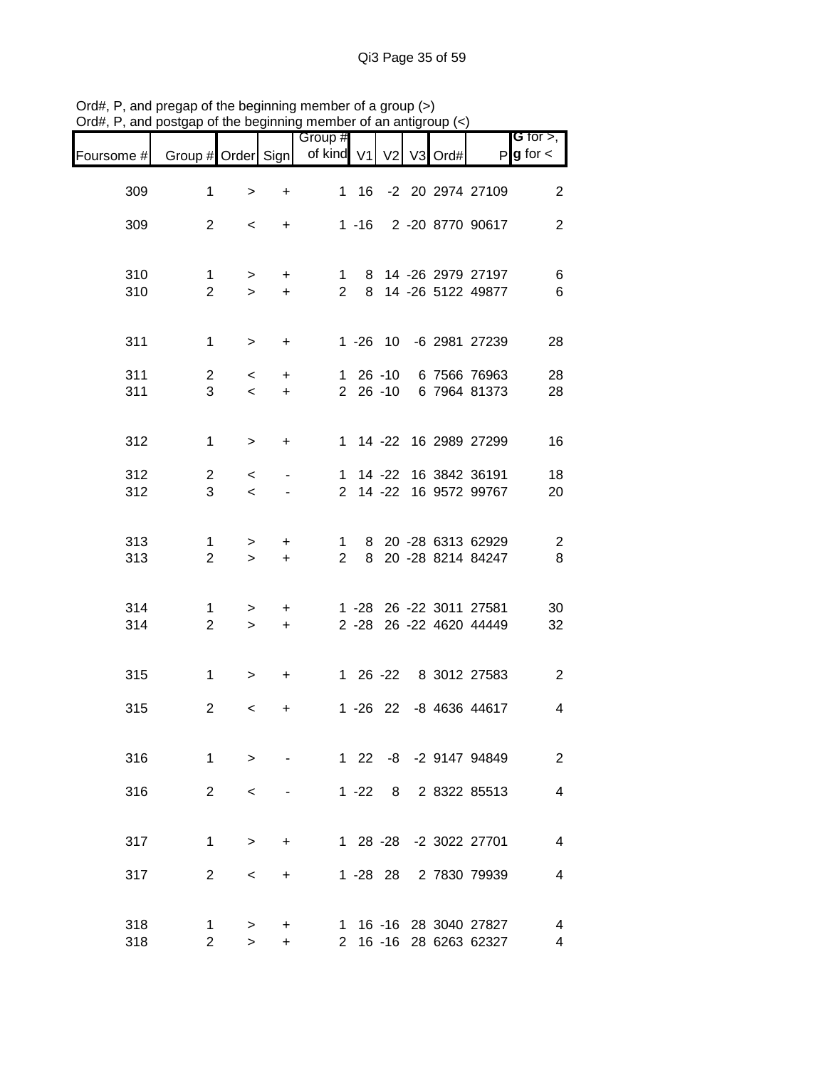Ord#, P, and pregap of the beginning member of a group (>)
Ord#, P, and postgap of the beginning member of an antigroup (<)

| Foursome # | Group # | Order | Sign | Group # of kind | V1 | V2 | V3 | Ord# | P | G for >, g for < |
|---|---|---|---|---|---|---|---|---|---|---|
| 309 | 1 | > | + | 1 | 16 | -2 | 20 | 2974 | 27109 | 2 |
| 309 | 2 | < | + | 1 | -16 | 2 | -20 | 8770 | 90617 | 2 |
| 310 | 1 | > | + | 1 | 8 | 14 | -26 | 2979 | 27197 | 6 |
| 310 | 2 | > | + | 2 | 8 | 14 | -26 | 5122 | 49877 | 6 |
| 311 | 1 | > | + | 1 | -26 | 10 | -6 | 2981 | 27239 | 28 |
| 311 | 2 | < | + | 1 | 26 | -10 | 6 | 7566 | 76963 | 28 |
| 311 | 3 | < | + | 2 | 26 | -10 | 6 | 7964 | 81373 | 28 |
| 312 | 1 | > | + | 1 | 14 | -22 | 16 | 2989 | 27299 | 16 |
| 312 | 2 | < | - | 1 | 14 | -22 | 16 | 3842 | 36191 | 18 |
| 312 | 3 | < | - | 2 | 14 | -22 | 16 | 9572 | 99767 | 20 |
| 313 | 1 | > | + | 1 | 8 | 20 | -28 | 6313 | 62929 | 2 |
| 313 | 2 | > | + | 2 | 8 | 20 | -28 | 8214 | 84247 | 8 |
| 314 | 1 | > | + | 1 | -28 | 26 | -22 | 3011 | 27581 | 30 |
| 314 | 2 | > | + | 2 | -28 | 26 | -22 | 4620 | 44449 | 32 |
| 315 | 1 | > | + | 1 | 26 | -22 | 8 | 3012 | 27583 | 2 |
| 315 | 2 | < | + | 1 | -26 | 22 | -8 | 4636 | 44617 | 4 |
| 316 | 1 | > | - | 1 | 22 | -8 | -2 | 9147 | 94849 | 2 |
| 316 | 2 | < | - | 1 | -22 | 8 | 2 | 8322 | 85513 | 4 |
| 317 | 1 | > | + | 1 | 28 | -28 | -2 | 3022 | 27701 | 4 |
| 317 | 2 | < | + | 1 | -28 | 28 | 2 | 7830 | 79939 | 4 |
| 318 | 1 | > | + | 1 | 16 | -16 | 28 | 3040 | 27827 | 4 |
| 318 | 2 | > | + | 2 | 16 | -16 | 28 | 6263 | 62327 | 4 |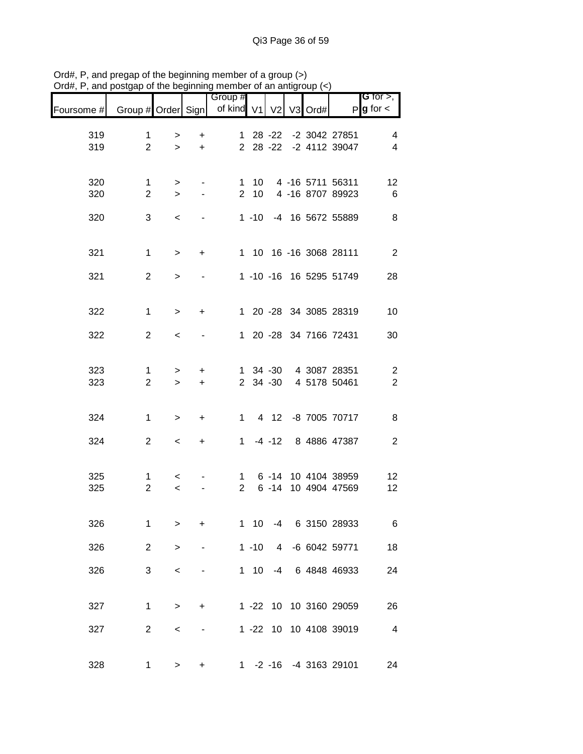Ord#, P, and pregap of the beginning member of a group (>)
Ord#, P, and postgap of the beginning member of an antigroup (<)

| Foursome # | Group # | Order | Sign | Group # of kind | V1 | V2 | V3 | Ord# | P | G for >, g for < |
|---|---|---|---|---|---|---|---|---|---|---|
| 319 | 1 | > | + | 1 | 28 | -22 | -2 | 3042 | 27851 | 4 |
| 319 | 2 | > | + | 2 | 28 | -22 | -2 | 4112 | 39047 | 4 |
| 320 | 1 | > | - | 1 | 10 | 4 | -16 | 5711 | 56311 | 12 |
| 320 | 2 | > | - | 2 | 10 | 4 | -16 | 8707 | 89923 | 6 |
| 320 | 3 | < | - | 1 | -10 | -4 | 16 | 5672 | 55889 | 8 |
| 321 | 1 | > | + | 1 | 10 | 16 | -16 | 3068 | 28111 | 2 |
| 321 | 2 | > | - | 1 | -10 | -16 | 16 | 5295 | 51749 | 28 |
| 322 | 1 | > | + | 1 | 20 | -28 | 34 | 3085 | 28319 | 10 |
| 322 | 2 | < | - | 1 | 20 | -28 | 34 | 7166 | 72431 | 30 |
| 323 | 1 | > | + | 1 | 34 | -30 | 4 | 3087 | 28351 | 2 |
| 323 | 2 | > | + | 2 | 34 | -30 | 4 | 5178 | 50461 | 2 |
| 324 | 1 | > | + | 1 | 4 | 12 | -8 | 7005 | 70717 | 8 |
| 324 | 2 | < | + | 1 | -4 | -12 | 8 | 4886 | 47387 | 2 |
| 325 | 1 | < | - | 1 | 6 | -14 | 10 | 4104 | 38959 | 12 |
| 325 | 2 | < | - | 2 | 6 | -14 | 10 | 4904 | 47569 | 12 |
| 326 | 1 | > | + | 1 | 10 | -4 | 6 | 3150 | 28933 | 6 |
| 326 | 2 | > | - | 1 | -10 | 4 | -6 | 6042 | 59771 | 18 |
| 326 | 3 | < | - | 1 | 10 | -4 | 6 | 4848 | 46933 | 24 |
| 327 | 1 | > | + | 1 | -22 | 10 | 10 | 3160 | 29059 | 26 |
| 327 | 2 | < | - | 1 | -22 | 10 | 10 | 4108 | 39019 | 4 |
| 328 | 1 | > | + | 1 | -2 | -16 | -4 | 3163 | 29101 | 24 |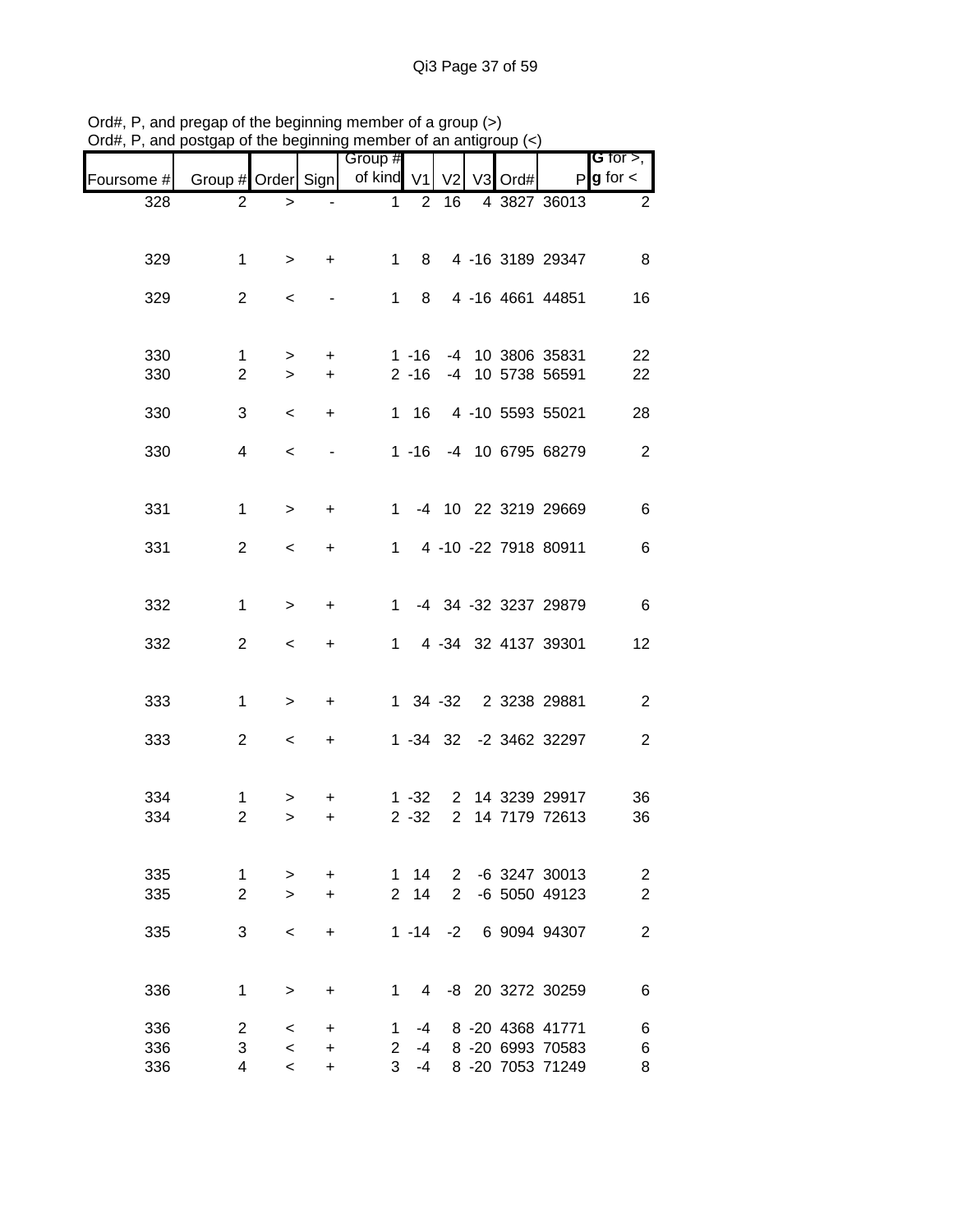Ord#, P, and pregap of the beginning member of a group (>)
Ord#, P, and postgap of the beginning member of an antigroup (<)

| Foursome # | Group # | Order | Sign | Group # of kind | V1 | V2 | V3 | Ord# | P | G for >, g for < |
|---|---|---|---|---|---|---|---|---|---|---|
| 328 | 2 | > | - | 1 | 2 | 16 | 4 | 3827 | 36013 | 2 |
| 329 | 1 | > | + | 1 | 8 | 4 | -16 | 3189 | 29347 | 8 |
| 329 | 2 | < | - | 1 | 8 | 4 | -16 | 4661 | 44851 | 16 |
| 330 | 1 | > | + | 1 | -16 | -4 | 10 | 3806 | 35831 | 22 |
| 330 | 2 | > | + | 2 | -16 | -4 | 10 | 5738 | 56591 | 22 |
| 330 | 3 | < | + | 1 | 16 | 4 | -10 | 5593 | 55021 | 28 |
| 330 | 4 | < | - | 1 | -16 | -4 | 10 | 6795 | 68279 | 2 |
| 331 | 1 | > | + | 1 | -4 | 10 | 22 | 3219 | 29669 | 6 |
| 331 | 2 | < | + | 1 | 4 | -10 | -22 | 7918 | 80911 | 6 |
| 332 | 1 | > | + | 1 | -4 | 34 | -32 | 3237 | 29879 | 6 |
| 332 | 2 | < | + | 1 | 4 | -34 | 32 | 4137 | 39301 | 12 |
| 333 | 1 | > | + | 1 | 34 | -32 | 2 | 3238 | 29881 | 2 |
| 333 | 2 | < | + | 1 | -34 | 32 | -2 | 3462 | 32297 | 2 |
| 334 | 1 | > | + | 1 | -32 | 2 | 14 | 3239 | 29917 | 36 |
| 334 | 2 | > | + | 2 | -32 | 2 | 14 | 7179 | 72613 | 36 |
| 335 | 1 | > | + | 1 | 14 | 2 | -6 | 3247 | 30013 | 2 |
| 335 | 2 | > | + | 2 | 14 | 2 | -6 | 5050 | 49123 | 2 |
| 335 | 3 | < | + | 1 | -14 | -2 | 6 | 9094 | 94307 | 2 |
| 336 | 1 | > | + | 1 | 4 | -8 | 20 | 3272 | 30259 | 6 |
| 336 | 2 | < | + | 1 | -4 | 8 | -20 | 4368 | 41771 | 6 |
| 336 | 3 | < | + | 2 | -4 | 8 | -20 | 6993 | 70583 | 6 |
| 336 | 4 | < | + | 3 | -4 | 8 | -20 | 7053 | 71249 | 8 |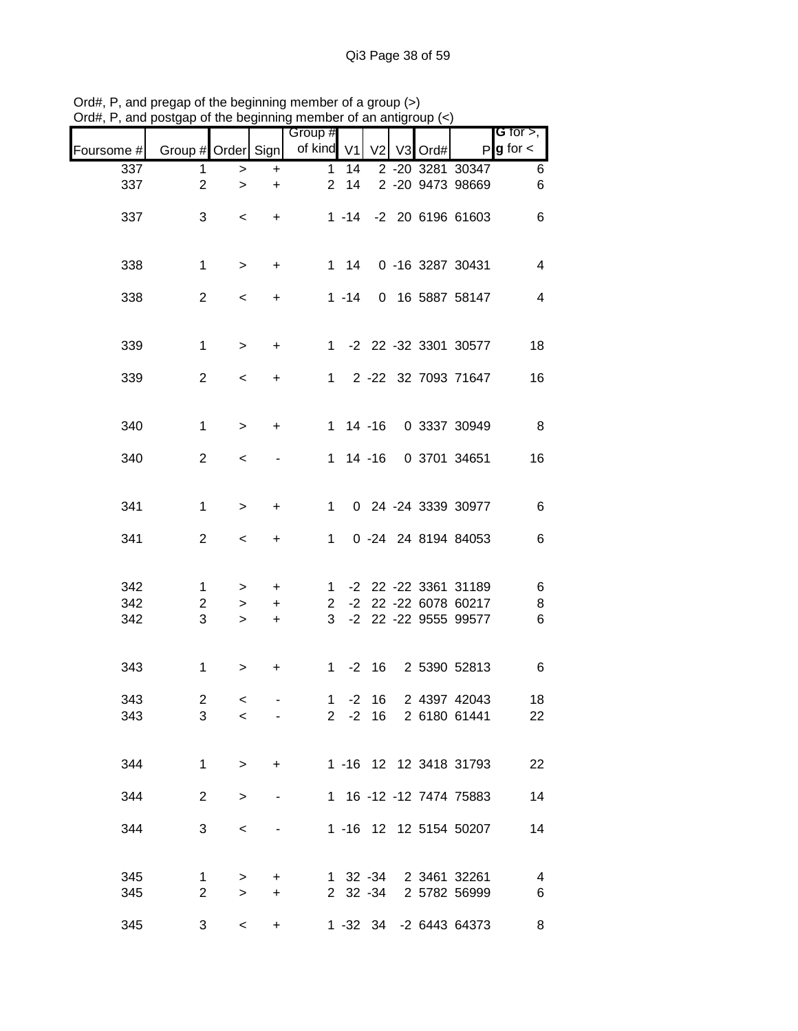Ord#, P, and pregap of the beginning member of a group (>)
Ord#, P, and postgap of the beginning member of an antigroup (<)

| Foursome # | Group # | Order | Sign | Group # of kind | V1 | V2 | V3 | Ord# | P | G for >, g for < |
|---|---|---|---|---|---|---|---|---|---|---|
| 337 | 1 | > | + | 1 | 14 | 2 | -20 | 3281 | 30347 | 6 |
| 337 | 2 | > | + | 2 | 14 | 2 | -20 | 9473 | 98669 | 6 |
| 337 | 3 | < | + | 1 | -14 | -2 | 20 | 6196 | 61603 | 6 |
| 338 | 1 | > | + | 1 | 14 | 0 | -16 | 3287 | 30431 | 4 |
| 338 | 2 | < | + | 1 | -14 | 0 | 16 | 5887 | 58147 | 4 |
| 339 | 1 | > | + | 1 | -2 | 22 | -32 | 3301 | 30577 | 18 |
| 339 | 2 | < | + | 1 | 2 | -22 | 32 | 7093 | 71647 | 16 |
| 340 | 1 | > | + | 1 | 14 | -16 | 0 | 3337 | 30949 | 8 |
| 340 | 2 | < | - | 1 | 14 | -16 | 0 | 3701 | 34651 | 16 |
| 341 | 1 | > | + | 1 | 0 | 24 | -24 | 3339 | 30977 | 6 |
| 341 | 2 | < | + | 1 | 0 | -24 | 24 | 8194 | 84053 | 6 |
| 342 | 1 | > | + | 1 | -2 | 22 | -22 | 3361 | 31189 | 6 |
| 342 | 2 | > | + | 2 | -2 | 22 | -22 | 6078 | 60217 | 8 |
| 342 | 3 | > | + | 3 | -2 | 22 | -22 | 9555 | 99577 | 6 |
| 343 | 1 | > | + | 1 | -2 | 16 | 2 | 5390 | 52813 | 6 |
| 343 | 2 | < | - | 1 | -2 | 16 | 2 | 4397 | 42043 | 18 |
| 343 | 3 | < | - | 2 | -2 | 16 | 2 | 6180 | 61441 | 22 |
| 344 | 1 | > | + | 1 | -16 | 12 | 12 | 3418 | 31793 | 22 |
| 344 | 2 | > | - | 1 | 16 | -12 | -12 | 7474 | 75883 | 14 |
| 344 | 3 | < | - | 1 | -16 | 12 | 12 | 5154 | 50207 | 14 |
| 345 | 1 | > | + | 1 | 32 | -34 | 2 | 3461 | 32261 | 4 |
| 345 | 2 | > | + | 2 | 32 | -34 | 2 | 5782 | 56999 | 6 |
| 345 | 3 | < | + | 1 | -32 | 34 | -2 | 6443 | 64373 | 8 |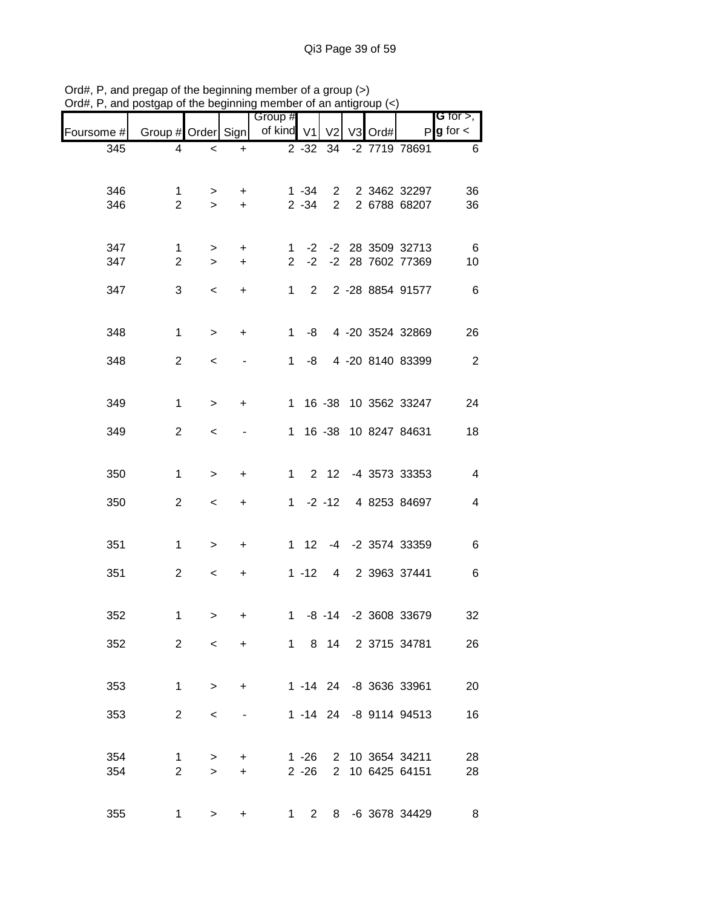Ord#, P, and pregap of the beginning member of a group (>)
Ord#, P, and postgap of the beginning member of an antigroup (<)

| Foursome # | Group # | Order | Sign | Group # of kind | V1 | V2 | V3 | Ord# | P | G for >, g for < |
|---|---|---|---|---|---|---|---|---|---|---|
| 345 | 4 | < | + | 2 | -32 | 34 | -2 | 7719 | 78691 | 6 |
| | | | | | | | | | | |
| 346 | 1 | > | + | 1 | -34 | 2 | 2 | 3462 | 32297 | 36 |
| 346 | 2 | > | + | 2 | -34 | 2 | 2 | 6788 | 68207 | 36 |
| | | | | | | | | | | |
| 347 | 1 | > | + | 1 | -2 | -2 | 28 | 3509 | 32713 | 6 |
| 347 | 2 | > | + | 2 | -2 | -2 | 28 | 7602 | 77369 | 10 |
| 347 | 3 | < | + | 1 | 2 | 2 | -28 | 8854 | 91577 | 6 |
| | | | | | | | | | | |
| 348 | 1 | > | + | 1 | -8 | 4 | -20 | 3524 | 32869 | 26 |
| 348 | 2 | < | - | 1 | -8 | 4 | -20 | 8140 | 83399 | 2 |
| | | | | | | | | | | |
| 349 | 1 | > | + | 1 | 16 | -38 | 10 | 3562 | 33247 | 24 |
| 349 | 2 | < | - | 1 | 16 | -38 | 10 | 8247 | 84631 | 18 |
| | | | | | | | | | | |
| 350 | 1 | > | + | 1 | 2 | 12 | -4 | 3573 | 33353 | 4 |
| 350 | 2 | < | + | 1 | -2 | -12 | 4 | 8253 | 84697 | 4 |
| | | | | | | | | | | |
| 351 | 1 | > | + | 1 | 12 | -4 | -2 | 3574 | 33359 | 6 |
| 351 | 2 | < | + | 1 | -12 | 4 | 2 | 3963 | 37441 | 6 |
| | | | | | | | | | | |
| 352 | 1 | > | + | 1 | -8 | -14 | -2 | 3608 | 33679 | 32 |
| 352 | 2 | < | + | 1 | 8 | 14 | 2 | 3715 | 34781 | 26 |
| | | | | | | | | | | |
| 353 | 1 | > | + | 1 | -14 | 24 | -8 | 3636 | 33961 | 20 |
| 353 | 2 | < | - | 1 | -14 | 24 | -8 | 9114 | 94513 | 16 |
| | | | | | | | | | | |
| 354 | 1 | > | + | 1 | -26 | 2 | 10 | 3654 | 34211 | 28 |
| 354 | 2 | > | + | 2 | -26 | 2 | 10 | 6425 | 64151 | 28 |
| | | | | | | | | | | |
| 355 | 1 | > | + | 1 | 2 | 8 | -6 | 3678 | 34429 | 8 |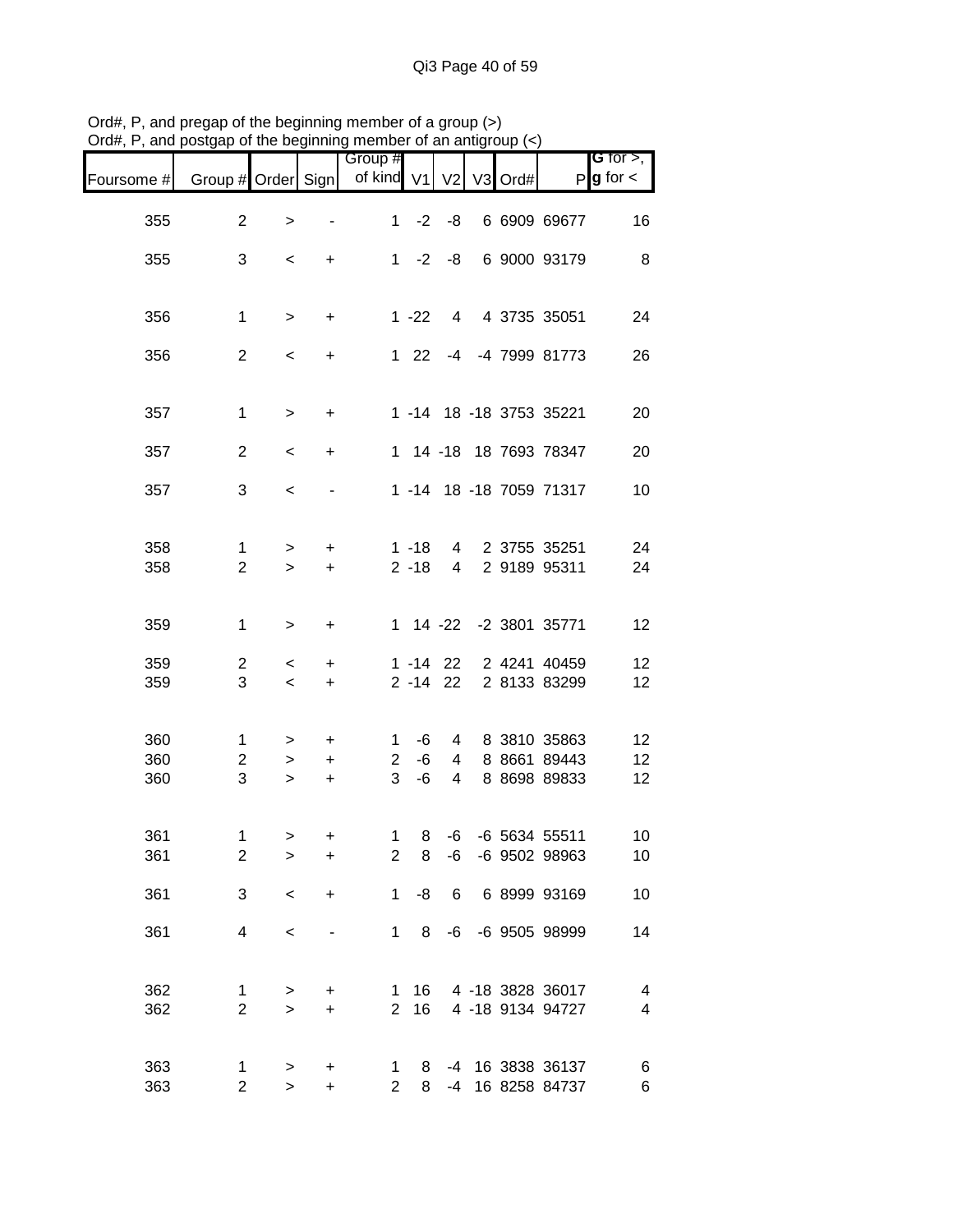Ord#, P, and pregap of the beginning member of a group (>)
Ord#, P, and postgap of the beginning member of an antigroup (<)

| Foursome # | Group # | Order | Sign | Group # of kind | V1 | V2 | V3 | Ord# | P | G for >, g for < |
|---|---|---|---|---|---|---|---|---|---|---|
| 355 | 2 | > | - | 1 | -2 | -8 | 6 | 6909 | 69677 | 16 |
| 355 | 3 | < | + | 1 | -2 | -8 | 6 | 9000 | 93179 | 8 |
| 356 | 1 | > | + | 1 | -22 | 4 | 4 | 3735 | 35051 | 24 |
| 356 | 2 | < | + | 1 | 22 | -4 | -4 | 7999 | 81773 | 26 |
| 357 | 1 | > | + | 1 | -14 | 18 | -18 | 3753 | 35221 | 20 |
| 357 | 2 | < | + | 1 | 14 | -18 | 18 | 7693 | 78347 | 20 |
| 357 | 3 | < | - | 1 | -14 | 18 | -18 | 7059 | 71317 | 10 |
| 358 | 1 | > | + | 1 | -18 | 4 | 2 | 3755 | 35251 | 24 |
| 358 | 2 | > | + | 2 | -18 | 4 | 2 | 9189 | 95311 | 24 |
| 359 | 1 | > | + | 1 | 14 | -22 | -2 | 3801 | 35771 | 12 |
| 359 | 2 | < | + | 1 | -14 | 22 | 2 | 4241 | 40459 | 12 |
| 359 | 3 | < | + | 2 | -14 | 22 | 2 | 8133 | 83299 | 12 |
| 360 | 1 | > | + | 1 | -6 | 4 | 8 | 3810 | 35863 | 12 |
| 360 | 2 | > | + | 2 | -6 | 4 | 8 | 8661 | 89443 | 12 |
| 360 | 3 | > | + | 3 | -6 | 4 | 8 | 8698 | 89833 | 12 |
| 361 | 1 | > | + | 1 | 8 | -6 | -6 | 5634 | 55511 | 10 |
| 361 | 2 | > | + | 2 | 8 | -6 | -6 | 9502 | 98963 | 10 |
| 361 | 3 | < | + | 1 | -8 | 6 | 6 | 8999 | 93169 | 10 |
| 361 | 4 | < | - | 1 | 8 | -6 | -6 | 9505 | 98999 | 14 |
| 362 | 1 | > | + | 1 | 16 | 4 | -18 | 3828 | 36017 | 4 |
| 362 | 2 | > | + | 2 | 16 | 4 | -18 | 9134 | 94727 | 4 |
| 363 | 1 | > | + | 1 | 8 | -4 | 16 | 3838 | 36137 | 6 |
| 363 | 2 | > | + | 2 | 8 | -4 | 16 | 8258 | 84737 | 6 |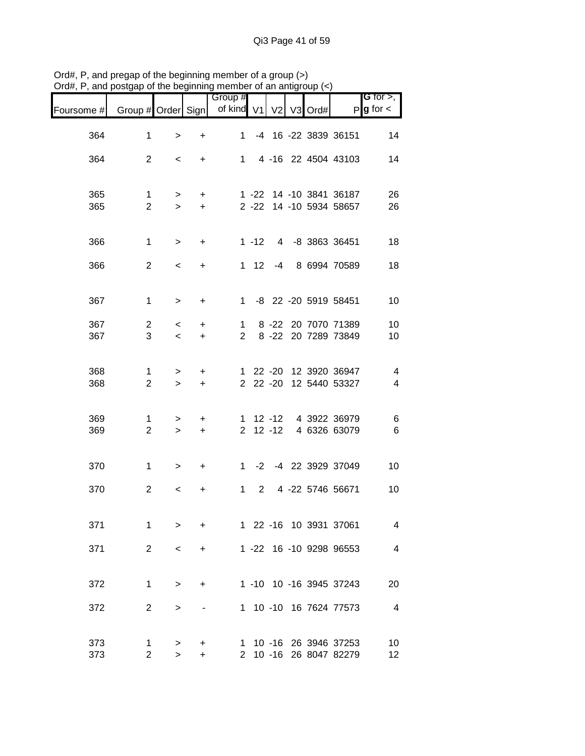Ord#, P, and pregap of the beginning member of a group (>)
Ord#, P, and postgap of the beginning member of an antigroup (<)

| Foursome # | Group # | Order | Sign | Group # of kind | V1 | V2 | V3 | Ord# | P | G for >, g for < |
|---|---|---|---|---|---|---|---|---|---|---|
| 364 | 1 | > | + | 1 | -4 | 16 | -22 | 3839 | 36151 | 14 |
| 364 | 2 | < | + | 1 | 4 | -16 | 22 | 4504 | 43103 | 14 |
| 365 | 1 | > | + | 1 | -22 | 14 | -10 | 3841 | 36187 | 26 |
| 365 | 2 | > | + | 2 | -22 | 14 | -10 | 5934 | 58657 | 26 |
| 366 | 1 | > | + | 1 | -12 | 4 | -8 | 3863 | 36451 | 18 |
| 366 | 2 | < | + | 1 | 12 | -4 | 8 | 6994 | 70589 | 18 |
| 367 | 1 | > | + | 1 | -8 | 22 | -20 | 5919 | 58451 | 10 |
| 367 | 2 | < | + | 1 | 8 | -22 | 20 | 7070 | 71389 | 10 |
| 367 | 3 | < | + | 2 | 8 | -22 | 20 | 7289 | 73849 | 10 |
| 368 | 1 | > | + | 1 | 22 | -20 | 12 | 3920 | 36947 | 4 |
| 368 | 2 | > | + | 2 | 22 | -20 | 12 | 5440 | 53327 | 4 |
| 369 | 1 | > | + | 1 | 12 | -12 | 4 | 3922 | 36979 | 6 |
| 369 | 2 | > | + | 2 | 12 | -12 | 4 | 6326 | 63079 | 6 |
| 370 | 1 | > | + | 1 | -2 | -4 | 22 | 3929 | 37049 | 10 |
| 370 | 2 | < | + | 1 | 2 | 4 | -22 | 5746 | 56671 | 10 |
| 371 | 1 | > | + | 1 | 22 | -16 | 10 | 3931 | 37061 | 4 |
| 371 | 2 | < | + | 1 | -22 | 16 | -10 | 9298 | 96553 | 4 |
| 372 | 1 | > | + | 1 | -10 | 10 | -16 | 3945 | 37243 | 20 |
| 372 | 2 | > | - | 1 | 10 | -10 | 16 | 7624 | 77573 | 4 |
| 373 | 1 | > | + | 1 | 10 | -16 | 26 | 3946 | 37253 | 10 |
| 373 | 2 | > | + | 2 | 10 | -16 | 26 | 8047 | 82279 | 12 |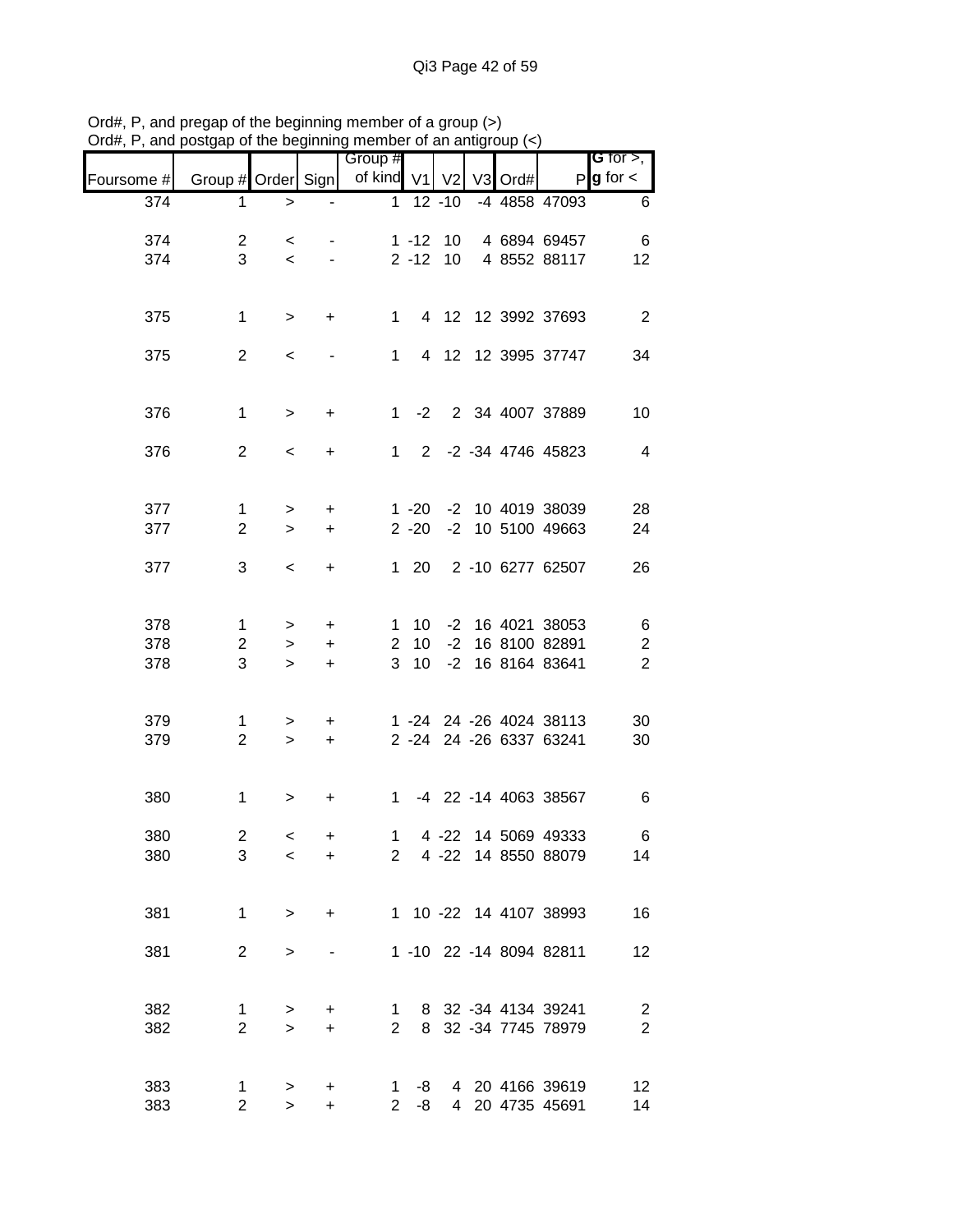Ord#, P, and pregap of the beginning member of a group (>)
Ord#, P, and postgap of the beginning member of an antigroup (<)

| Foursome # | Group # | Order | Sign | Group # of kind | V1 | V2 | V3 | Ord# | P | G for >, g for < |
|---|---|---|---|---|---|---|---|---|---|---|
| 374 | 1 | > | - | 1 | 12 | -10 | -4 | 4858 | 47093 | 6 |
| | | | | | | | | | | |
| 374 | 2 | < | - | 1 | -12 | 10 | 4 | 6894 | 69457 | 6 |
| 374 | 3 | < | - | 2 | -12 | 10 | 4 | 8552 | 88117 | 12 |
| | | | | | | | | | | |
| 375 | 1 | > | + | 1 | 4 | 12 | 12 | 3992 | 37693 | 2 |
| | | | | | | | | | | |
| 375 | 2 | < | - | 1 | 4 | 12 | 12 | 3995 | 37747 | 34 |
| | | | | | | | | | | |
| 376 | 1 | > | + | 1 | -2 | 2 | 34 | 4007 | 37889 | 10 |
| | | | | | | | | | | |
| 376 | 2 | < | + | 1 | 2 | -2 | -34 | 4746 | 45823 | 4 |
| | | | | | | | | | | |
| 377 | 1 | > | + | 1 | -20 | -2 | 10 | 4019 | 38039 | 28 |
| 377 | 2 | > | + | 2 | -20 | -2 | 10 | 5100 | 49663 | 24 |
| | | | | | | | | | | |
| 377 | 3 | < | + | 1 | 20 | 2 | -10 | 6277 | 62507 | 26 |
| | | | | | | | | | | |
| 378 | 1 | > | + | 1 | 10 | -2 | 16 | 4021 | 38053 | 6 |
| 378 | 2 | > | + | 2 | 10 | -2 | 16 | 8100 | 82891 | 2 |
| 378 | 3 | > | + | 3 | 10 | -2 | 16 | 8164 | 83641 | 2 |
| | | | | | | | | | | |
| 379 | 1 | > | + | 1 | -24 | 24 | -26 | 4024 | 38113 | 30 |
| 379 | 2 | > | + | 2 | -24 | 24 | -26 | 6337 | 63241 | 30 |
| | | | | | | | | | | |
| 380 | 1 | > | + | 1 | -4 | 22 | -14 | 4063 | 38567 | 6 |
| | | | | | | | | | | |
| 380 | 2 | < | + | 1 | 4 | -22 | 14 | 5069 | 49333 | 6 |
| 380 | 3 | < | + | 2 | 4 | -22 | 14 | 8550 | 88079 | 14 |
| | | | | | | | | | | |
| 381 | 1 | > | + | 1 | 10 | -22 | 14 | 4107 | 38993 | 16 |
| | | | | | | | | | | |
| 381 | 2 | > | - | 1 | -10 | 22 | -14 | 8094 | 82811 | 12 |
| | | | | | | | | | | |
| 382 | 1 | > | + | 1 | 8 | 32 | -34 | 4134 | 39241 | 2 |
| 382 | 2 | > | + | 2 | 8 | 32 | -34 | 7745 | 78979 | 2 |
| | | | | | | | | | | |
| 383 | 1 | > | + | 1 | -8 | 4 | 20 | 4166 | 39619 | 12 |
| 383 | 2 | > | + | 2 | -8 | 4 | 20 | 4735 | 45691 | 14 |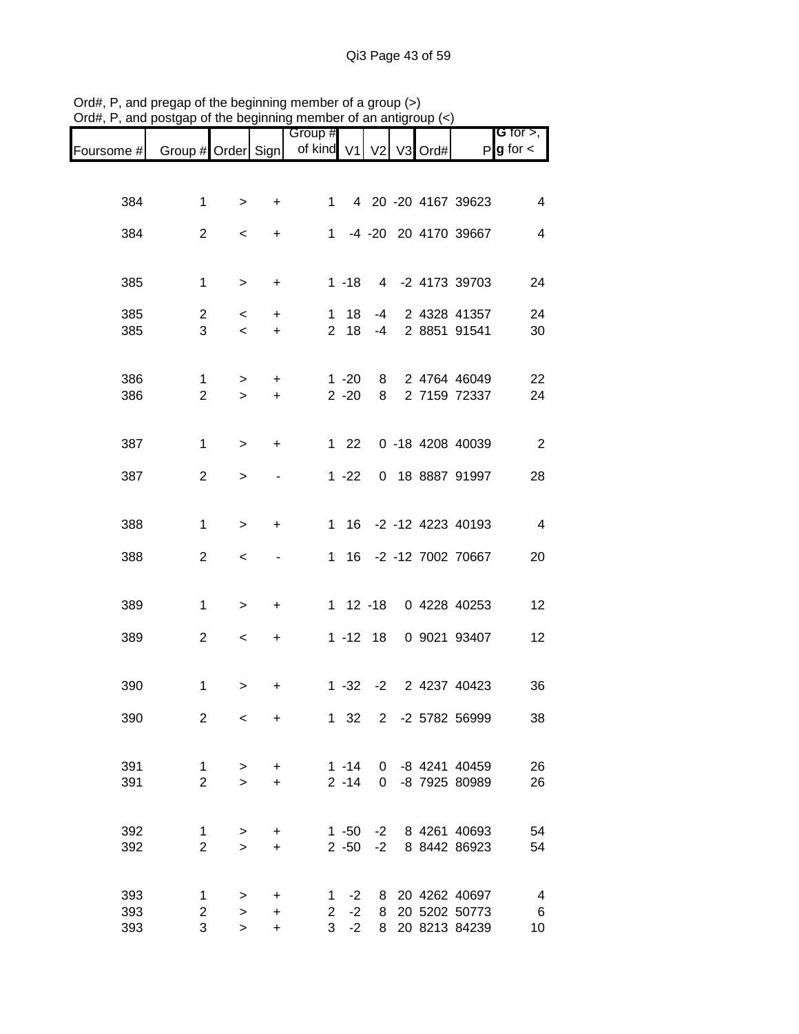Ord#, P, and pregap of the beginning member of a group (>)
Ord#, P, and postgap of the beginning member of an antigroup (<)

| Foursome # | Group # | Order | Sign | Group # of kind | V1 | V2 | V3 | Ord# | P | G for >, g for < |
|---|---|---|---|---|---|---|---|---|---|---|
| 384 | 1 | > | + | 1 | 4 | 20 | -20 | 4167 | 39623 | 4 |
| 384 | 2 | < | + | 1 | -4 | -20 | 20 | 4170 | 39667 | 4 |
| 385 | 1 | > | + | 1 | -18 | 4 | -2 | 4173 | 39703 | 24 |
| 385 | 2 | < | + | 1 | 18 | -4 | 2 | 4328 | 41357 | 24 |
| 385 | 3 | < | + | 2 | 18 | -4 | 2 | 8851 | 91541 | 30 |
| 386 | 1 | > | + | 1 | -20 | 8 | 2 | 4764 | 46049 | 22 |
| 386 | 2 | > | + | 2 | -20 | 8 | 2 | 7159 | 72337 | 24 |
| 387 | 1 | > | + | 1 | 22 | 0 | -18 | 4208 | 40039 | 2 |
| 387 | 2 | > | - | 1 | -22 | 0 | 18 | 8887 | 91997 | 28 |
| 388 | 1 | > | + | 1 | 16 | -2 | -12 | 4223 | 40193 | 4 |
| 388 | 2 | < | - | 1 | 16 | -2 | -12 | 7002 | 70667 | 20 |
| 389 | 1 | > | + | 1 | 12 | -18 | 0 | 4228 | 40253 | 12 |
| 389 | 2 | < | + | 1 | -12 | 18 | 0 | 9021 | 93407 | 12 |
| 390 | 1 | > | + | 1 | -32 | -2 | 2 | 4237 | 40423 | 36 |
| 390 | 2 | < | + | 1 | 32 | 2 | -2 | 5782 | 56999 | 38 |
| 391 | 1 | > | + | 1 | -14 | 0 | -8 | 4241 | 40459 | 26 |
| 391 | 2 | > | + | 2 | -14 | 0 | -8 | 7925 | 80989 | 26 |
| 392 | 1 | > | + | 1 | -50 | -2 | 8 | 4261 | 40693 | 54 |
| 392 | 2 | > | + | 2 | -50 | -2 | 8 | 8442 | 86923 | 54 |
| 393 | 1 | > | + | 1 | -2 | 8 | 20 | 4262 | 40697 | 4 |
| 393 | 2 | > | + | 2 | -2 | 8 | 20 | 5202 | 50773 | 6 |
| 393 | 3 | > | + | 3 | -2 | 8 | 20 | 8213 | 84239 | 10 |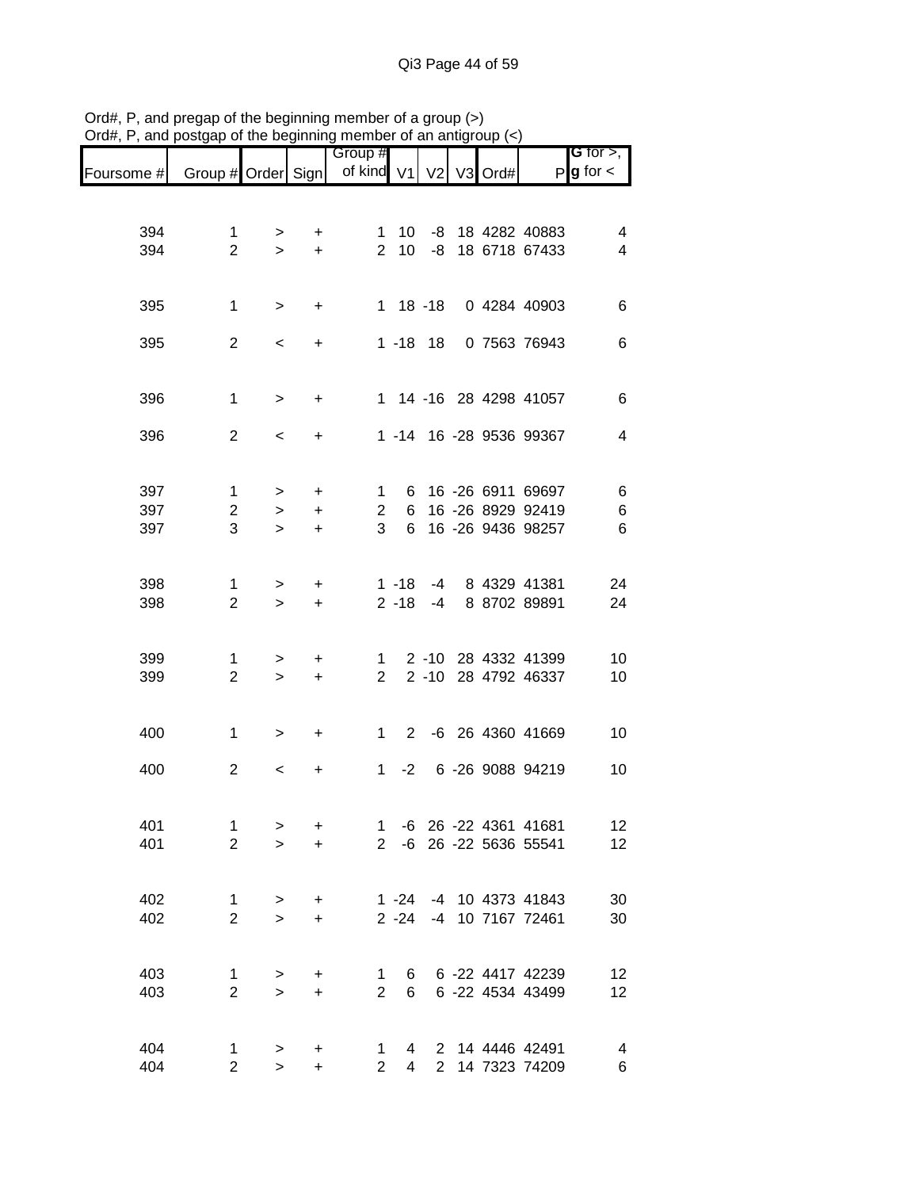Ord#, P, and pregap of the beginning member of a group (>)
Ord#, P, and postgap of the beginning member of an antigroup (<)

| Foursome # | Group # | Order | Sign | Group # of kind | V1 | V2 | V3 | Ord# | P | G for >, g for < |
|---|---|---|---|---|---|---|---|---|---|---|
| 394 | 1 | > | + | 1 | 10 | -8 | 18 | 4282 | 40883 | 4 |
| 394 | 2 | > | + | 2 | 10 | -8 | 18 | 6718 | 67433 | 4 |
| 395 | 1 | > | + | 1 | 18 | -18 | 0 | 4284 | 40903 | 6 |
| 395 | 2 | < | + | 1 | -18 | 18 | 0 | 7563 | 76943 | 6 |
| 396 | 1 | > | + | 1 | 14 | -16 | 28 | 4298 | 41057 | 6 |
| 396 | 2 | < | + | 1 | -14 | 16 | -28 | 9536 | 99367 | 4 |
| 397 | 1 | > | + | 1 | 6 | 16 | -26 | 6911 | 69697 | 6 |
| 397 | 2 | > | + | 2 | 6 | 16 | -26 | 8929 | 92419 | 6 |
| 397 | 3 | > | + | 3 | 6 | 16 | -26 | 9436 | 98257 | 6 |
| 398 | 1 | > | + | 1 | -18 | -4 | 8 | 4329 | 41381 | 24 |
| 398 | 2 | > | + | 2 | -18 | -4 | 8 | 8702 | 89891 | 24 |
| 399 | 1 | > | + | 1 | 2 | -10 | 28 | 4332 | 41399 | 10 |
| 399 | 2 | > | + | 2 | 2 | -10 | 28 | 4792 | 46337 | 10 |
| 400 | 1 | > | + | 1 | 2 | -6 | 26 | 4360 | 41669 | 10 |
| 400 | 2 | < | + | 1 | -2 | 6 | -26 | 9088 | 94219 | 10 |
| 401 | 1 | > | + | 1 | -6 | 26 | -22 | 4361 | 41681 | 12 |
| 401 | 2 | > | + | 2 | -6 | 26 | -22 | 5636 | 55541 | 12 |
| 402 | 1 | > | + | 1 | -24 | -4 | 10 | 4373 | 41843 | 30 |
| 402 | 2 | > | + | 2 | -24 | -4 | 10 | 7167 | 72461 | 30 |
| 403 | 1 | > | + | 1 | 6 | 6 | -22 | 4417 | 42239 | 12 |
| 403 | 2 | > | + | 2 | 6 | 6 | -22 | 4534 | 43499 | 12 |
| 404 | 1 | > | + | 1 | 4 | 2 | 14 | 4446 | 42491 | 4 |
| 404 | 2 | > | + | 2 | 4 | 2 | 14 | 7323 | 74209 | 6 |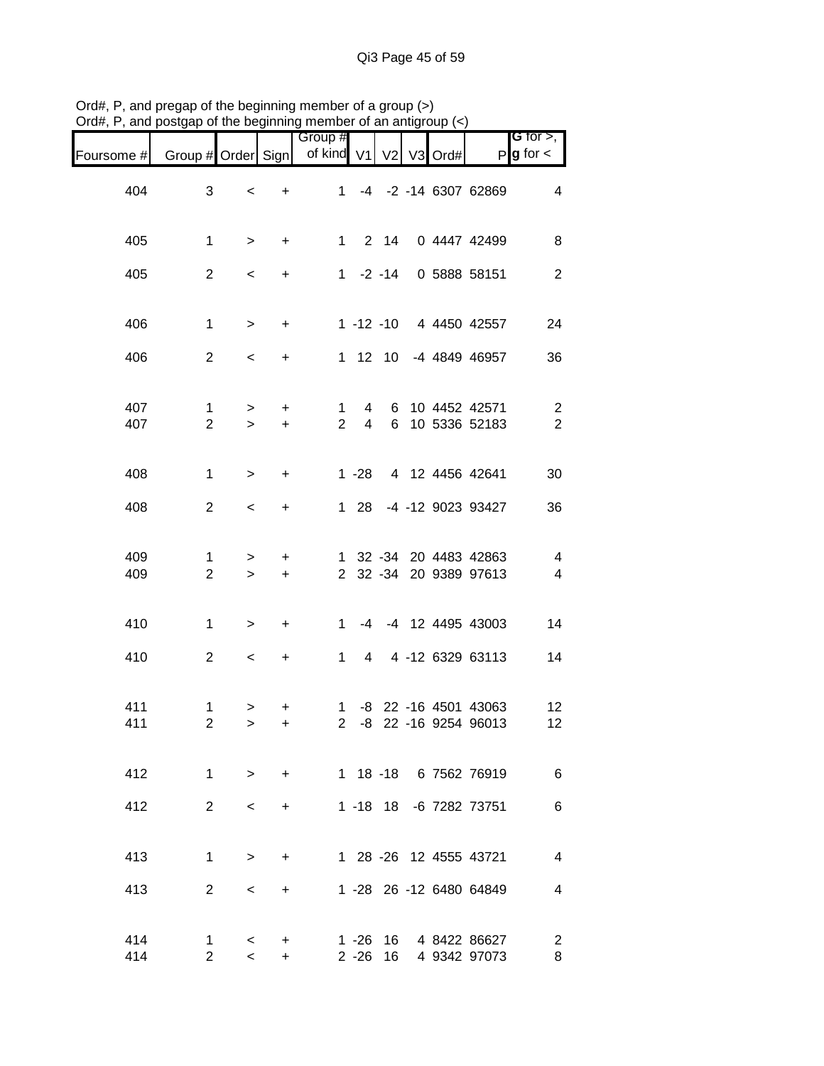Ord#, P, and pregap of the beginning member of a group (>)
Ord#, P, and postgap of the beginning member of an antigroup (<)

| Foursome # | Group # | Order | Sign | Group # of kind | V1 | V2 | V3 | Ord# | P | G for >, g for < |
|---|---|---|---|---|---|---|---|---|---|---|
| 404 | 3 | < | + | 1 | -4 | -2 | -14 | 6307 | 62869 | 4 |
| 405 | 1 | > | + | 1 | 2 | 14 | 0 | 4447 | 42499 | 8 |
| 405 | 2 | < | + | 1 | -2 | -14 | 0 | 5888 | 58151 | 2 |
| 406 | 1 | > | + | 1 | -12 | -10 | 4 | 4450 | 42557 | 24 |
| 406 | 2 | < | + | 1 | 12 | 10 | -4 | 4849 | 46957 | 36 |
| 407 | 1 | > | + | 1 | 4 | 6 | 10 | 4452 | 42571 | 2 |
| 407 | 2 | > | + | 2 | 4 | 6 | 10 | 5336 | 52183 | 2 |
| 408 | 1 | > | + | 1 | -28 | 4 | 12 | 4456 | 42641 | 30 |
| 408 | 2 | < | + | 1 | 28 | -4 | -12 | 9023 | 93427 | 36 |
| 409 | 1 | > | + | 1 | 32 | -34 | 20 | 4483 | 42863 | 4 |
| 409 | 2 | > | + | 2 | 32 | -34 | 20 | 9389 | 97613 | 4 |
| 410 | 1 | > | + | 1 | -4 | -4 | 12 | 4495 | 43003 | 14 |
| 410 | 2 | < | + | 1 | 4 | 4 | -12 | 6329 | 63113 | 14 |
| 411 | 1 | > | + | 1 | -8 | 22 | -16 | 4501 | 43063 | 12 |
| 411 | 2 | > | + | 2 | -8 | 22 | -16 | 9254 | 96013 | 12 |
| 412 | 1 | > | + | 1 | 18 | -18 | 6 | 7562 | 76919 | 6 |
| 412 | 2 | < | + | 1 | -18 | 18 | -6 | 7282 | 73751 | 6 |
| 413 | 1 | > | + | 1 | 28 | -26 | 12 | 4555 | 43721 | 4 |
| 413 | 2 | < | + | 1 | -28 | 26 | -12 | 6480 | 64849 | 4 |
| 414 | 1 | < | + | 1 | -26 | 16 | 4 | 8422 | 86627 | 2 |
| 414 | 2 | < | + | 2 | -26 | 16 | 4 | 9342 | 97073 | 8 |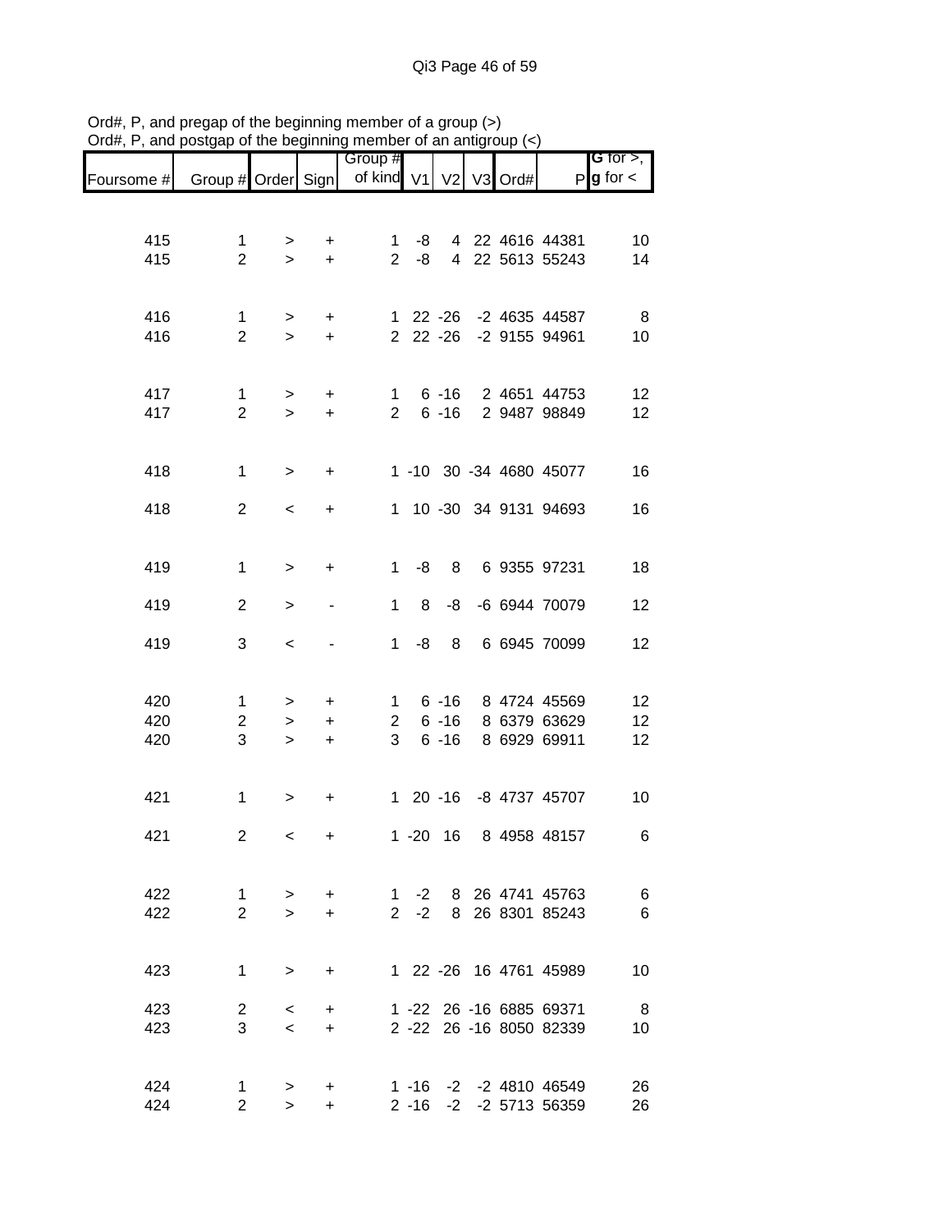Ord#, P, and pregap of the beginning member of a group (>)
Ord#, P, and postgap of the beginning member of an antigroup (<)

| Foursome # | Group # | Order | Sign | Group # of kind | V1 | V2 | V3 | Ord# | P | G for >, g for < |
|---|---|---|---|---|---|---|---|---|---|---|
| 415 | 1 | > | + | 1 | -8 | 4 | 22 | 4616 | 44381 | 10 |
| 415 | 2 | > | + | 2 | -8 | 4 | 22 | 5613 | 55243 | 14 |
| 416 | 1 | > | + | 1 | 22 | -26 | -2 | 4635 | 44587 | 8 |
| 416 | 2 | > | + | 2 | 22 | -26 | -2 | 9155 | 94961 | 10 |
| 417 | 1 | > | + | 1 | 6 | -16 | 2 | 4651 | 44753 | 12 |
| 417 | 2 | > | + | 2 | 6 | -16 | 2 | 9487 | 98849 | 12 |
| 418 | 1 | > | + | 1 | -10 | 30 | -34 | 4680 | 45077 | 16 |
| 418 | 2 | < | + | 1 | 10 | -30 | 34 | 9131 | 94693 | 16 |
| 419 | 1 | > | + | 1 | -8 | 8 | 6 | 9355 | 97231 | 18 |
| 419 | 2 | > | - | 1 | 8 | -8 | -6 | 6944 | 70079 | 12 |
| 419 | 3 | < | - | 1 | -8 | 8 | 6 | 6945 | 70099 | 12 |
| 420 | 1 | > | + | 1 | 6 | -16 | 8 | 4724 | 45569 | 12 |
| 420 | 2 | > | + | 2 | 6 | -16 | 8 | 6379 | 63629 | 12 |
| 420 | 3 | > | + | 3 | 6 | -16 | 8 | 6929 | 69911 | 12 |
| 421 | 1 | > | + | 1 | 20 | -16 | -8 | 4737 | 45707 | 10 |
| 421 | 2 | < | + | 1 | -20 | 16 | 8 | 4958 | 48157 | 6 |
| 422 | 1 | > | + | 1 | -2 | 8 | 26 | 4741 | 45763 | 6 |
| 422 | 2 | > | + | 2 | -2 | 8 | 26 | 8301 | 85243 | 6 |
| 423 | 1 | > | + | 1 | 22 | -26 | 16 | 4761 | 45989 | 10 |
| 423 | 2 | < | + | 1 | -22 | 26 | -16 | 6885 | 69371 | 8 |
| 423 | 3 | < | + | 2 | -22 | 26 | -16 | 8050 | 82339 | 10 |
| 424 | 1 | > | + | 1 | -16 | -2 | -2 | 4810 | 46549 | 26 |
| 424 | 2 | > | + | 2 | -16 | -2 | -2 | 5713 | 56359 | 26 |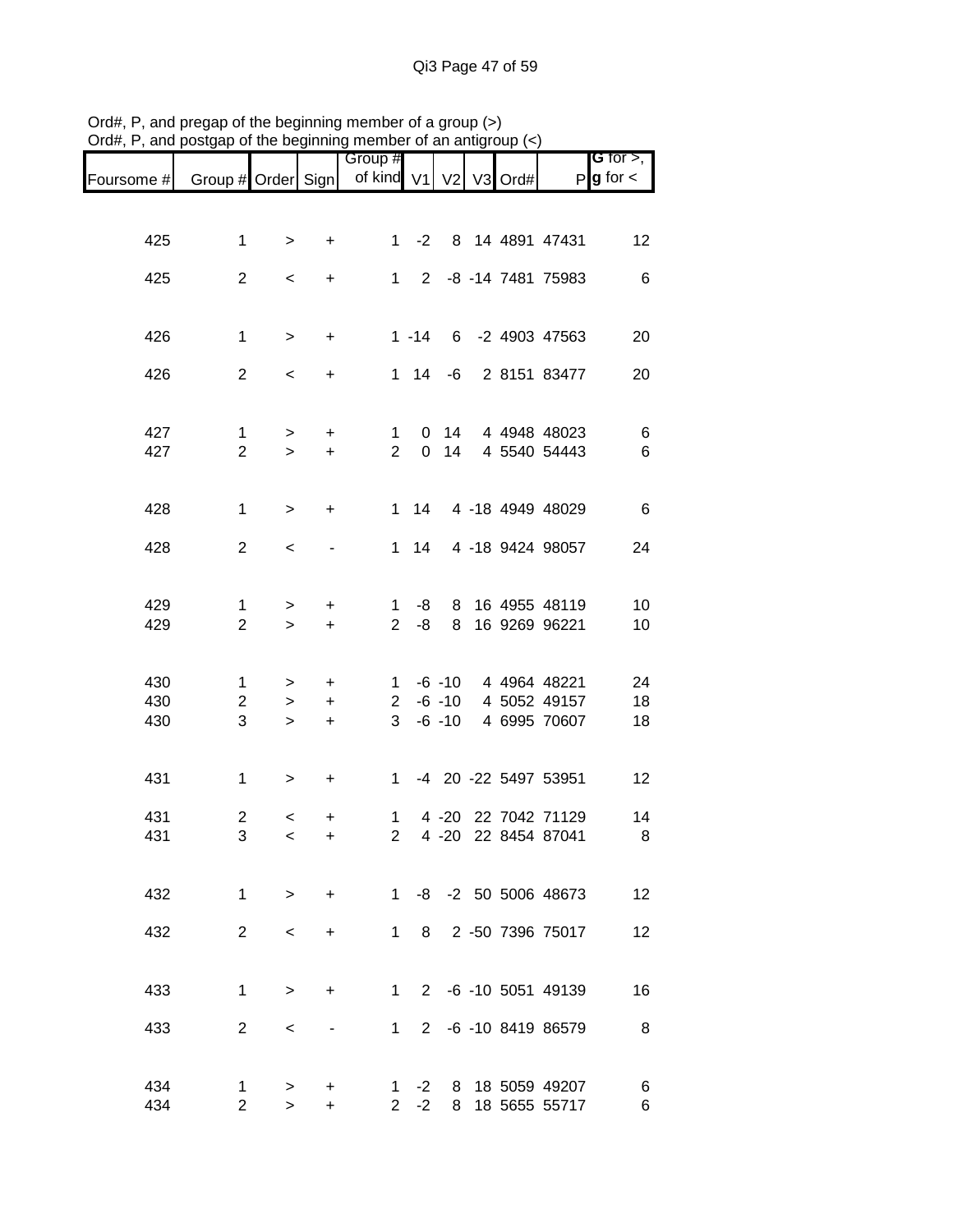Ord#, P, and pregap of the beginning member of a group (>)
Ord#, P, and postgap of the beginning member of an antigroup (<)

| Foursome # | Group # | Order | Sign | Group # of kind | V1 | V2 | V3 | Ord# | P | G for >, g for < |
|---|---|---|---|---|---|---|---|---|---|---|
| 425 | 1 | > | + | 1 | -2 | 8 | 14 | 4891 | 47431 | 12 |
| 425 | 2 | < | + | 1 | 2 | -8 | -14 | 7481 | 75983 | 6 |
| 426 | 1 | > | + | 1 | -14 | 6 | -2 | 4903 | 47563 | 20 |
| 426 | 2 | < | + | 1 | 14 | -6 | 2 | 8151 | 83477 | 20 |
| 427 | 1 | > | + | 1 | 0 | 14 | 4 | 4948 | 48023 | 6 |
| 427 | 2 | > | + | 2 | 0 | 14 | 4 | 5540 | 54443 | 6 |
| 428 | 1 | > | + | 1 | 14 | 4 | -18 | 4949 | 48029 | 6 |
| 428 | 2 | < | - | 1 | 14 | 4 | -18 | 9424 | 98057 | 24 |
| 429 | 1 | > | + | 1 | -8 | 8 | 16 | 4955 | 48119 | 10 |
| 429 | 2 | > | + | 2 | -8 | 8 | 16 | 9269 | 96221 | 10 |
| 430 | 1 | > | + | 1 | -6 | -10 | 4 | 4964 | 48221 | 24 |
| 430 | 2 | > | + | 2 | -6 | -10 | 4 | 5052 | 49157 | 18 |
| 430 | 3 | > | + | 3 | -6 | -10 | 4 | 6995 | 70607 | 18 |
| 431 | 1 | > | + | 1 | -4 | 20 | -22 | 5497 | 53951 | 12 |
| 431 | 2 | < | + | 1 | 4 | -20 | 22 | 7042 | 71129 | 14 |
| 431 | 3 | < | + | 2 | 4 | -20 | 22 | 8454 | 87041 | 8 |
| 432 | 1 | > | + | 1 | -8 | -2 | 50 | 5006 | 48673 | 12 |
| 432 | 2 | < | + | 1 | 8 | 2 | -50 | 7396 | 75017 | 12 |
| 433 | 1 | > | + | 1 | 2 | -6 | -10 | 5051 | 49139 | 16 |
| 433 | 2 | < | - | 1 | 2 | -6 | -10 | 8419 | 86579 | 8 |
| 434 | 1 | > | + | 1 | -2 | 8 | 18 | 5059 | 49207 | 6 |
| 434 | 2 | > | + | 2 | -2 | 8 | 18 | 5655 | 55717 | 6 |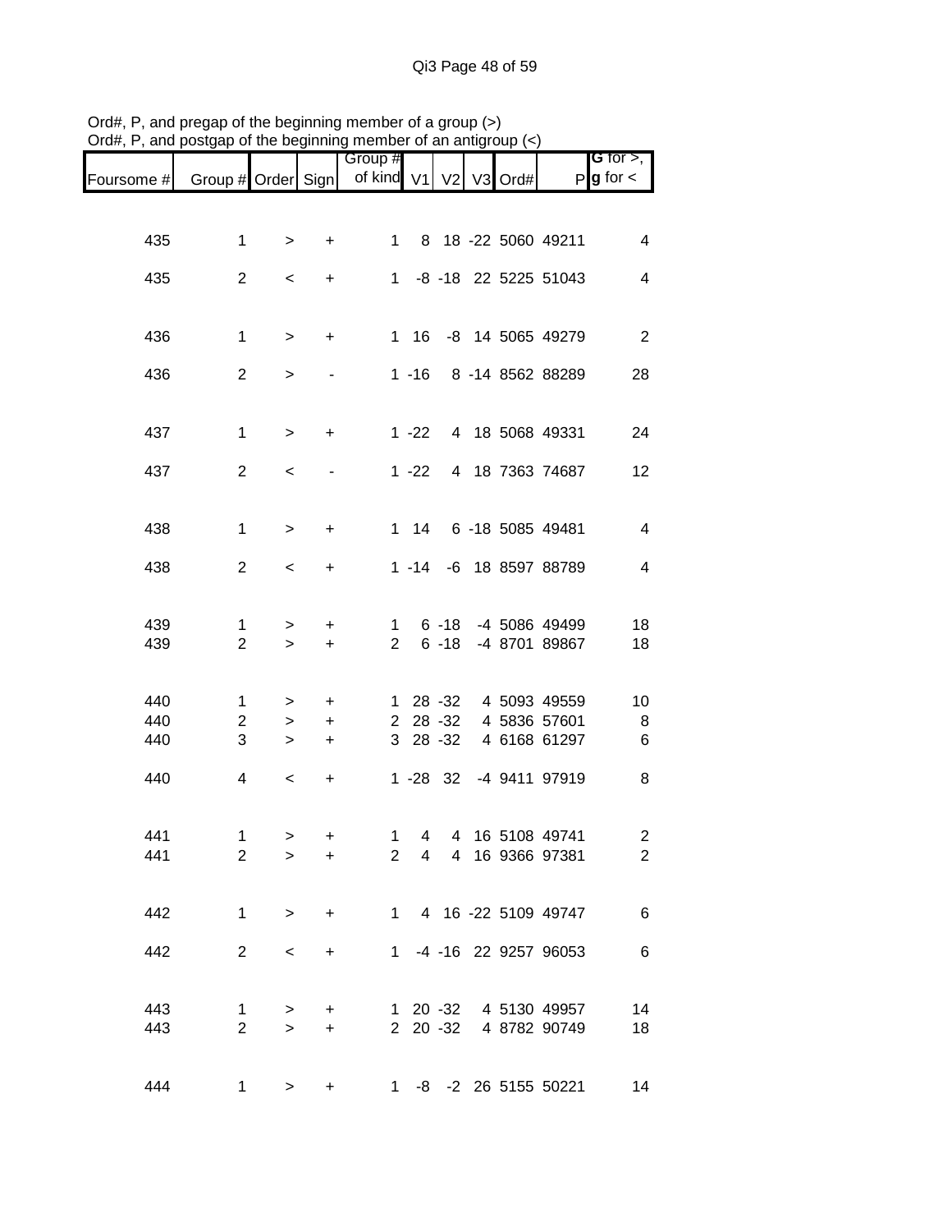Ord#, P, and pregap of the beginning member of a group (>)
Ord#, P, and postgap of the beginning member of an antigroup (<)

| Foursome # | Group # | Order | Sign | Group # of kind | V1 | V2 | V3 | Ord# | P | G for >, g for < |
|---|---|---|---|---|---|---|---|---|---|---|
| 435 | 1 | > | + | 1 | 8 | 18 | -22 | 5060 | 49211 | 4 |
| 435 | 2 | < | + | 1 | -8 | -18 | 22 | 5225 | 51043 | 4 |
| 436 | 1 | > | + | 1 | 16 | -8 | 14 | 5065 | 49279 | 2 |
| 436 | 2 | > | - | 1 | -16 | 8 | -14 | 8562 | 88289 | 28 |
| 437 | 1 | > | + | 1 | -22 | 4 | 18 | 5068 | 49331 | 24 |
| 437 | 2 | < | - | 1 | -22 | 4 | 18 | 7363 | 74687 | 12 |
| 438 | 1 | > | + | 1 | 14 | 6 | -18 | 5085 | 49481 | 4 |
| 438 | 2 | < | + | 1 | -14 | -6 | 18 | 8597 | 88789 | 4 |
| 439 | 1 | > | + | 1 | 6 | -18 | -4 | 5086 | 49499 | 18 |
| 439 | 2 | > | + | 2 | 6 | -18 | -4 | 8701 | 89867 | 18 |
| 440 | 1 | > | + | 1 | 28 | -32 | 4 | 5093 | 49559 | 10 |
| 440 | 2 | > | + | 2 | 28 | -32 | 4 | 5836 | 57601 | 8 |
| 440 | 3 | > | + | 3 | 28 | -32 | 4 | 6168 | 61297 | 6 |
| 440 | 4 | < | + | 1 | -28 | 32 | -4 | 9411 | 97919 | 8 |
| 441 | 1 | > | + | 1 | 4 | 4 | 16 | 5108 | 49741 | 2 |
| 441 | 2 | > | + | 2 | 4 | 4 | 16 | 9366 | 97381 | 2 |
| 442 | 1 | > | + | 1 | 4 | 16 | -22 | 5109 | 49747 | 6 |
| 442 | 2 | < | + | 1 | -4 | -16 | 22 | 9257 | 96053 | 6 |
| 443 | 1 | > | + | 1 | 20 | -32 | 4 | 5130 | 49957 | 14 |
| 443 | 2 | > | + | 2 | 20 | -32 | 4 | 8782 | 90749 | 18 |
| 444 | 1 | > | + | 1 | -8 | -2 | 26 | 5155 | 50221 | 14 |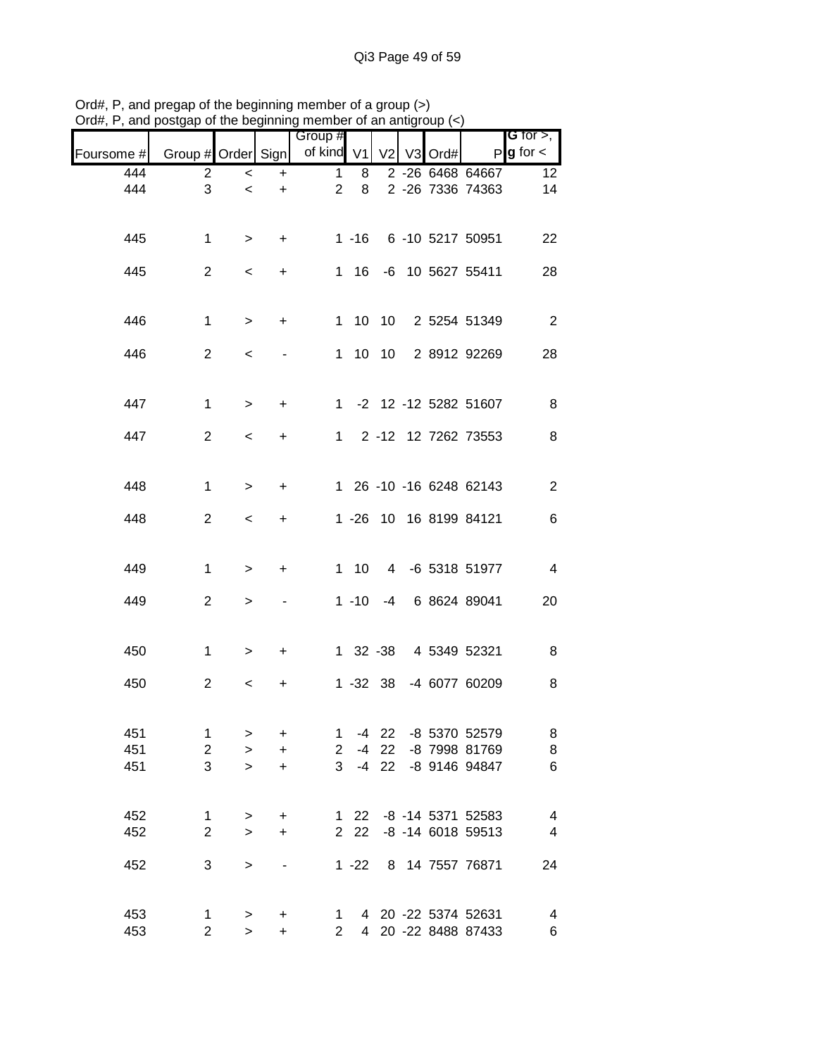Ord#, P, and pregap of the beginning member of a group (>)
Ord#, P, and postgap of the beginning member of an antigroup (<)

| Foursome # | Group # | Order | Sign | Group # of kind | V1 | V2 | V3 | Ord# | P | G for >, g for < |
|---|---|---|---|---|---|---|---|---|---|---|
| 444 | 2 | < | + | 1 | 8 | 2 | -26 | 6468 | 64667 | 12 |
| 444 | 3 | < | + | 2 | 8 | 2 | -26 | 7336 | 74363 | 14 |
| | | | | | | | | | | |
| 445 | 1 | > | + | 1 | -16 | 6 | -10 | 5217 | 50951 | 22 |
| 445 | 2 | < | + | 1 | 16 | -6 | 10 | 5627 | 55411 | 28 |
| | | | | | | | | | | |
| 446 | 1 | > | + | 1 | 10 | 10 | 2 | 5254 | 51349 | 2 |
| 446 | 2 | < | - | 1 | 10 | 10 | 2 | 8912 | 92269 | 28 |
| | | | | | | | | | | |
| 447 | 1 | > | + | 1 | -2 | 12 | -12 | 5282 | 51607 | 8 |
| 447 | 2 | < | + | 1 | 2 | -12 | 12 | 7262 | 73553 | 8 |
| | | | | | | | | | | |
| 448 | 1 | > | + | 1 | 26 | -10 | -16 | 6248 | 62143 | 2 |
| 448 | 2 | < | + | 1 | -26 | 10 | 16 | 8199 | 84121 | 6 |
| | | | | | | | | | | |
| 449 | 1 | > | + | 1 | 10 | 4 | -6 | 5318 | 51977 | 4 |
| 449 | 2 | > | - | 1 | -10 | -4 | 6 | 8624 | 89041 | 20 |
| | | | | | | | | | | |
| 450 | 1 | > | + | 1 | 32 | -38 | 4 | 5349 | 52321 | 8 |
| 450 | 2 | < | + | 1 | -32 | 38 | -4 | 6077 | 60209 | 8 |
| | | | | | | | | | | |
| 451 | 1 | > | + | 1 | -4 | 22 | -8 | 5370 | 52579 | 8 |
| 451 | 2 | > | + | 2 | -4 | 22 | -8 | 7998 | 81769 | 8 |
| 451 | 3 | > | + | 3 | -4 | 22 | -8 | 9146 | 94847 | 6 |
| | | | | | | | | | | |
| 452 | 1 | > | + | 1 | 22 | -8 | -14 | 5371 | 52583 | 4 |
| 452 | 2 | > | + | 2 | 22 | -8 | -14 | 6018 | 59513 | 4 |
| 452 | 3 | > | - | 1 | -22 | 8 | 14 | 7557 | 76871 | 24 |
| | | | | | | | | | | |
| 453 | 1 | > | + | 1 | 4 | 20 | -22 | 5374 | 52631 | 4 |
| 453 | 2 | > | + | 2 | 4 | 20 | -22 | 8488 | 87433 | 6 |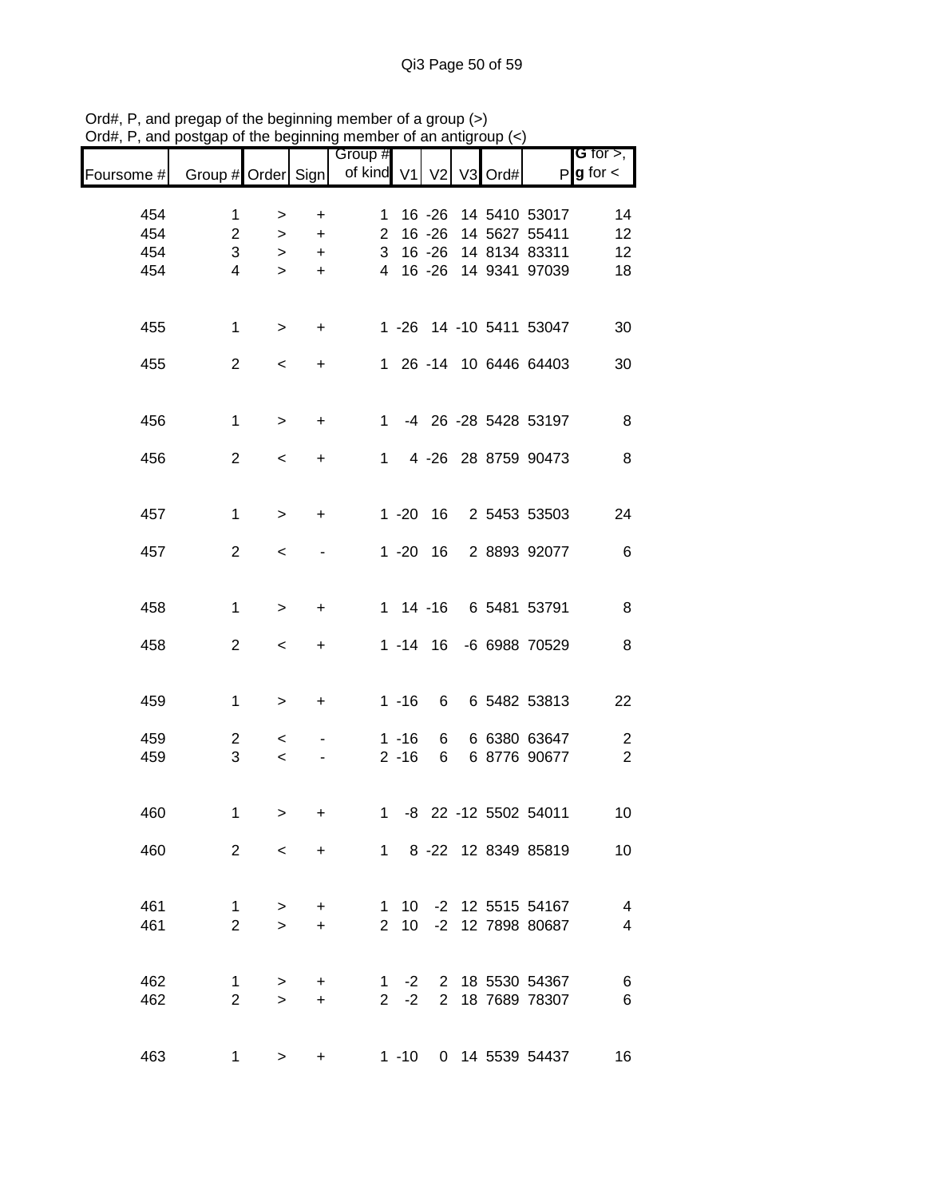Ord#, P, and pregap of the beginning member of a group (>)
Ord#, P, and postgap of the beginning member of an antigroup (<)

| Foursome # | Group # | Order | Sign | Group # of kind | V1 | V2 | V3 | Ord# | P | G for >, g for < |
|---|---|---|---|---|---|---|---|---|---|---|
| 454 | 1 | > | + | 1 | 16 | -26 | 14 | 5410 | 53017 | 14 |
| 454 | 2 | > | + | 2 | 16 | -26 | 14 | 5627 | 55411 | 12 |
| 454 | 3 | > | + | 3 | 16 | -26 | 14 | 8134 | 83311 | 12 |
| 454 | 4 | > | + | 4 | 16 | -26 | 14 | 9341 | 97039 | 18 |
| 455 | 1 | > | + | 1 | -26 | 14 | -10 | 5411 | 53047 | 30 |
| 455 | 2 | < | + | 1 | 26 | -14 | 10 | 6446 | 64403 | 30 |
| 456 | 1 | > | + | 1 | -4 | 26 | -28 | 5428 | 53197 | 8 |
| 456 | 2 | < | + | 1 | 4 | -26 | 28 | 8759 | 90473 | 8 |
| 457 | 1 | > | + | 1 | -20 | 16 | 2 | 5453 | 53503 | 24 |
| 457 | 2 | < | - | 1 | -20 | 16 | 2 | 8893 | 92077 | 6 |
| 458 | 1 | > | + | 1 | 14 | -16 | 6 | 5481 | 53791 | 8 |
| 458 | 2 | < | + | 1 | -14 | 16 | -6 | 6988 | 70529 | 8 |
| 459 | 1 | > | + | 1 | -16 | 6 | 6 | 5482 | 53813 | 22 |
| 459 | 2 | < | - | 1 | -16 | 6 | 6 | 6380 | 63647 | 2 |
| 459 | 3 | < | - | 2 | -16 | 6 | 6 | 8776 | 90677 | 2 |
| 460 | 1 | > | + | 1 | -8 | 22 | -12 | 5502 | 54011 | 10 |
| 460 | 2 | < | + | 1 | 8 | -22 | 12 | 8349 | 85819 | 10 |
| 461 | 1 | > | + | 1 | 10 | -2 | 12 | 5515 | 54167 | 4 |
| 461 | 2 | > | + | 2 | 10 | -2 | 12 | 7898 | 80687 | 4 |
| 462 | 1 | > | + | 1 | -2 | 2 | 18 | 5530 | 54367 | 6 |
| 462 | 2 | > | + | 2 | -2 | 2 | 18 | 7689 | 78307 | 6 |
| 463 | 1 | > | + | 1 | -10 | 0 | 14 | 5539 | 54437 | 16 |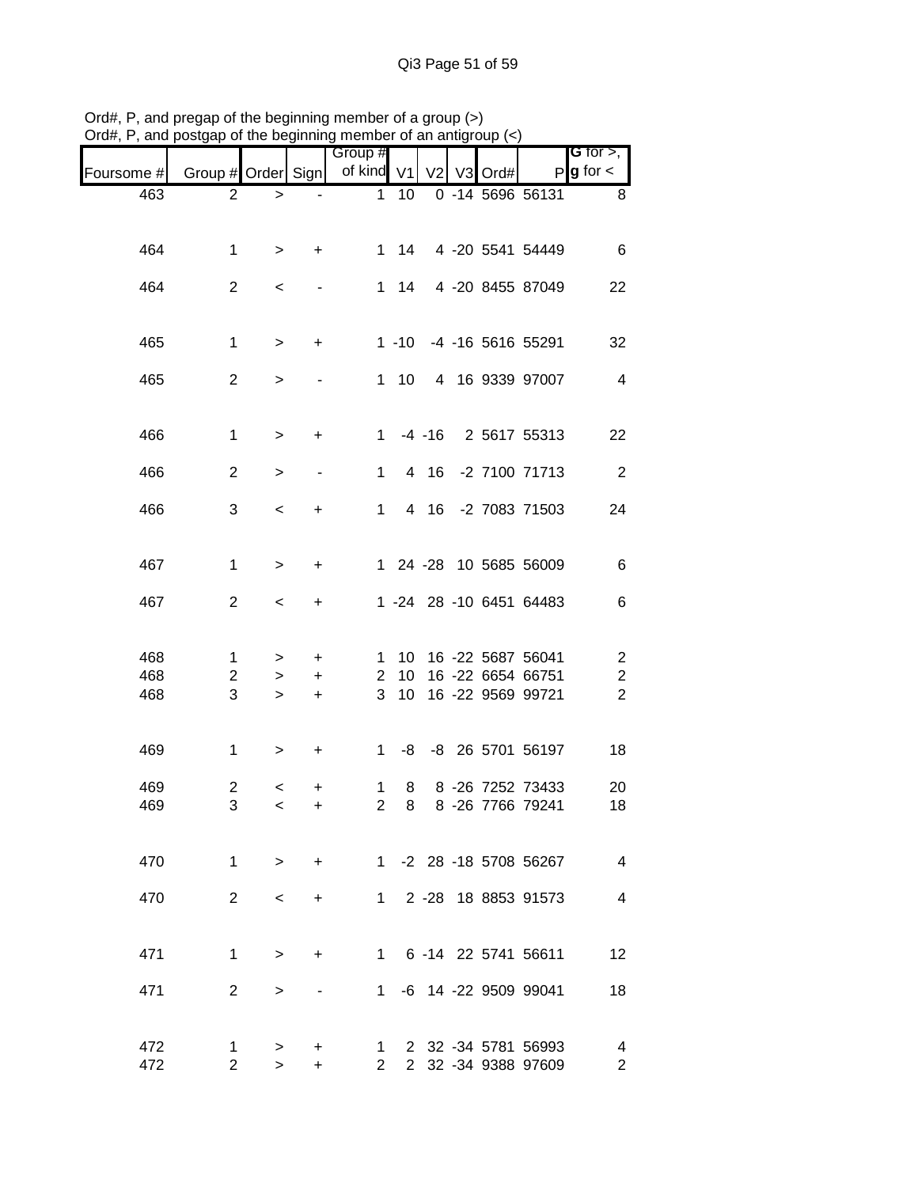Ord#, P, and pregap of the beginning member of a group (>)
Ord#, P, and postgap of the beginning member of an antigroup (<)

| Foursome # | Group # | Order | Sign | Group # of kind | V1 | V2 | V3 | Ord# | P | G for >, g for < |
|---|---|---|---|---|---|---|---|---|---|---|
| 463 | 2 | > | - | 1 | 10 | 0 | -14 | 5696 | 56131 | 8 |
| 464 | 1 | > | + | 1 | 14 | 4 | -20 | 5541 | 54449 | 6 |
| 464 | 2 | < | - | 1 | 14 | 4 | -20 | 8455 | 87049 | 22 |
| 465 | 1 | > | + | 1 | -10 | -4 | -16 | 5616 | 55291 | 32 |
| 465 | 2 | > | - | 1 | 10 | 4 | 16 | 9339 | 97007 | 4 |
| 466 | 1 | > | + | 1 | -4 | -16 | 2 | 5617 | 55313 | 22 |
| 466 | 2 | > | - | 1 | 4 | 16 | -2 | 7100 | 71713 | 2 |
| 466 | 3 | < | + | 1 | 4 | 16 | -2 | 7083 | 71503 | 24 |
| 467 | 1 | > | + | 1 | 24 | -28 | 10 | 5685 | 56009 | 6 |
| 467 | 2 | < | + | 1 | -24 | 28 | -10 | 6451 | 64483 | 6 |
| 468 | 1 | > | + | 1 | 10 | 16 | -22 | 5687 | 56041 | 2 |
| 468 | 2 | > | + | 2 | 10 | 16 | -22 | 6654 | 66751 | 2 |
| 468 | 3 | > | + | 3 | 10 | 16 | -22 | 9569 | 99721 | 2 |
| 469 | 1 | > | + | 1 | -8 | -8 | 26 | 5701 | 56197 | 18 |
| 469 | 2 | < | + | 1 | 8 | 8 | -26 | 7252 | 73433 | 20 |
| 469 | 3 | < | + | 2 | 8 | 8 | -26 | 7766 | 79241 | 18 |
| 470 | 1 | > | + | 1 | -2 | 28 | -18 | 5708 | 56267 | 4 |
| 470 | 2 | < | + | 1 | 2 | -28 | 18 | 8853 | 91573 | 4 |
| 471 | 1 | > | + | 1 | 6 | -14 | 22 | 5741 | 56611 | 12 |
| 471 | 2 | > | - | 1 | -6 | 14 | -22 | 9509 | 99041 | 18 |
| 472 | 1 | > | + | 1 | 2 | 32 | -34 | 5781 | 56993 | 4 |
| 472 | 2 | > | + | 2 | 2 | 32 | -34 | 9388 | 97609 | 2 |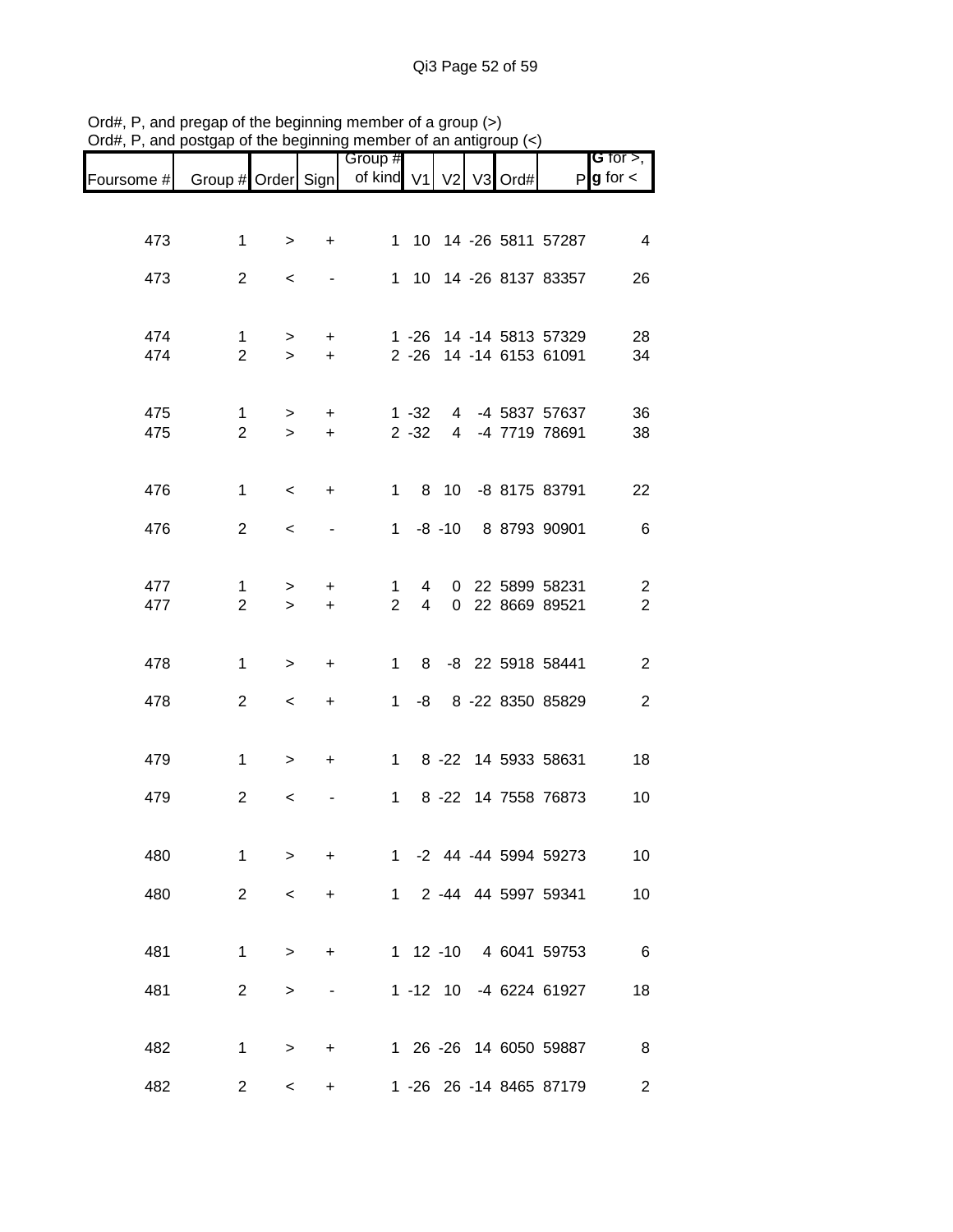Ord#, P, and pregap of the beginning member of a group (>)
Ord#, P, and postgap of the beginning member of an antigroup (<)

| Foursome # | Group # | Order | Sign | Group # of kind | V1 | V2 | V3 | Ord# | P | G for >, g for < |
|---|---|---|---|---|---|---|---|---|---|---|
| 473 | 1 | > | + | 1 | 10 | 14 | -26 | 5811 | 57287 | 4 |
| 473 | 2 | < | - | 1 | 10 | 14 | -26 | 8137 | 83357 | 26 |
| 474 | 1 | > | + | 1 | -26 | 14 | -14 | 5813 | 57329 | 28 |
| 474 | 2 | > | + | 2 | -26 | 14 | -14 | 6153 | 61091 | 34 |
| 475 | 1 | > | + | 1 | -32 | 4 | -4 | 5837 | 57637 | 36 |
| 475 | 2 | > | + | 2 | -32 | 4 | -4 | 7719 | 78691 | 38 |
| 476 | 1 | < | + | 1 | 8 | 10 | -8 | 8175 | 83791 | 22 |
| 476 | 2 | < | - | 1 | -8 | -10 | 8 | 8793 | 90901 | 6 |
| 477 | 1 | > | + | 1 | 4 | 0 | 22 | 5899 | 58231 | 2 |
| 477 | 2 | > | + | 2 | 4 | 0 | 22 | 8669 | 89521 | 2 |
| 478 | 1 | > | + | 1 | 8 | -8 | 22 | 5918 | 58441 | 2 |
| 478 | 2 | < | + | 1 | -8 | 8 | -22 | 8350 | 85829 | 2 |
| 479 | 1 | > | + | 1 | 8 | -22 | 14 | 5933 | 58631 | 18 |
| 479 | 2 | < | - | 1 | 8 | -22 | 14 | 7558 | 76873 | 10 |
| 480 | 1 | > | + | 1 | -2 | 44 | -44 | 5994 | 59273 | 10 |
| 480 | 2 | < | + | 1 | 2 | -44 | 44 | 5997 | 59341 | 10 |
| 481 | 1 | > | + | 1 | 12 | -10 | 4 | 6041 | 59753 | 6 |
| 481 | 2 | > | - | 1 | -12 | 10 | -4 | 6224 | 61927 | 18 |
| 482 | 1 | > | + | 1 | 26 | -26 | 14 | 6050 | 59887 | 8 |
| 482 | 2 | < | + | 1 | -26 | 26 | -14 | 8465 | 87179 | 2 |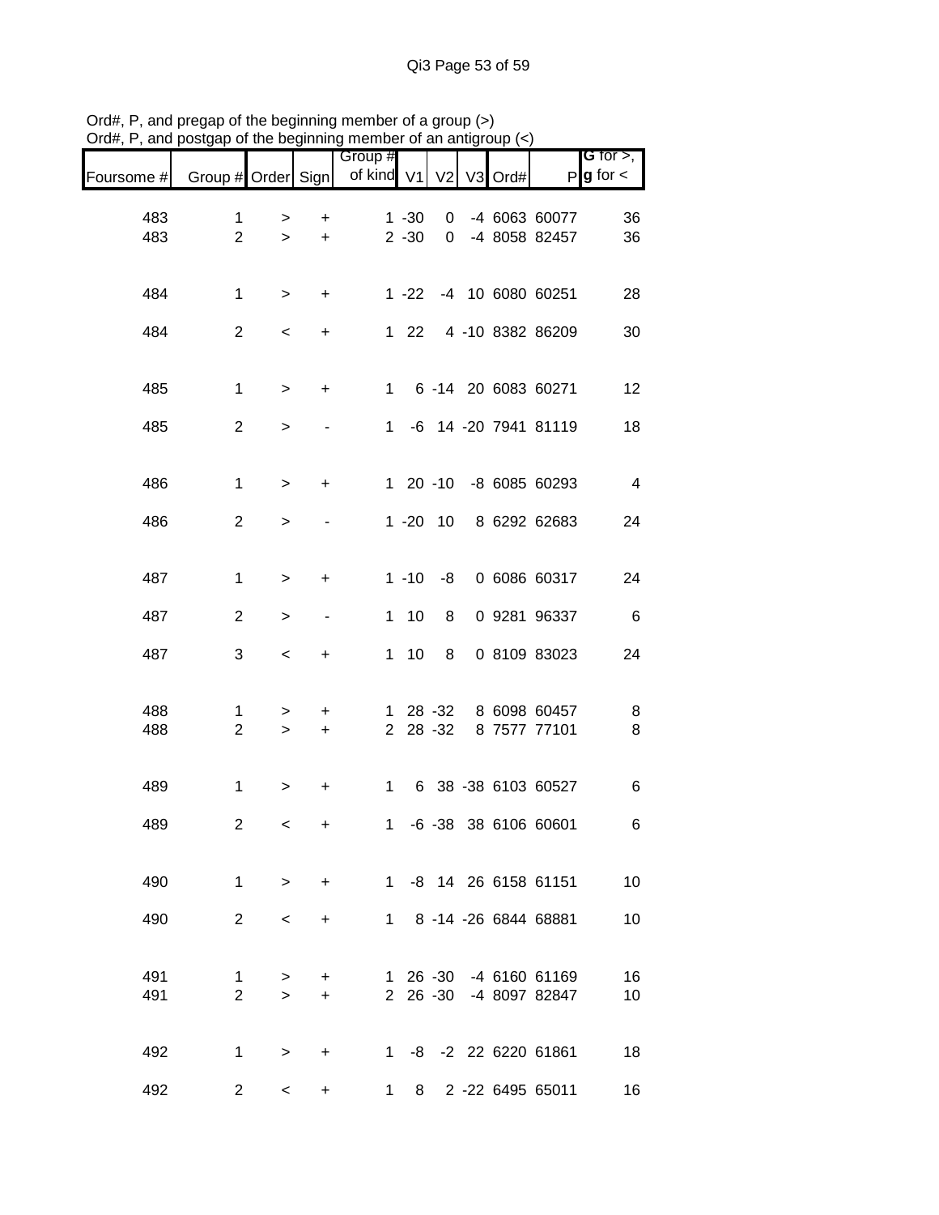Ord#, P, and pregap of the beginning member of a group (>)
Ord#, P, and postgap of the beginning member of an antigroup (<)

| Foursome # | Group # | Order | Sign | Group # of kind | V1 | V2 | V3 | Ord# | P | G for >, g for < |
|---|---|---|---|---|---|---|---|---|---|---|
| 483 | 1 | > | + | 1 | -30 | 0 | -4 | 6063 | 60077 | 36 |
| 483 | 2 | > | + | 2 | -30 | 0 | -4 | 8058 | 82457 | 36 |
| 484 | 1 | > | + | 1 | -22 | -4 | 10 | 6080 | 60251 | 28 |
| 484 | 2 | < | + | 1 | 22 | 4 | -10 | 8382 | 86209 | 30 |
| 485 | 1 | > | + | 1 | 6 | -14 | 20 | 6083 | 60271 | 12 |
| 485 | 2 | > | - | 1 | -6 | 14 | -20 | 7941 | 81119 | 18 |
| 486 | 1 | > | + | 1 | 20 | -10 | -8 | 6085 | 60293 | 4 |
| 486 | 2 | > | - | 1 | -20 | 10 | 8 | 6292 | 62683 | 24 |
| 487 | 1 | > | + | 1 | -10 | -8 | 0 | 6086 | 60317 | 24 |
| 487 | 2 | > | - | 1 | 10 | 8 | 0 | 9281 | 96337 | 6 |
| 487 | 3 | < | + | 1 | 10 | 8 | 0 | 8109 | 83023 | 24 |
| 488 | 1 | > | + | 1 | 28 | -32 | 8 | 6098 | 60457 | 8 |
| 488 | 2 | > | + | 2 | 28 | -32 | 8 | 7577 | 77101 | 8 |
| 489 | 1 | > | + | 1 | 6 | 38 | -38 | 6103 | 60527 | 6 |
| 489 | 2 | < | + | 1 | -6 | -38 | 38 | 6106 | 60601 | 6 |
| 490 | 1 | > | + | 1 | -8 | 14 | 26 | 6158 | 61151 | 10 |
| 490 | 2 | < | + | 1 | 8 | -14 | -26 | 6844 | 68881 | 10 |
| 491 | 1 | > | + | 1 | 26 | -30 | -4 | 6160 | 61169 | 16 |
| 491 | 2 | > | + | 2 | 26 | -30 | -4 | 8097 | 82847 | 10 |
| 492 | 1 | > | + | 1 | -8 | -2 | 22 | 6220 | 61861 | 18 |
| 492 | 2 | < | + | 1 | 8 | 2 | -22 | 6495 | 65011 | 16 |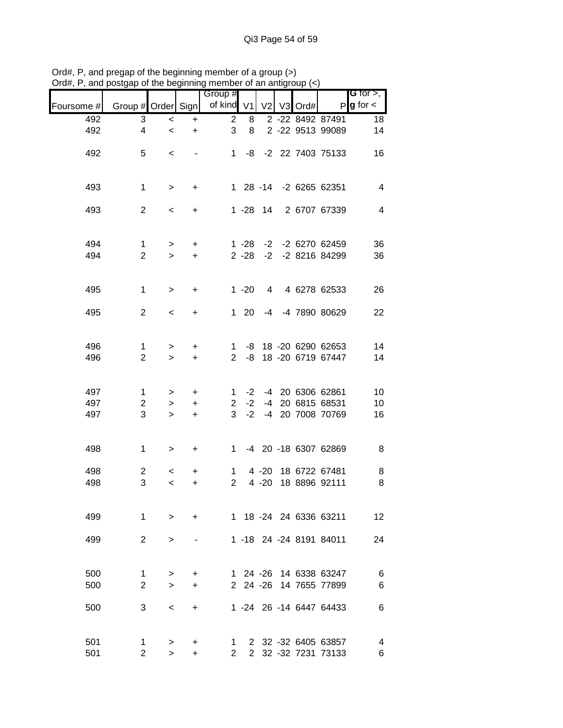Ord#, P, and pregap of the beginning member of a group (>)
Ord#, P, and postgap of the beginning member of an antigroup (<)

| Foursome # | Group # | Order | Sign | Group # of kind | V1 | V2 | V3 | Ord# | P | G for >, g for < |
|---|---|---|---|---|---|---|---|---|---|---|
| 492 | 3 | < | + | 2 | 8 | 2 | -22 | 8492 | 87491 | 18 |
| 492 | 4 | < | + | 3 | 8 | 2 | -22 | 9513 | 99089 | 14 |
| 492 | 5 | < | - | 1 | -8 | -2 | 22 | 7403 | 75133 | 16 |
| 493 | 1 | > | + | 1 | 28 | -14 | -2 | 6265 | 62351 | 4 |
| 493 | 2 | < | + | 1 | -28 | 14 | 2 | 6707 | 67339 | 4 |
| 494 | 1 | > | + | 1 | -28 | -2 | -2 | 6270 | 62459 | 36 |
| 494 | 2 | > | + | 2 | -28 | -2 | -2 | 8216 | 84299 | 36 |
| 495 | 1 | > | + | 1 | -20 | 4 | 4 | 6278 | 62533 | 26 |
| 495 | 2 | < | + | 1 | 20 | -4 | -4 | 7890 | 80629 | 22 |
| 496 | 1 | > | + | 1 | -8 | 18 | -20 | 6290 | 62653 | 14 |
| 496 | 2 | > | + | 2 | -8 | 18 | -20 | 6719 | 67447 | 14 |
| 497 | 1 | > | + | 1 | -2 | -4 | 20 | 6306 | 62861 | 10 |
| 497 | 2 | > | + | 2 | -2 | -4 | 20 | 6815 | 68531 | 10 |
| 497 | 3 | > | + | 3 | -2 | -4 | 20 | 7008 | 70769 | 16 |
| 498 | 1 | > | + | 1 | -4 | 20 | -18 | 6307 | 62869 | 8 |
| 498 | 2 | < | + | 1 | 4 | -20 | 18 | 6722 | 67481 | 8 |
| 498 | 3 | < | + | 2 | 4 | -20 | 18 | 8896 | 92111 | 8 |
| 499 | 1 | > | + | 1 | 18 | -24 | 24 | 6336 | 63211 | 12 |
| 499 | 2 | > | - | 1 | -18 | 24 | -24 | 8191 | 84011 | 24 |
| 500 | 1 | > | + | 1 | 24 | -26 | 14 | 6338 | 63247 | 6 |
| 500 | 2 | > | + | 2 | 24 | -26 | 14 | 7655 | 77899 | 6 |
| 500 | 3 | < | + | 1 | -24 | 26 | -14 | 6447 | 64433 | 6 |
| 501 | 1 | > | + | 1 | 2 | 32 | -32 | 6405 | 63857 | 4 |
| 501 | 2 | > | + | 2 | 2 | 32 | -32 | 7231 | 73133 | 6 |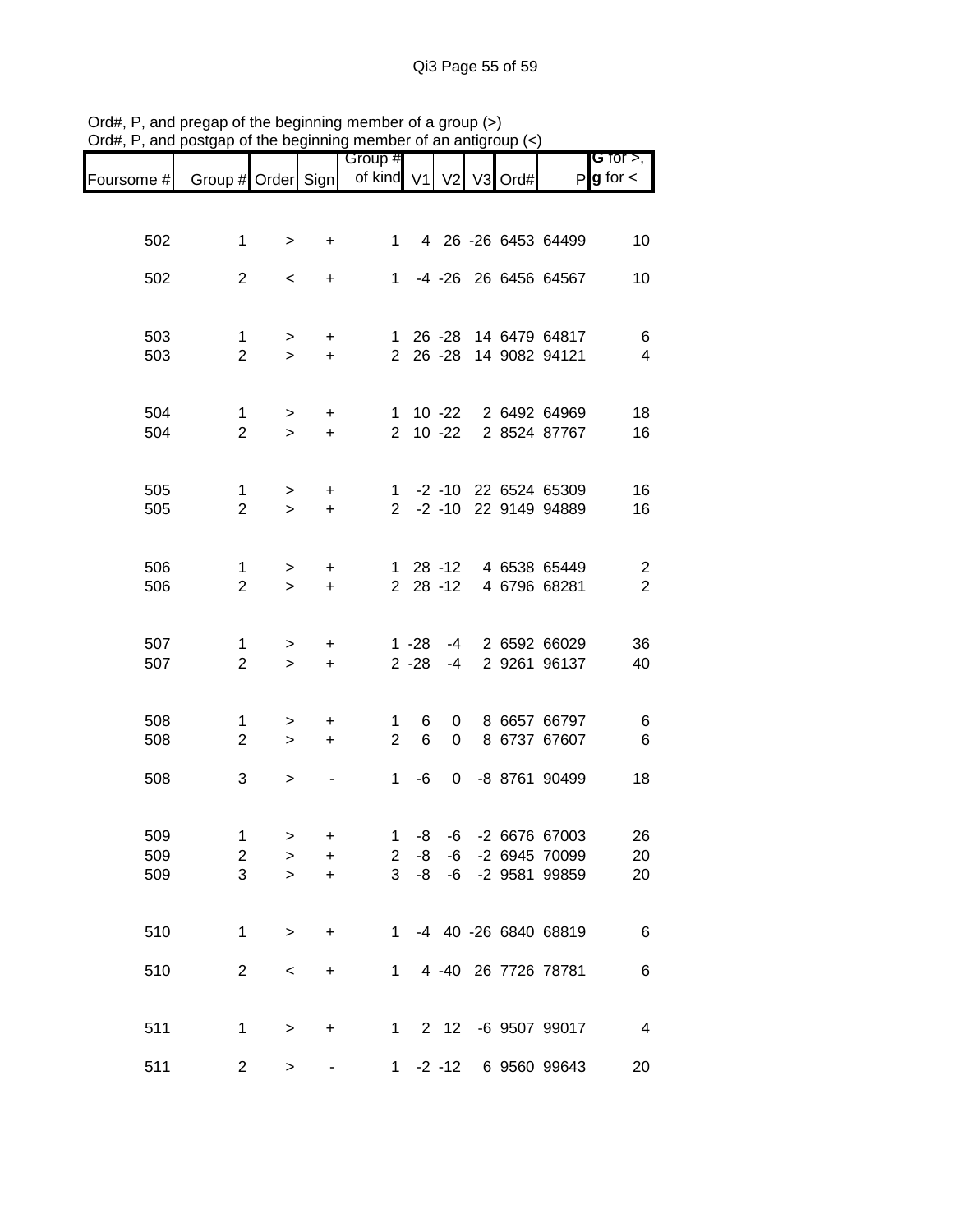Ord#, P, and pregap of the beginning member of a group (>)
Ord#, P, and postgap of the beginning member of an antigroup (<)

| Foursome # | Group # | Order | Sign | Group # of kind | V1 | V2 | V3 | Ord# | P | **G** for >, **g** for < |
|---|---|---|---|---|---|---|---|---|---|---|
| 502 | 1 | > | + | 1 | 4 | 26 | -26 | 6453 | 64499 | 10 |
| 502 | 2 | < | + | 1 | -4 | -26 | 26 | 6456 | 64567 | 10 |
| 503 | 1 | > | + | 1 | 26 | -28 | 14 | 6479 | 64817 | 6 |
| 503 | 2 | > | + | 2 | 26 | -28 | 14 | 9082 | 94121 | 4 |
| 504 | 1 | > | + | 1 | 10 | -22 | 2 | 6492 | 64969 | 18 |
| 504 | 2 | > | + | 2 | 10 | -22 | 2 | 8524 | 87767 | 16 |
| 505 | 1 | > | + | 1 | -2 | -10 | 22 | 6524 | 65309 | 16 |
| 505 | 2 | > | + | 2 | -2 | -10 | 22 | 9149 | 94889 | 16 |
| 506 | 1 | > | + | 1 | 28 | -12 | 4 | 6538 | 65449 | 2 |
| 506 | 2 | > | + | 2 | 28 | -12 | 4 | 6796 | 68281 | 2 |
| 507 | 1 | > | + | 1 | -28 | -4 | 2 | 6592 | 66029 | 36 |
| 507 | 2 | > | + | 2 | -28 | -4 | 2 | 9261 | 96137 | 40 |
| 508 | 1 | > | + | 1 | 6 | 0 | 8 | 6657 | 66797 | 6 |
| 508 | 2 | > | + | 2 | 6 | 0 | 8 | 6737 | 67607 | 6 |
| 508 | 3 | > | - | 1 | -6 | 0 | -8 | 8761 | 90499 | 18 |
| 509 | 1 | > | + | 1 | -8 | -6 | -2 | 6676 | 67003 | 26 |
| 509 | 2 | > | + | 2 | -8 | -6 | -2 | 6945 | 70099 | 20 |
| 509 | 3 | > | + | 3 | -8 | -6 | -2 | 9581 | 99859 | 20 |
| 510 | 1 | > | + | 1 | -4 | 40 | -26 | 6840 | 68819 | 6 |
| 510 | 2 | < | + | 1 | 4 | -40 | 26 | 7726 | 78781 | 6 |
| 511 | 1 | > | + | 1 | 2 | 12 | -6 | 9507 | 99017 | 4 |
| 511 | 2 | > | - | 1 | -2 | -12 | 6 | 9560 | 99643 | 20 |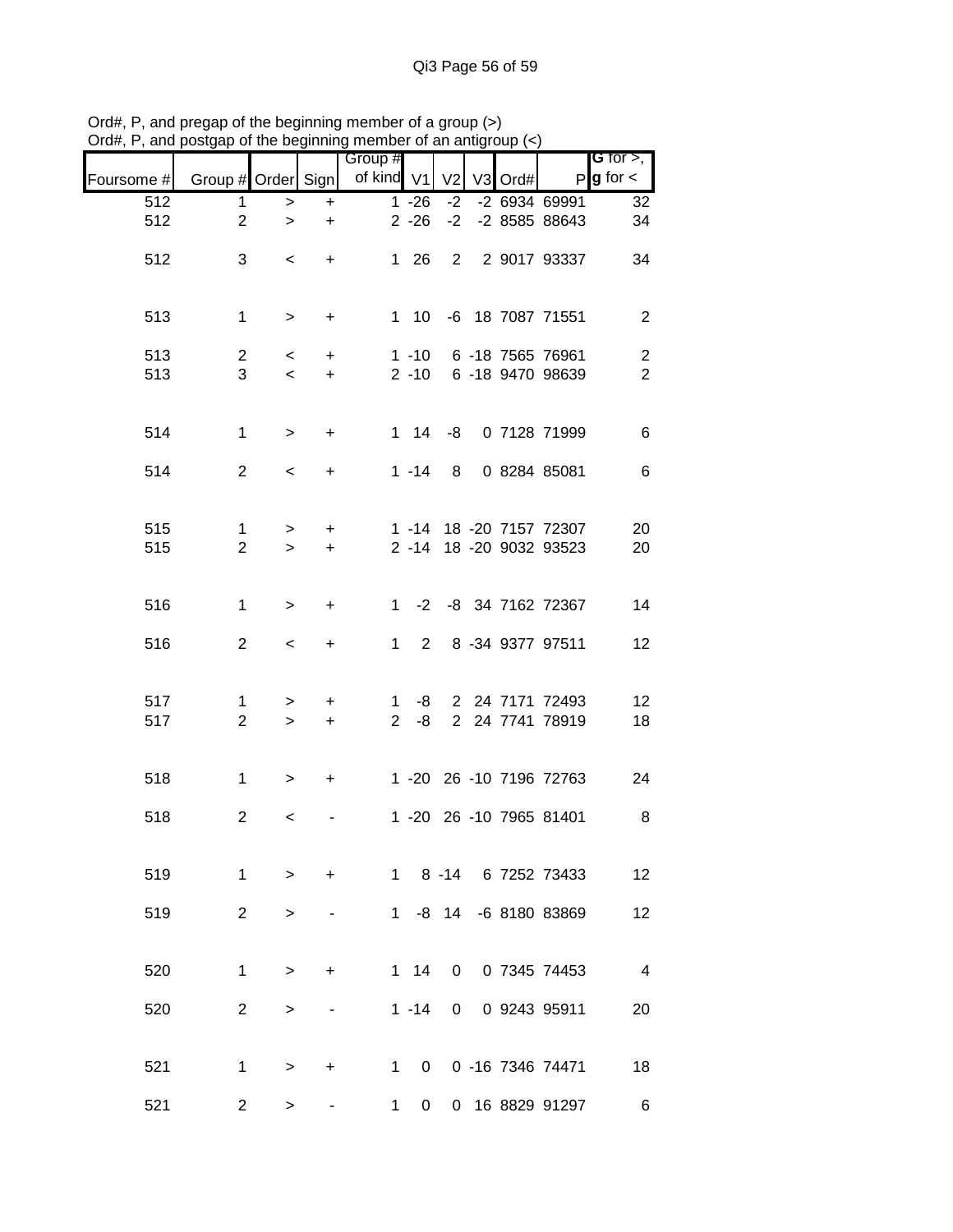Ord#, P, and pregap of the beginning member of a group (>)
Ord#, P, and postgap of the beginning member of an antigroup (<)

| Foursome # | Group # | Order | Sign | Group # of kind | V1 | V2 | V3 | Ord# | P | G for >, g for < |
|---|---|---|---|---|---|---|---|---|---|---|
| 512 | 1 | > | + | 1 | -26 | -2 | -2 | 6934 | 69991 | 32 |
| 512 | 2 | > | + | 2 | -26 | -2 | -2 | 8585 | 88643 | 34 |
| 512 | 3 | < | + | 1 | 26 | 2 | 2 | 9017 | 93337 | 34 |
| 513 | 1 | > | + | 1 | 10 | -6 | 18 | 7087 | 71551 | 2 |
| 513 | 2 | < | + | 1 | -10 | 6 | -18 | 7565 | 76961 | 2 |
| 513 | 3 | < | + | 2 | -10 | 6 | -18 | 9470 | 98639 | 2 |
| 514 | 1 | > | + | 1 | 14 | -8 | 0 | 7128 | 71999 | 6 |
| 514 | 2 | < | + | 1 | -14 | 8 | 0 | 8284 | 85081 | 6 |
| 515 | 1 | > | + | 1 | -14 | 18 | -20 | 7157 | 72307 | 20 |
| 515 | 2 | > | + | 2 | -14 | 18 | -20 | 9032 | 93523 | 20 |
| 516 | 1 | > | + | 1 | -2 | -8 | 34 | 7162 | 72367 | 14 |
| 516 | 2 | < | + | 1 | 2 | 8 | -34 | 9377 | 97511 | 12 |
| 517 | 1 | > | + | 1 | -8 | 2 | 24 | 7171 | 72493 | 12 |
| 517 | 2 | > | + | 2 | -8 | 2 | 24 | 7741 | 78919 | 18 |
| 518 | 1 | > | + | 1 | -20 | 26 | -10 | 7196 | 72763 | 24 |
| 518 | 2 | < | - | 1 | -20 | 26 | -10 | 7965 | 81401 | 8 |
| 519 | 1 | > | + | 1 | 8 | -14 | 6 | 7252 | 73433 | 12 |
| 519 | 2 | > | - | 1 | -8 | 14 | -6 | 8180 | 83869 | 12 |
| 520 | 1 | > | + | 1 | 14 | 0 | 0 | 7345 | 74453 | 4 |
| 520 | 2 | > | - | 1 | -14 | 0 | 0 | 9243 | 95911 | 20 |
| 521 | 1 | > | + | 1 | 0 | 0 | -16 | 7346 | 74471 | 18 |
| 521 | 2 | > | - | 1 | 0 | 0 | 16 | 8829 | 91297 | 6 |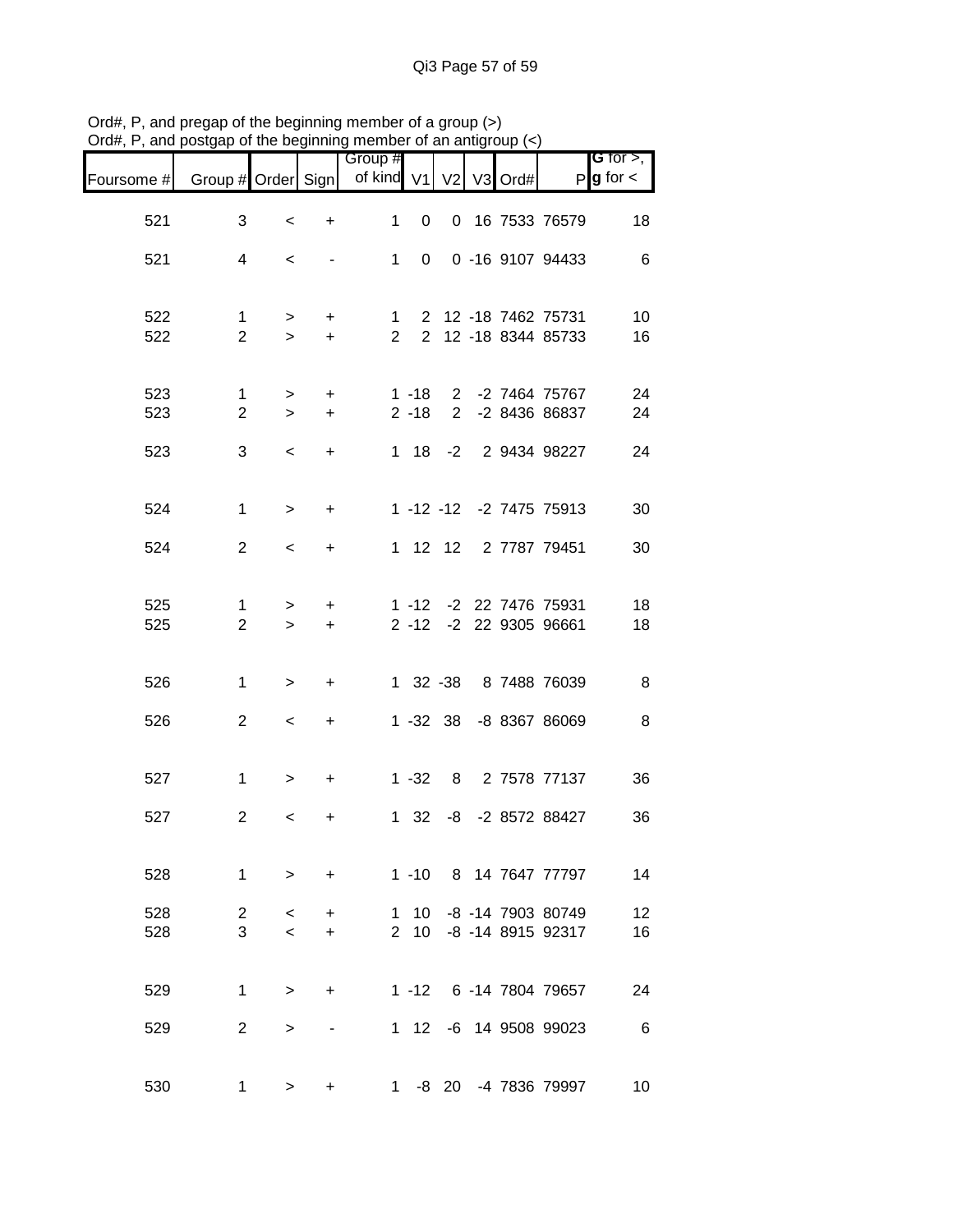Ord#, P, and pregap of the beginning member of a group (>)
Ord#, P, and postgap of the beginning member of an antigroup (<)

| Foursome # | Group # | Order | Sign | Group # of kind | V1 | V2 | V3 | Ord# | P | G for >, g for < |
|---|---|---|---|---|---|---|---|---|---|---|
| 521 | 3 | < | + | 1 | 0 | 0 | 16 | 7533 | 76579 | 18 |
| 521 | 4 | < | - | 1 | 0 | 0 | -16 | 9107 | 94433 | 6 |
| 522 | 1 | > | + | 1 | 2 | 12 | -18 | 7462 | 75731 | 10 |
| 522 | 2 | > | + | 2 | 2 | 12 | -18 | 8344 | 85733 | 16 |
| 523 | 1 | > | + | 1 | -18 | 2 | -2 | 7464 | 75767 | 24 |
| 523 | 2 | > | + | 2 | -18 | 2 | -2 | 8436 | 86837 | 24 |
| 523 | 3 | < | + | 1 | 18 | -2 | 2 | 9434 | 98227 | 24 |
| 524 | 1 | > | + | 1 | -12 | -12 | -2 | 7475 | 75913 | 30 |
| 524 | 2 | < | + | 1 | 12 | 12 | 2 | 7787 | 79451 | 30 |
| 525 | 1 | > | + | 1 | -12 | -2 | 22 | 7476 | 75931 | 18 |
| 525 | 2 | > | + | 2 | -12 | -2 | 22 | 9305 | 96661 | 18 |
| 526 | 1 | > | + | 1 | 32 | -38 | 8 | 7488 | 76039 | 8 |
| 526 | 2 | < | + | 1 | -32 | 38 | -8 | 8367 | 86069 | 8 |
| 527 | 1 | > | + | 1 | -32 | 8 | 2 | 7578 | 77137 | 36 |
| 527 | 2 | < | + | 1 | 32 | -8 | -2 | 8572 | 88427 | 36 |
| 528 | 1 | > | + | 1 | -10 | 8 | 14 | 7647 | 77797 | 14 |
| 528 | 2 | < | + | 1 | 10 | -8 | -14 | 7903 | 80749 | 12 |
| 528 | 3 | < | + | 2 | 10 | -8 | -14 | 8915 | 92317 | 16 |
| 529 | 1 | > | + | 1 | -12 | 6 | -14 | 7804 | 79657 | 24 |
| 529 | 2 | > | - | 1 | 12 | -6 | 14 | 9508 | 99023 | 6 |
| 530 | 1 | > | + | 1 | -8 | 20 | -4 | 7836 | 79997 | 10 |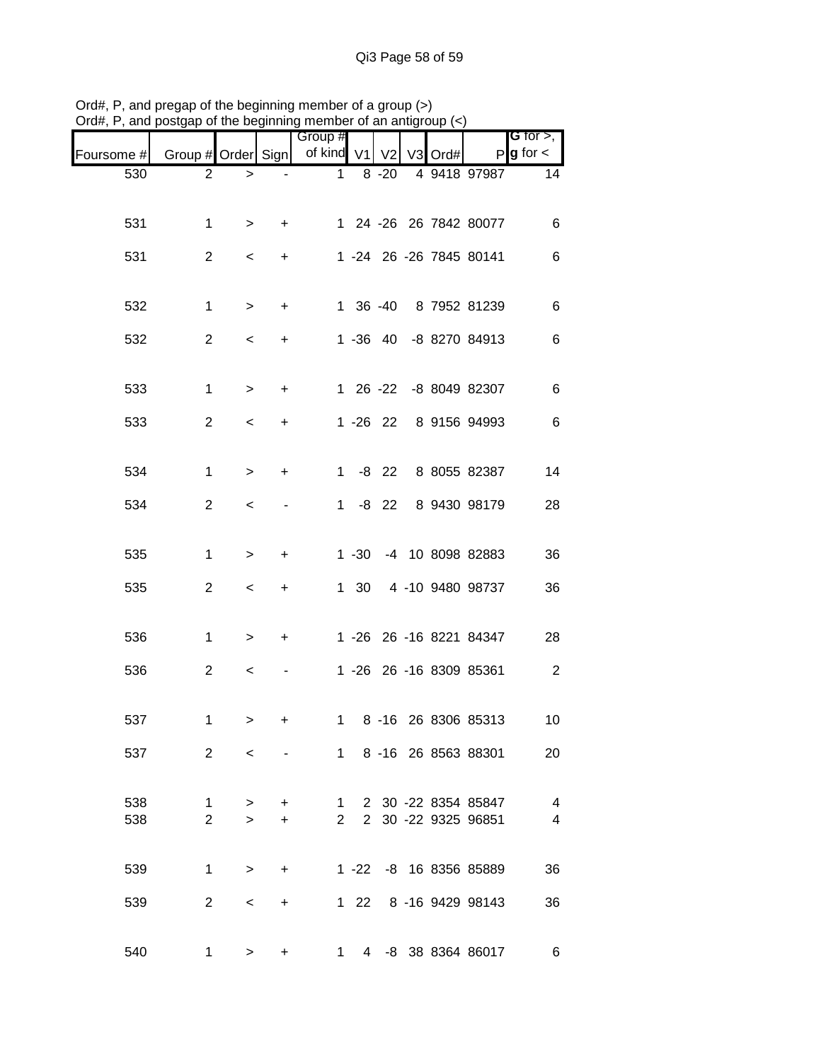Ord#, P, and pregap of the beginning member of a group (>)
Ord#, P, and postgap of the beginning member of an antigroup (<)

| Foursome # | Group # | Order | Sign | Group # of kind | V1 | V2 | V3 | Ord# | P | G for >, g for < |
|---|---|---|---|---|---|---|---|---|---|---|
| 530 | 2 | > | - | 1 | 8 | -20 | 4 | 9418 | 97987 | 14 |
| 531 | 1 | > | + | 1 | 24 | -26 | 26 | 7842 | 80077 | 6 |
| 531 | 2 | < | + | 1 | -24 | 26 | -26 | 7845 | 80141 | 6 |
| 532 | 1 | > | + | 1 | 36 | -40 | 8 | 7952 | 81239 | 6 |
| 532 | 2 | < | + | 1 | -36 | 40 | -8 | 8270 | 84913 | 6 |
| 533 | 1 | > | + | 1 | 26 | -22 | -8 | 8049 | 82307 | 6 |
| 533 | 2 | < | + | 1 | -26 | 22 | 8 | 9156 | 94993 | 6 |
| 534 | 1 | > | + | 1 | -8 | 22 | 8 | 8055 | 82387 | 14 |
| 534 | 2 | < | - | 1 | -8 | 22 | 8 | 9430 | 98179 | 28 |
| 535 | 1 | > | + | 1 | -30 | -4 | 10 | 8098 | 82883 | 36 |
| 535 | 2 | < | + | 1 | 30 | 4 | -10 | 9480 | 98737 | 36 |
| 536 | 1 | > | + | 1 | -26 | 26 | -16 | 8221 | 84347 | 28 |
| 536 | 2 | < | - | 1 | -26 | 26 | -16 | 8309 | 85361 | 2 |
| 537 | 1 | > | + | 1 | 8 | -16 | 26 | 8306 | 85313 | 10 |
| 537 | 2 | < | - | 1 | 8 | -16 | 26 | 8563 | 88301 | 20 |
| 538 | 1 | > | + | 1 | 2 | 30 | -22 | 8354 | 85847 | 4 |
| 538 | 2 | > | + | 2 | 2 | 30 | -22 | 9325 | 96851 | 4 |
| 539 | 1 | > | + | 1 | -22 | -8 | 16 | 8356 | 85889 | 36 |
| 539 | 2 | < | + | 1 | 22 | 8 | -16 | 9429 | 98143 | 36 |
| 540 | 1 | > | + | 1 | 4 | -8 | 38 | 8364 | 86017 | 6 |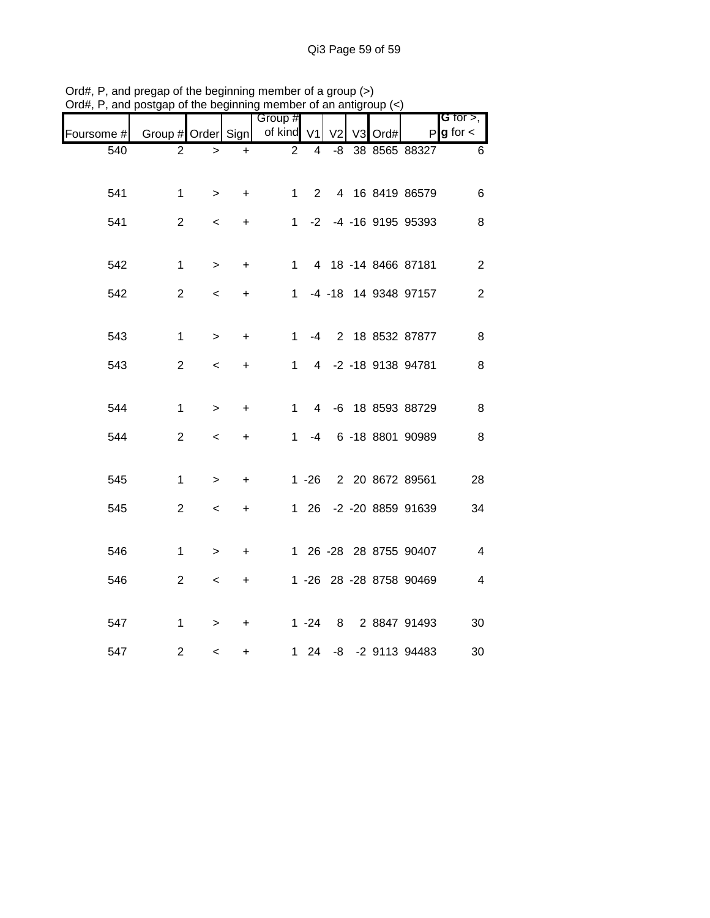Ord#, P, and pregap of the beginning member of a group (>)
Ord#, P, and postgap of the beginning member of an antigroup (<)

| Foursome # | Group # | Order | Sign | Group # of kind | V1 | V2 | V3 | Ord# | P | G for >, g for < |
|---|---|---|---|---|---|---|---|---|---|---|
| 540 | 2 | > | + | 2 | 4 | -8 | 38 | 8565 | 88327 | 6 |
| 541 | 1 | > | + | 1 | 2 | 4 | 16 | 8419 | 86579 | 6 |
| 541 | 2 | < | + | 1 | -2 | -4 | -16 | 9195 | 95393 | 8 |
| 542 | 1 | > | + | 1 | 4 | 18 | -14 | 8466 | 87181 | 2 |
| 542 | 2 | < | + | 1 | -4 | -18 | 14 | 9348 | 97157 | 2 |
| 543 | 1 | > | + | 1 | -4 | 2 | 18 | 8532 | 87877 | 8 |
| 543 | 2 | < | + | 1 | 4 | -2 | -18 | 9138 | 94781 | 8 |
| 544 | 1 | > | + | 1 | 4 | -6 | 18 | 8593 | 88729 | 8 |
| 544 | 2 | < | + | 1 | -4 | 6 | -18 | 8801 | 90989 | 8 |
| 545 | 1 | > | + | 1 | -26 | 2 | 20 | 8672 | 89561 | 28 |
| 545 | 2 | < | + | 1 | 26 | -2 | -20 | 8859 | 91639 | 34 |
| 546 | 1 | > | + | 1 | 26 | -28 | 28 | 8755 | 90407 | 4 |
| 546 | 2 | < | + | 1 | -26 | 28 | -28 | 8758 | 90469 | 4 |
| 547 | 1 | > | + | 1 | -24 | 8 | 2 | 8847 | 91493 | 30 |
| 547 | 2 | < | + | 1 | 24 | -8 | -2 | 9113 | 94483 | 30 |